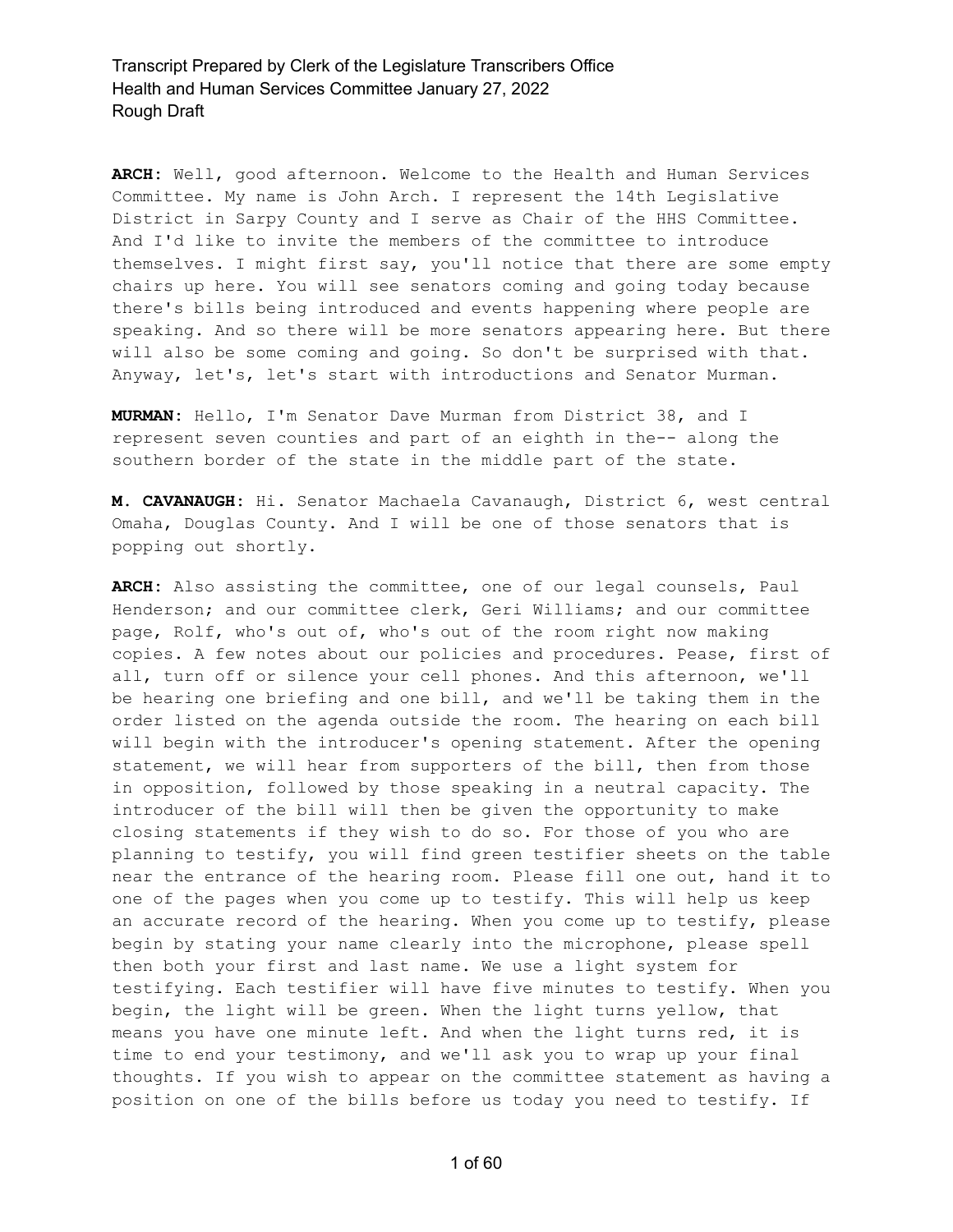**ARCH:** Well, good afternoon. Welcome to the Health and Human Services Committee. My name is John Arch. I represent the 14th Legislative District in Sarpy County and I serve as Chair of the HHS Committee. And I'd like to invite the members of the committee to introduce themselves. I might first say, you'll notice that there are some empty chairs up here. You will see senators coming and going today because there's bills being introduced and events happening where people are speaking. And so there will be more senators appearing here. But there will also be some coming and going. So don't be surprised with that. Anyway, let's, let's start with introductions and Senator Murman.

**MURMAN:** Hello, I'm Senator Dave Murman from District 38, and I represent seven counties and part of an eighth in the-- along the southern border of the state in the middle part of the state.

**M. CAVANAUGH:** Hi. Senator Machaela Cavanaugh, District 6, west central Omaha, Douglas County. And I will be one of those senators that is popping out shortly.

**ARCH:** Also assisting the committee, one of our legal counsels, Paul Henderson; and our committee clerk, Geri Williams; and our committee page, Rolf, who's out of, who's out of the room right now making copies. A few notes about our policies and procedures. Pease, first of all, turn off or silence your cell phones. And this afternoon, we'll be hearing one briefing and one bill, and we'll be taking them in the order listed on the agenda outside the room. The hearing on each bill will begin with the introducer's opening statement. After the opening statement, we will hear from supporters of the bill, then from those in opposition, followed by those speaking in a neutral capacity. The introducer of the bill will then be given the opportunity to make closing statements if they wish to do so. For those of you who are planning to testify, you will find green testifier sheets on the table near the entrance of the hearing room. Please fill one out, hand it to one of the pages when you come up to testify. This will help us keep an accurate record of the hearing. When you come up to testify, please begin by stating your name clearly into the microphone, please spell then both your first and last name. We use a light system for testifying. Each testifier will have five minutes to testify. When you begin, the light will be green. When the light turns yellow, that means you have one minute left. And when the light turns red, it is time to end your testimony, and we'll ask you to wrap up your final thoughts. If you wish to appear on the committee statement as having a position on one of the bills before us today you need to testify. If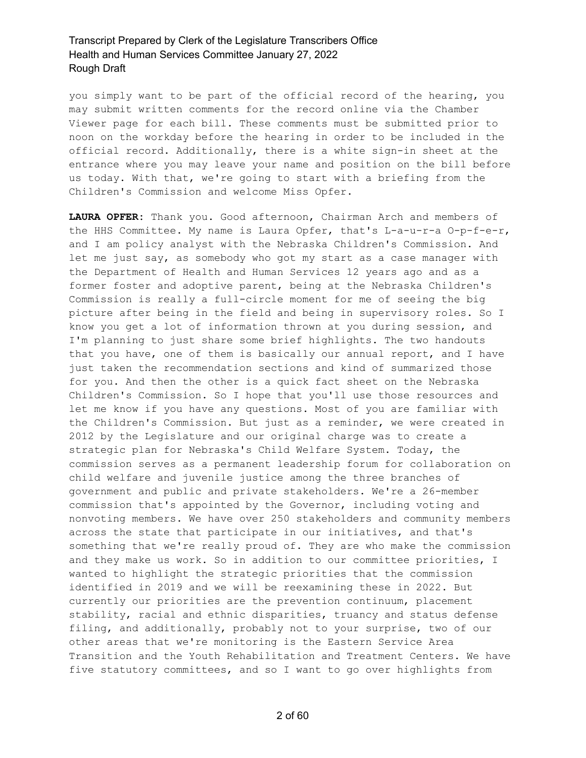you simply want to be part of the official record of the hearing, you may submit written comments for the record online via the Chamber Viewer page for each bill. These comments must be submitted prior to noon on the workday before the hearing in order to be included in the official record. Additionally, there is a white sign-in sheet at the entrance where you may leave your name and position on the bill before us today. With that, we're going to start with a briefing from the Children's Commission and welcome Miss Opfer.

**LAURA OPFER:** Thank you. Good afternoon, Chairman Arch and members of the HHS Committee. My name is Laura Opfer, that's L-a-u-r-a O-p-f-e-r, and I am policy analyst with the Nebraska Children's Commission. And let me just say, as somebody who got my start as a case manager with the Department of Health and Human Services 12 years ago and as a former foster and adoptive parent, being at the Nebraska Children's Commission is really a full-circle moment for me of seeing the big picture after being in the field and being in supervisory roles. So I know you get a lot of information thrown at you during session, and I'm planning to just share some brief highlights. The two handouts that you have, one of them is basically our annual report, and I have just taken the recommendation sections and kind of summarized those for you. And then the other is a quick fact sheet on the Nebraska Children's Commission. So I hope that you'll use those resources and let me know if you have any questions. Most of you are familiar with the Children's Commission. But just as a reminder, we were created in 2012 by the Legislature and our original charge was to create a strategic plan for Nebraska's Child Welfare System. Today, the commission serves as a permanent leadership forum for collaboration on child welfare and juvenile justice among the three branches of government and public and private stakeholders. We're a 26-member commission that's appointed by the Governor, including voting and nonvoting members. We have over 250 stakeholders and community members across the state that participate in our initiatives, and that's something that we're really proud of. They are who make the commission and they make us work. So in addition to our committee priorities, I wanted to highlight the strategic priorities that the commission identified in 2019 and we will be reexamining these in 2022. But currently our priorities are the prevention continuum, placement stability, racial and ethnic disparities, truancy and status defense filing, and additionally, probably not to your surprise, two of our other areas that we're monitoring is the Eastern Service Area Transition and the Youth Rehabilitation and Treatment Centers. We have five statutory committees, and so I want to go over highlights from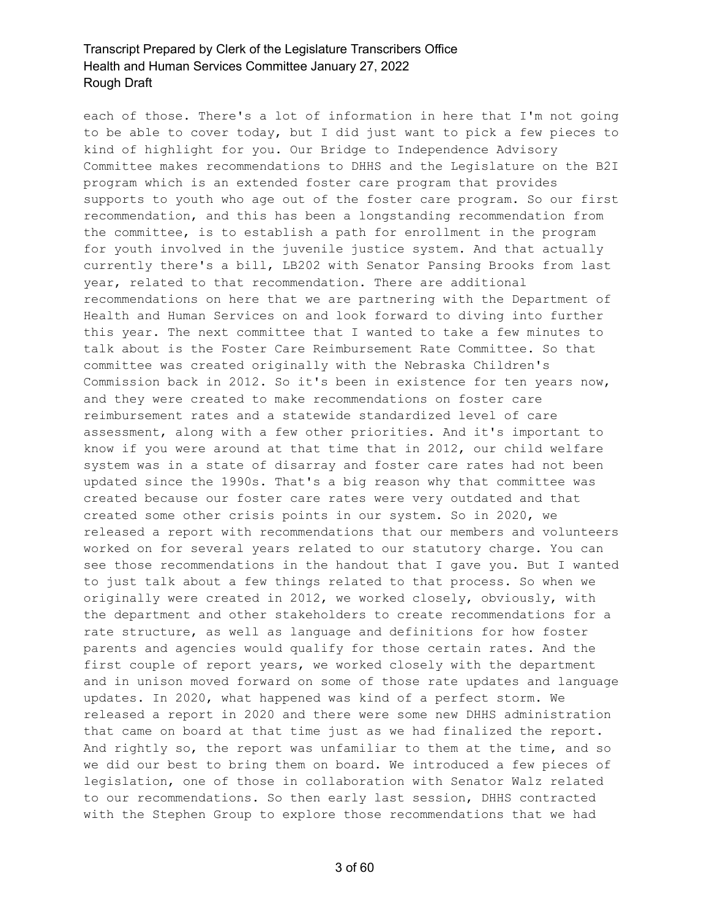each of those. There's a lot of information in here that I'm not going to be able to cover today, but I did just want to pick a few pieces to kind of highlight for you. Our Bridge to Independence Advisory Committee makes recommendations to DHHS and the Legislature on the B2I program which is an extended foster care program that provides supports to youth who age out of the foster care program. So our first recommendation, and this has been a longstanding recommendation from the committee, is to establish a path for enrollment in the program for youth involved in the juvenile justice system. And that actually currently there's a bill, LB202 with Senator Pansing Brooks from last year, related to that recommendation. There are additional recommendations on here that we are partnering with the Department of Health and Human Services on and look forward to diving into further this year. The next committee that I wanted to take a few minutes to talk about is the Foster Care Reimbursement Rate Committee. So that committee was created originally with the Nebraska Children's Commission back in 2012. So it's been in existence for ten years now, and they were created to make recommendations on foster care reimbursement rates and a statewide standardized level of care assessment, along with a few other priorities. And it's important to know if you were around at that time that in 2012, our child welfare system was in a state of disarray and foster care rates had not been updated since the 1990s. That's a big reason why that committee was created because our foster care rates were very outdated and that created some other crisis points in our system. So in 2020, we released a report with recommendations that our members and volunteers worked on for several years related to our statutory charge. You can see those recommendations in the handout that I gave you. But I wanted to just talk about a few things related to that process. So when we originally were created in 2012, we worked closely, obviously, with the department and other stakeholders to create recommendations for a rate structure, as well as language and definitions for how foster parents and agencies would qualify for those certain rates. And the first couple of report years, we worked closely with the department and in unison moved forward on some of those rate updates and language updates. In 2020, what happened was kind of a perfect storm. We released a report in 2020 and there were some new DHHS administration that came on board at that time just as we had finalized the report. And rightly so, the report was unfamiliar to them at the time, and so we did our best to bring them on board. We introduced a few pieces of legislation, one of those in collaboration with Senator Walz related to our recommendations. So then early last session, DHHS contracted with the Stephen Group to explore those recommendations that we had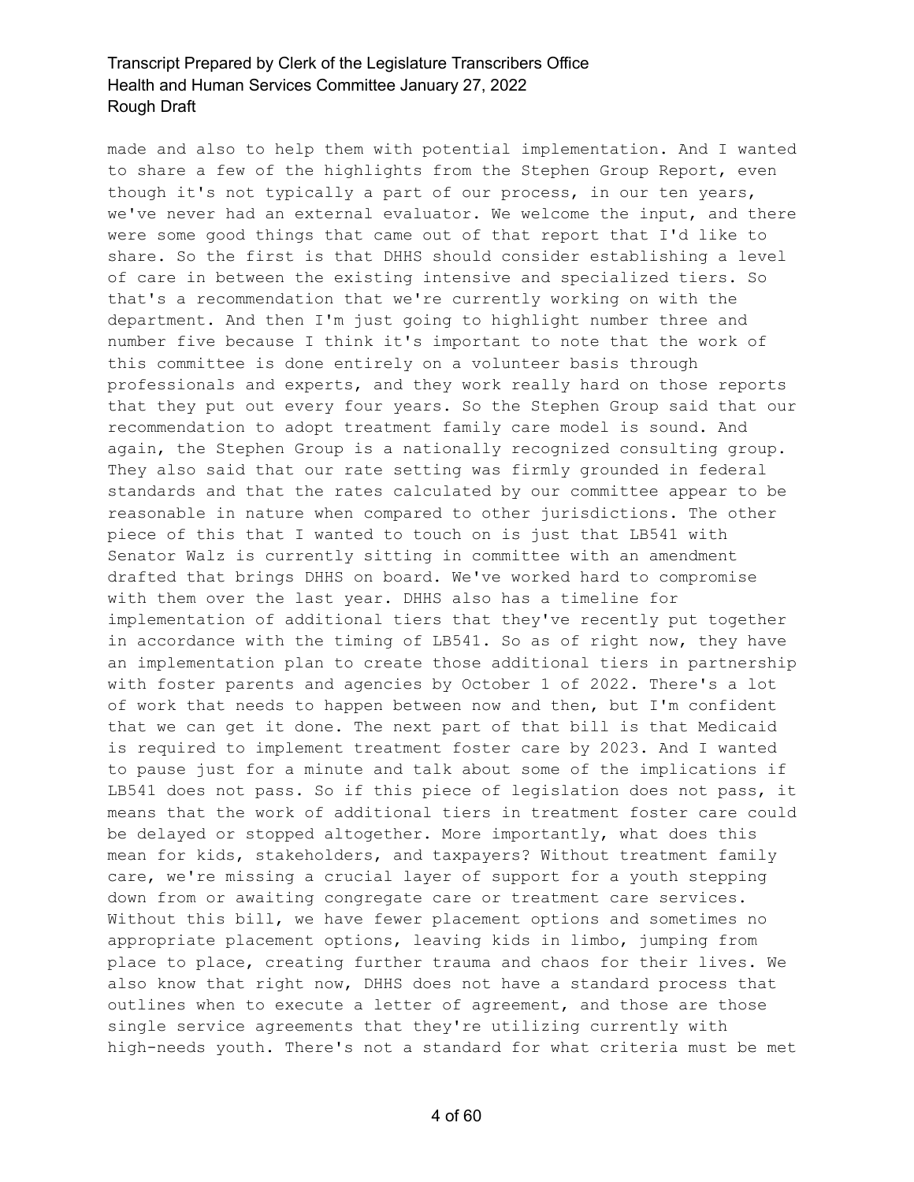made and also to help them with potential implementation. And I wanted to share a few of the highlights from the Stephen Group Report, even though it's not typically a part of our process, in our ten years, we've never had an external evaluator. We welcome the input, and there were some good things that came out of that report that I'd like to share. So the first is that DHHS should consider establishing a level of care in between the existing intensive and specialized tiers. So that's a recommendation that we're currently working on with the department. And then I'm just going to highlight number three and number five because I think it's important to note that the work of this committee is done entirely on a volunteer basis through professionals and experts, and they work really hard on those reports that they put out every four years. So the Stephen Group said that our recommendation to adopt treatment family care model is sound. And again, the Stephen Group is a nationally recognized consulting group. They also said that our rate setting was firmly grounded in federal standards and that the rates calculated by our committee appear to be reasonable in nature when compared to other jurisdictions. The other piece of this that I wanted to touch on is just that LB541 with Senator Walz is currently sitting in committee with an amendment drafted that brings DHHS on board. We've worked hard to compromise with them over the last year. DHHS also has a timeline for implementation of additional tiers that they've recently put together in accordance with the timing of LB541. So as of right now, they have an implementation plan to create those additional tiers in partnership with foster parents and agencies by October 1 of 2022. There's a lot of work that needs to happen between now and then, but I'm confident that we can get it done. The next part of that bill is that Medicaid is required to implement treatment foster care by 2023. And I wanted to pause just for a minute and talk about some of the implications if LB541 does not pass. So if this piece of legislation does not pass, it means that the work of additional tiers in treatment foster care could be delayed or stopped altogether. More importantly, what does this mean for kids, stakeholders, and taxpayers? Without treatment family care, we're missing a crucial layer of support for a youth stepping down from or awaiting congregate care or treatment care services. Without this bill, we have fewer placement options and sometimes no appropriate placement options, leaving kids in limbo, jumping from place to place, creating further trauma and chaos for their lives. We also know that right now, DHHS does not have a standard process that outlines when to execute a letter of agreement, and those are those single service agreements that they're utilizing currently with high-needs youth. There's not a standard for what criteria must be met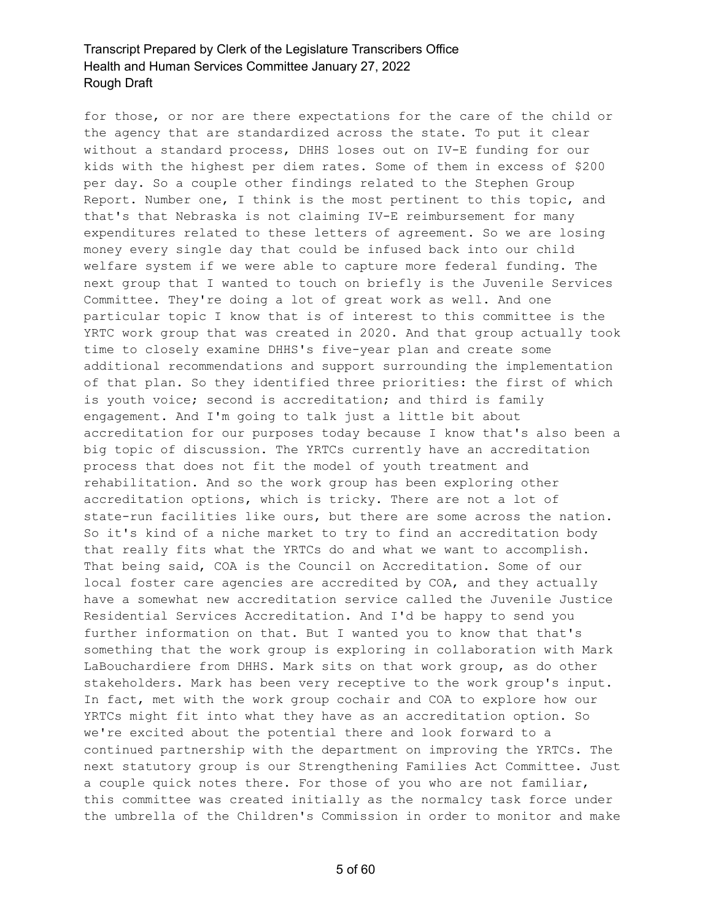for those, or nor are there expectations for the care of the child or the agency that are standardized across the state. To put it clear without a standard process, DHHS loses out on IV-E funding for our kids with the highest per diem rates. Some of them in excess of $200 per day. So a couple other findings related to the Stephen Group Report. Number one, I think is the most pertinent to this topic, and that's that Nebraska is not claiming IV-E reimbursement for many expenditures related to these letters of agreement. So we are losing money every single day that could be infused back into our child welfare system if we were able to capture more federal funding. The next group that I wanted to touch on briefly is the Juvenile Services Committee. They're doing a lot of great work as well. And one particular topic I know that is of interest to this committee is the YRTC work group that was created in 2020. And that group actually took time to closely examine DHHS's five-year plan and create some additional recommendations and support surrounding the implementation of that plan. So they identified three priorities: the first of which is youth voice; second is accreditation; and third is family engagement. And I'm going to talk just a little bit about accreditation for our purposes today because I know that's also been a big topic of discussion. The YRTCs currently have an accreditation process that does not fit the model of youth treatment and rehabilitation. And so the work group has been exploring other accreditation options, which is tricky. There are not a lot of state-run facilities like ours, but there are some across the nation. So it's kind of a niche market to try to find an accreditation body that really fits what the YRTCs do and what we want to accomplish. That being said, COA is the Council on Accreditation. Some of our local foster care agencies are accredited by COA, and they actually have a somewhat new accreditation service called the Juvenile Justice Residential Services Accreditation. And I'd be happy to send you further information on that. But I wanted you to know that that's something that the work group is exploring in collaboration with Mark LaBouchardiere from DHHS. Mark sits on that work group, as do other stakeholders. Mark has been very receptive to the work group's input. In fact, met with the work group cochair and COA to explore how our YRTCs might fit into what they have as an accreditation option. So we're excited about the potential there and look forward to a continued partnership with the department on improving the YRTCs. The next statutory group is our Strengthening Families Act Committee. Just a couple quick notes there. For those of you who are not familiar, this committee was created initially as the normalcy task force under the umbrella of the Children's Commission in order to monitor and make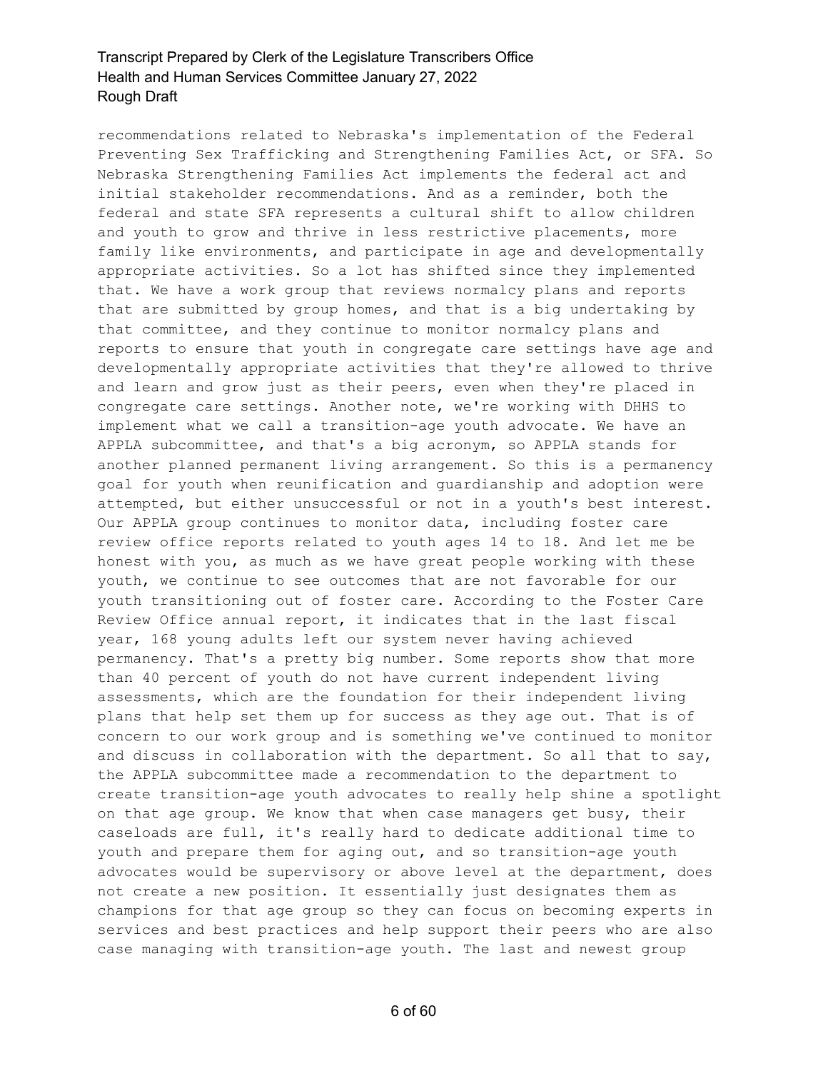recommendations related to Nebraska's implementation of the Federal Preventing Sex Trafficking and Strengthening Families Act, or SFA. So Nebraska Strengthening Families Act implements the federal act and initial stakeholder recommendations. And as a reminder, both the federal and state SFA represents a cultural shift to allow children and youth to grow and thrive in less restrictive placements, more family like environments, and participate in age and developmentally appropriate activities. So a lot has shifted since they implemented that. We have a work group that reviews normalcy plans and reports that are submitted by group homes, and that is a big undertaking by that committee, and they continue to monitor normalcy plans and reports to ensure that youth in congregate care settings have age and developmentally appropriate activities that they're allowed to thrive and learn and grow just as their peers, even when they're placed in congregate care settings. Another note, we're working with DHHS to implement what we call a transition-age youth advocate. We have an APPLA subcommittee, and that's a big acronym, so APPLA stands for another planned permanent living arrangement. So this is a permanency goal for youth when reunification and guardianship and adoption were attempted, but either unsuccessful or not in a youth's best interest. Our APPLA group continues to monitor data, including foster care review office reports related to youth ages 14 to 18. And let me be honest with you, as much as we have great people working with these youth, we continue to see outcomes that are not favorable for our youth transitioning out of foster care. According to the Foster Care Review Office annual report, it indicates that in the last fiscal year, 168 young adults left our system never having achieved permanency. That's a pretty big number. Some reports show that more than 40 percent of youth do not have current independent living assessments, which are the foundation for their independent living plans that help set them up for success as they age out. That is of concern to our work group and is something we've continued to monitor and discuss in collaboration with the department. So all that to say, the APPLA subcommittee made a recommendation to the department to create transition-age youth advocates to really help shine a spotlight on that age group. We know that when case managers get busy, their caseloads are full, it's really hard to dedicate additional time to youth and prepare them for aging out, and so transition-age youth advocates would be supervisory or above level at the department, does not create a new position. It essentially just designates them as champions for that age group so they can focus on becoming experts in services and best practices and help support their peers who are also case managing with transition-age youth. The last and newest group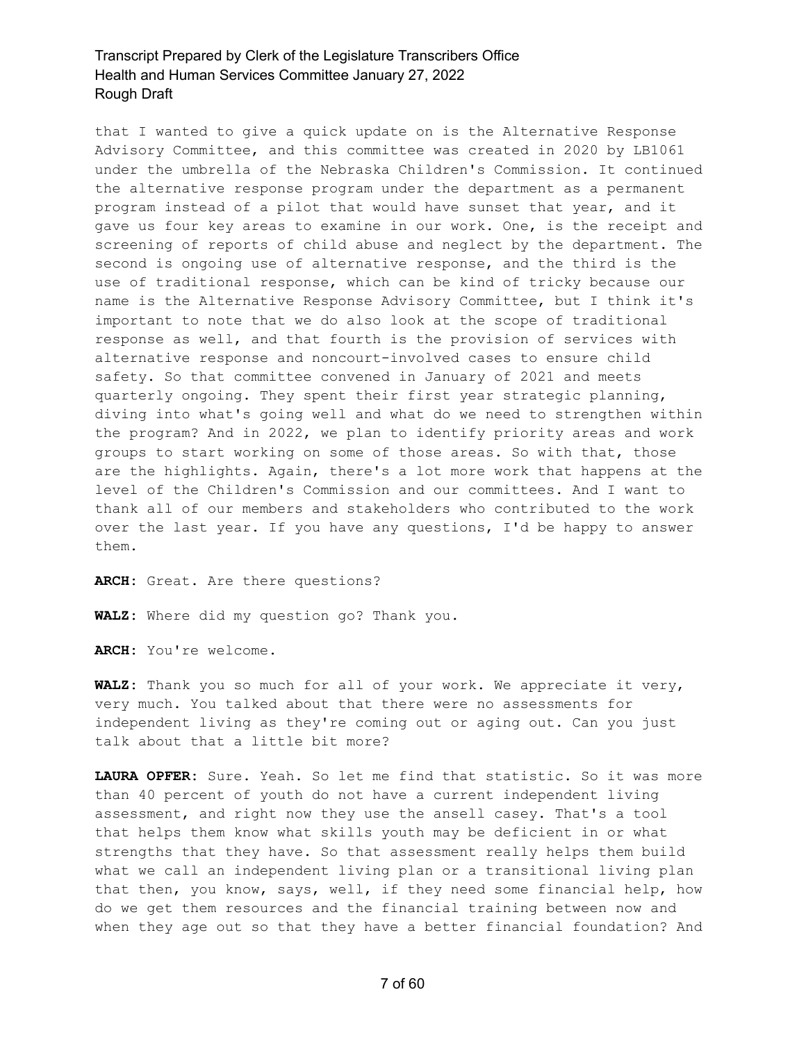that I wanted to give a quick update on is the Alternative Response Advisory Committee, and this committee was created in 2020 by LB1061 under the umbrella of the Nebraska Children's Commission. It continued the alternative response program under the department as a permanent program instead of a pilot that would have sunset that year, and it gave us four key areas to examine in our work. One, is the receipt and screening of reports of child abuse and neglect by the department. The second is ongoing use of alternative response, and the third is the use of traditional response, which can be kind of tricky because our name is the Alternative Response Advisory Committee, but I think it's important to note that we do also look at the scope of traditional response as well, and that fourth is the provision of services with alternative response and noncourt-involved cases to ensure child safety. So that committee convened in January of 2021 and meets quarterly ongoing. They spent their first year strategic planning, diving into what's going well and what do we need to strengthen within the program? And in 2022, we plan to identify priority areas and work groups to start working on some of those areas. So with that, those are the highlights. Again, there's a lot more work that happens at the level of the Children's Commission and our committees. And I want to thank all of our members and stakeholders who contributed to the work over the last year. If you have any questions, I'd be happy to answer them.

**ARCH:** Great. Are there questions?

**WALZ:** Where did my question go? Thank you.

**ARCH:** You're welcome.

**WALZ:** Thank you so much for all of your work. We appreciate it very, very much. You talked about that there were no assessments for independent living as they're coming out or aging out. Can you just talk about that a little bit more?

**LAURA OPFER:** Sure. Yeah. So let me find that statistic. So it was more than 40 percent of youth do not have a current independent living assessment, and right now they use the ansell casey. That's a tool that helps them know what skills youth may be deficient in or what strengths that they have. So that assessment really helps them build what we call an independent living plan or a transitional living plan that then, you know, says, well, if they need some financial help, how do we get them resources and the financial training between now and when they age out so that they have a better financial foundation? And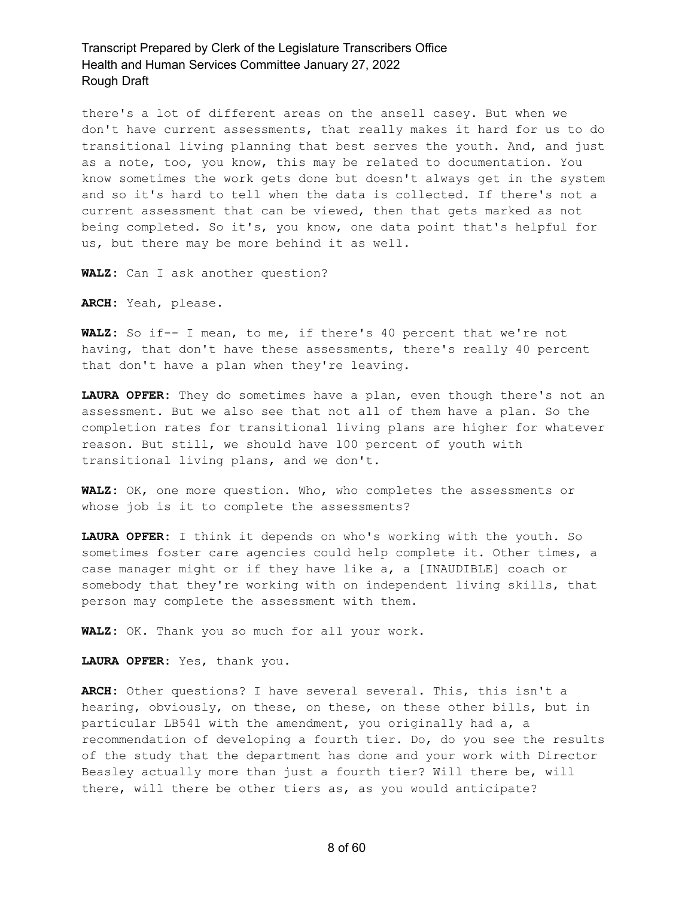there's a lot of different areas on the ansell casey. But when we don't have current assessments, that really makes it hard for us to do transitional living planning that best serves the youth. And, and just as a note, too, you know, this may be related to documentation. You know sometimes the work gets done but doesn't always get in the system and so it's hard to tell when the data is collected. If there's not a current assessment that can be viewed, then that gets marked as not being completed. So it's, you know, one data point that's helpful for us, but there may be more behind it as well.

**WALZ:** Can I ask another question?

**ARCH:** Yeah, please.

**WALZ:** So if-- I mean, to me, if there's 40 percent that we're not having, that don't have these assessments, there's really 40 percent that don't have a plan when they're leaving.

**LAURA OPFER:** They do sometimes have a plan, even though there's not an assessment. But we also see that not all of them have a plan. So the completion rates for transitional living plans are higher for whatever reason. But still, we should have 100 percent of youth with transitional living plans, and we don't.

**WALZ:** OK, one more question. Who, who completes the assessments or whose job is it to complete the assessments?

**LAURA OPFER:** I think it depends on who's working with the youth. So sometimes foster care agencies could help complete it. Other times, a case manager might or if they have like a, a [INAUDIBLE] coach or somebody that they're working with on independent living skills, that person may complete the assessment with them.

**WALZ:** OK. Thank you so much for all your work.

**LAURA OPFER:** Yes, thank you.

**ARCH:** Other questions? I have several several. This, this isn't a hearing, obviously, on these, on these, on these other bills, but in particular LB541 with the amendment, you originally had a, a recommendation of developing a fourth tier. Do, do you see the results of the study that the department has done and your work with Director Beasley actually more than just a fourth tier? Will there be, will there, will there be other tiers as, as you would anticipate?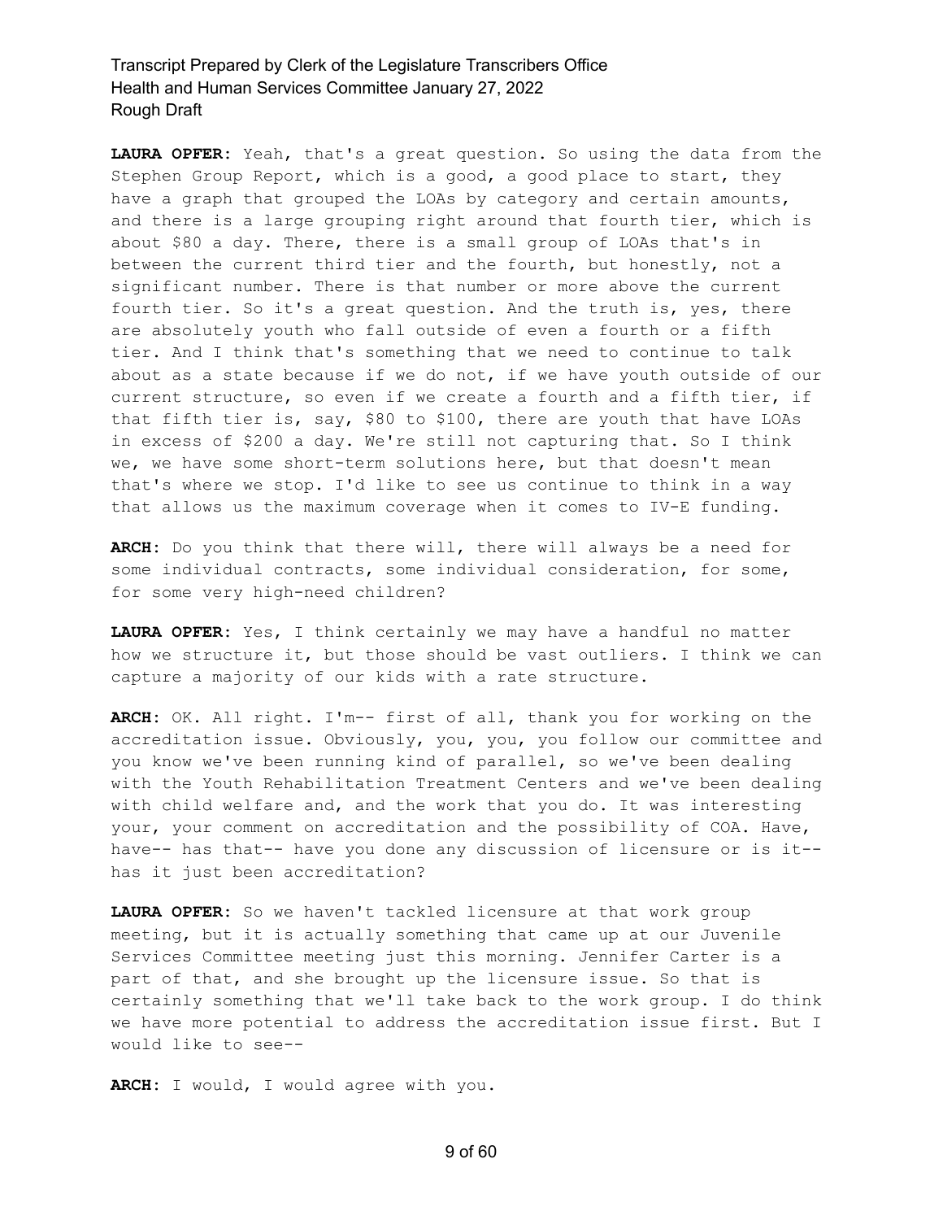**LAURA OPFER:** Yeah, that's a great question. So using the data from the Stephen Group Report, which is a good, a good place to start, they have a graph that grouped the LOAs by category and certain amounts, and there is a large grouping right around that fourth tier, which is about $80 a day. There, there is a small group of LOAs that's in between the current third tier and the fourth, but honestly, not a significant number. There is that number or more above the current fourth tier. So it's a great question. And the truth is, yes, there are absolutely youth who fall outside of even a fourth or a fifth tier. And I think that's something that we need to continue to talk about as a state because if we do not, if we have youth outside of our current structure, so even if we create a fourth and a fifth tier, if that fifth tier is, say, $80 to $100, there are youth that have LOAs in excess of $200 a day. We're still not capturing that. So I think we, we have some short-term solutions here, but that doesn't mean that's where we stop. I'd like to see us continue to think in a way that allows us the maximum coverage when it comes to IV-E funding.

**ARCH:** Do you think that there will, there will always be a need for some individual contracts, some individual consideration, for some, for some very high-need children?

**LAURA OPFER:** Yes, I think certainly we may have a handful no matter how we structure it, but those should be vast outliers. I think we can capture a majority of our kids with a rate structure.

**ARCH:** OK. All right. I'm-- first of all, thank you for working on the accreditation issue. Obviously, you, you, you follow our committee and you know we've been running kind of parallel, so we've been dealing with the Youth Rehabilitation Treatment Centers and we've been dealing with child welfare and, and the work that you do. It was interesting your, your comment on accreditation and the possibility of COA. Have, have-- has that-- have you done any discussion of licensure or is it-- has it just been accreditation?

**LAURA OPFER:** So we haven't tackled licensure at that work group meeting, but it is actually something that came up at our Juvenile Services Committee meeting just this morning. Jennifer Carter is a part of that, and she brought up the licensure issue. So that is certainly something that we'll take back to the work group. I do think we have more potential to address the accreditation issue first. But I would like to see--

**ARCH:** I would, I would agree with you.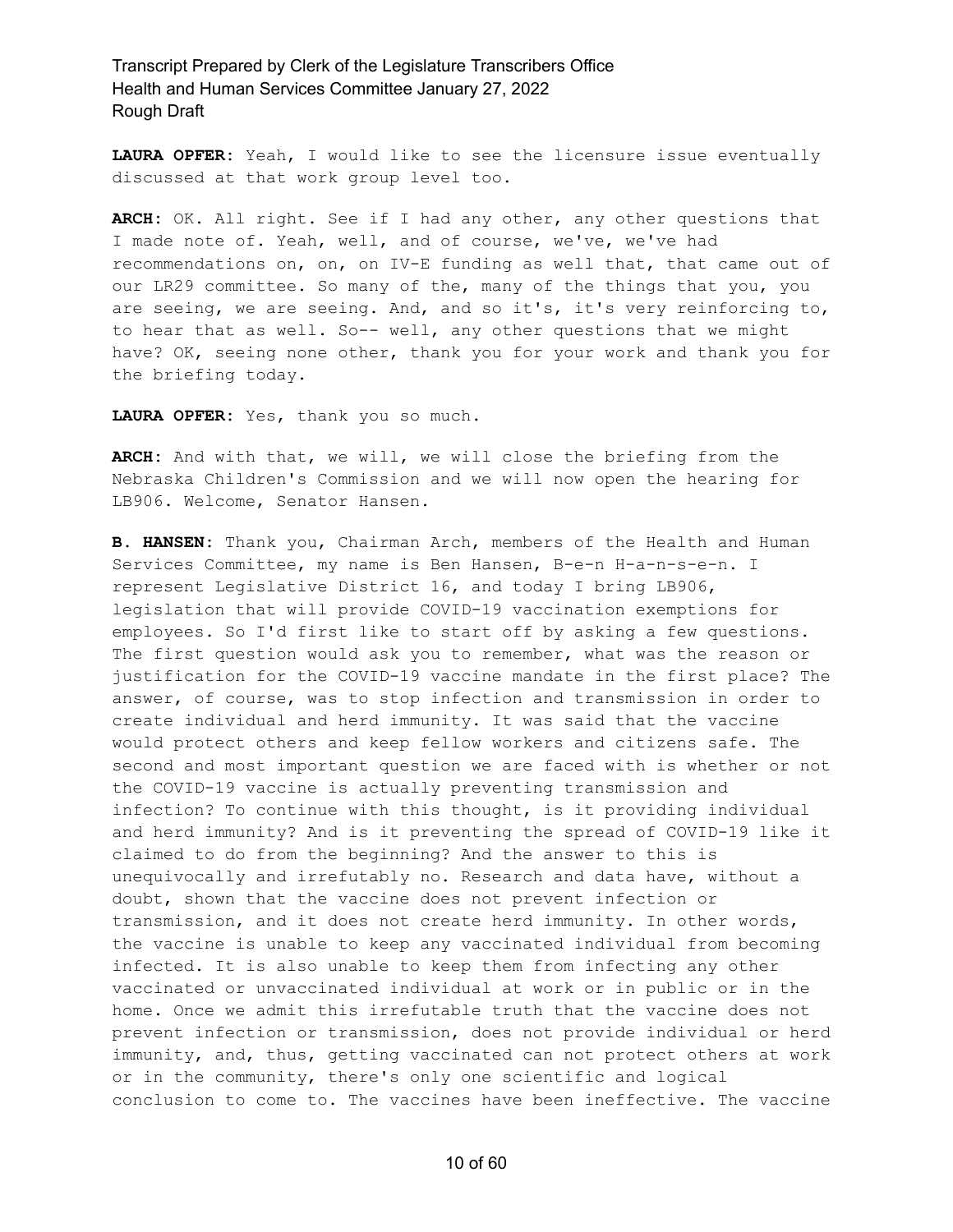**LAURA OPFER:** Yeah, I would like to see the licensure issue eventually discussed at that work group level too.

**ARCH:** OK. All right. See if I had any other, any other questions that I made note of. Yeah, well, and of course, we've, we've had recommendations on, on, on IV-E funding as well that, that came out of our LR29 committee. So many of the, many of the things that you, you are seeing, we are seeing. And, and so it's, it's very reinforcing to, to hear that as well. So-- well, any other questions that we might have? OK, seeing none other, thank you for your work and thank you for the briefing today.

**LAURA OPFER:** Yes, thank you so much.

**ARCH:** And with that, we will, we will close the briefing from the Nebraska Children's Commission and we will now open the hearing for LB906. Welcome, Senator Hansen.

**B. HANSEN:** Thank you, Chairman Arch, members of the Health and Human Services Committee, my name is Ben Hansen, B-e-n H-a-n-s-e-n. I represent Legislative District 16, and today I bring LB906, legislation that will provide COVID-19 vaccination exemptions for employees. So I'd first like to start off by asking a few questions. The first question would ask you to remember, what was the reason or justification for the COVID-19 vaccine mandate in the first place? The answer, of course, was to stop infection and transmission in order to create individual and herd immunity. It was said that the vaccine would protect others and keep fellow workers and citizens safe. The second and most important question we are faced with is whether or not the COVID-19 vaccine is actually preventing transmission and infection? To continue with this thought, is it providing individual and herd immunity? And is it preventing the spread of COVID-19 like it claimed to do from the beginning? And the answer to this is unequivocally and irrefutably no. Research and data have, without a doubt, shown that the vaccine does not prevent infection or transmission, and it does not create herd immunity. In other words, the vaccine is unable to keep any vaccinated individual from becoming infected. It is also unable to keep them from infecting any other vaccinated or unvaccinated individual at work or in public or in the home. Once we admit this irrefutable truth that the vaccine does not prevent infection or transmission, does not provide individual or herd immunity, and, thus, getting vaccinated can not protect others at work or in the community, there's only one scientific and logical conclusion to come to. The vaccines have been ineffective. The vaccine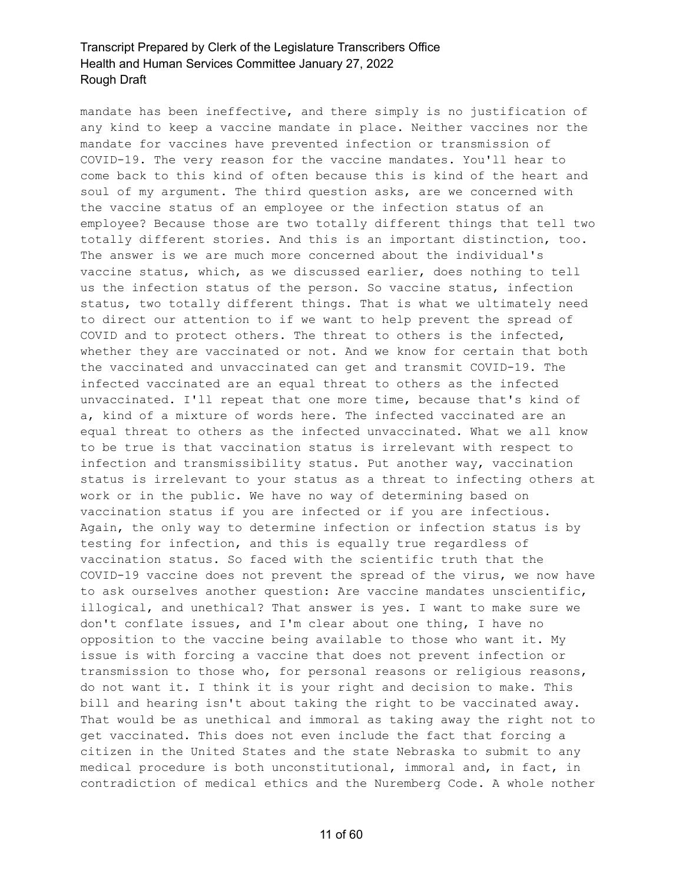mandate has been ineffective, and there simply is no justification of any kind to keep a vaccine mandate in place. Neither vaccines nor the mandate for vaccines have prevented infection or transmission of COVID-19. The very reason for the vaccine mandates. You'll hear to come back to this kind of often because this is kind of the heart and soul of my argument. The third question asks, are we concerned with the vaccine status of an employee or the infection status of an employee? Because those are two totally different things that tell two totally different stories. And this is an important distinction, too. The answer is we are much more concerned about the individual's vaccine status, which, as we discussed earlier, does nothing to tell us the infection status of the person. So vaccine status, infection status, two totally different things. That is what we ultimately need to direct our attention to if we want to help prevent the spread of COVID and to protect others. The threat to others is the infected, whether they are vaccinated or not. And we know for certain that both the vaccinated and unvaccinated can get and transmit COVID-19. The infected vaccinated are an equal threat to others as the infected unvaccinated. I'll repeat that one more time, because that's kind of a, kind of a mixture of words here. The infected vaccinated are an equal threat to others as the infected unvaccinated. What we all know to be true is that vaccination status is irrelevant with respect to infection and transmissibility status. Put another way, vaccination status is irrelevant to your status as a threat to infecting others at work or in the public. We have no way of determining based on vaccination status if you are infected or if you are infectious. Again, the only way to determine infection or infection status is by testing for infection, and this is equally true regardless of vaccination status. So faced with the scientific truth that the COVID-19 vaccine does not prevent the spread of the virus, we now have to ask ourselves another question: Are vaccine mandates unscientific, illogical, and unethical? That answer is yes. I want to make sure we don't conflate issues, and I'm clear about one thing, I have no opposition to the vaccine being available to those who want it. My issue is with forcing a vaccine that does not prevent infection or transmission to those who, for personal reasons or religious reasons, do not want it. I think it is your right and decision to make. This bill and hearing isn't about taking the right to be vaccinated away. That would be as unethical and immoral as taking away the right not to get vaccinated. This does not even include the fact that forcing a citizen in the United States and the state Nebraska to submit to any medical procedure is both unconstitutional, immoral and, in fact, in contradiction of medical ethics and the Nuremberg Code. A whole nother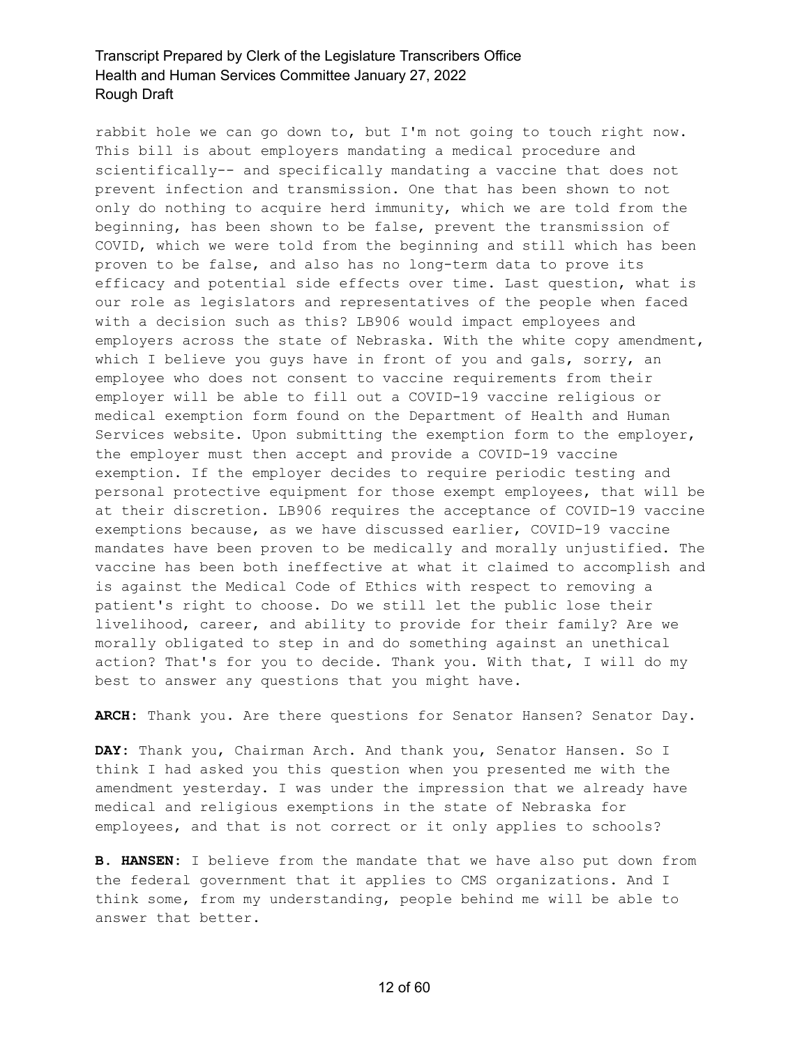rabbit hole we can go down to, but I'm not going to touch right now. This bill is about employers mandating a medical procedure and scientifically-- and specifically mandating a vaccine that does not prevent infection and transmission. One that has been shown to not only do nothing to acquire herd immunity, which we are told from the beginning, has been shown to be false, prevent the transmission of COVID, which we were told from the beginning and still which has been proven to be false, and also has no long-term data to prove its efficacy and potential side effects over time. Last question, what is our role as legislators and representatives of the people when faced with a decision such as this? LB906 would impact employees and employers across the state of Nebraska. With the white copy amendment, which I believe you guys have in front of you and gals, sorry, an employee who does not consent to vaccine requirements from their employer will be able to fill out a COVID-19 vaccine religious or medical exemption form found on the Department of Health and Human Services website. Upon submitting the exemption form to the employer, the employer must then accept and provide a COVID-19 vaccine exemption. If the employer decides to require periodic testing and personal protective equipment for those exempt employees, that will be at their discretion. LB906 requires the acceptance of COVID-19 vaccine exemptions because, as we have discussed earlier, COVID-19 vaccine mandates have been proven to be medically and morally unjustified. The vaccine has been both ineffective at what it claimed to accomplish and is against the Medical Code of Ethics with respect to removing a patient's right to choose. Do we still let the public lose their livelihood, career, and ability to provide for their family? Are we morally obligated to step in and do something against an unethical action? That's for you to decide. Thank you. With that, I will do my best to answer any questions that you might have.

**ARCH:** Thank you. Are there questions for Senator Hansen? Senator Day.

**DAY:** Thank you, Chairman Arch. And thank you, Senator Hansen. So I think I had asked you this question when you presented me with the amendment yesterday. I was under the impression that we already have medical and religious exemptions in the state of Nebraska for employees, and that is not correct or it only applies to schools?

**B. HANSEN:** I believe from the mandate that we have also put down from the federal government that it applies to CMS organizations. And I think some, from my understanding, people behind me will be able to answer that better.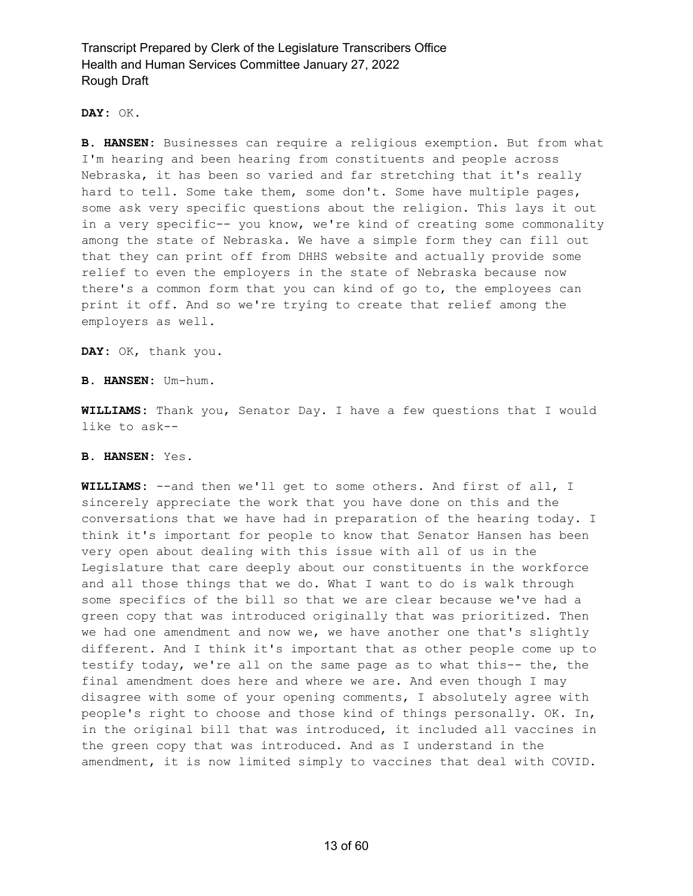**DAY:** OK.

**B. HANSEN:** Businesses can require a religious exemption. But from what I'm hearing and been hearing from constituents and people across Nebraska, it has been so varied and far stretching that it's really hard to tell. Some take them, some don't. Some have multiple pages, some ask very specific questions about the religion. This lays it out in a very specific-- you know, we're kind of creating some commonality among the state of Nebraska. We have a simple form they can fill out that they can print off from DHHS website and actually provide some relief to even the employers in the state of Nebraska because now there's a common form that you can kind of go to, the employees can print it off. And so we're trying to create that relief among the employers as well.

**DAY:** OK, thank you.

**B. HANSEN:** Um-hum.

**WILLIAMS:** Thank you, Senator Day. I have a few questions that I would like to ask--

**B. HANSEN:** Yes.

**WILLIAMS:** --and then we'll get to some others. And first of all, I sincerely appreciate the work that you have done on this and the conversations that we have had in preparation of the hearing today. I think it's important for people to know that Senator Hansen has been very open about dealing with this issue with all of us in the Legislature that care deeply about our constituents in the workforce and all those things that we do. What I want to do is walk through some specifics of the bill so that we are clear because we've had a green copy that was introduced originally that was prioritized. Then we had one amendment and now we, we have another one that's slightly different. And I think it's important that as other people come up to testify today, we're all on the same page as to what this-- the, the final amendment does here and where we are. And even though I may disagree with some of your opening comments, I absolutely agree with people's right to choose and those kind of things personally. OK. In, in the original bill that was introduced, it included all vaccines in the green copy that was introduced. And as I understand in the amendment, it is now limited simply to vaccines that deal with COVID.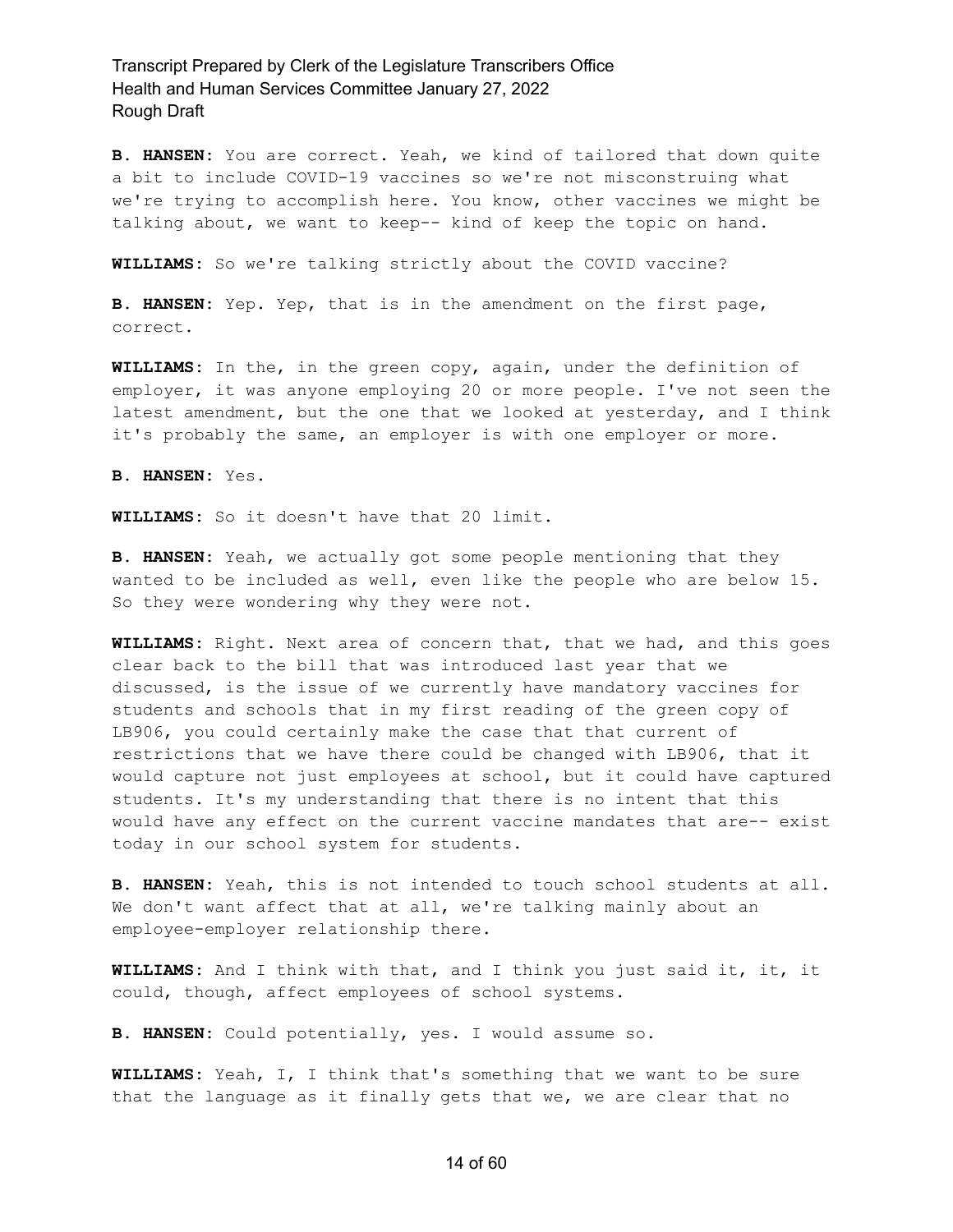**B. HANSEN:** You are correct. Yeah, we kind of tailored that down quite a bit to include COVID-19 vaccines so we're not misconstruing what we're trying to accomplish here. You know, other vaccines we might be talking about, we want to keep-- kind of keep the topic on hand.

**WILLIAMS:** So we're talking strictly about the COVID vaccine?

**B. HANSEN:** Yep. Yep, that is in the amendment on the first page, correct.

**WILLIAMS:** In the, in the green copy, again, under the definition of employer, it was anyone employing 20 or more people. I've not seen the latest amendment, but the one that we looked at yesterday, and I think it's probably the same, an employer is with one employer or more.

**B. HANSEN:** Yes.

**WILLIAMS:** So it doesn't have that 20 limit.

**B. HANSEN:** Yeah, we actually got some people mentioning that they wanted to be included as well, even like the people who are below 15. So they were wondering why they were not.

**WILLIAMS:** Right. Next area of concern that, that we had, and this goes clear back to the bill that was introduced last year that we discussed, is the issue of we currently have mandatory vaccines for students and schools that in my first reading of the green copy of LB906, you could certainly make the case that that current of restrictions that we have there could be changed with LB906, that it would capture not just employees at school, but it could have captured students. It's my understanding that there is no intent that this would have any effect on the current vaccine mandates that are-- exist today in our school system for students.

**B. HANSEN:** Yeah, this is not intended to touch school students at all. We don't want affect that at all, we're talking mainly about an employee-employer relationship there.

**WILLIAMS:** And I think with that, and I think you just said it, it, it could, though, affect employees of school systems.

**B. HANSEN:** Could potentially, yes. I would assume so.

**WILLIAMS:** Yeah, I, I think that's something that we want to be sure that the language as it finally gets that we, we are clear that no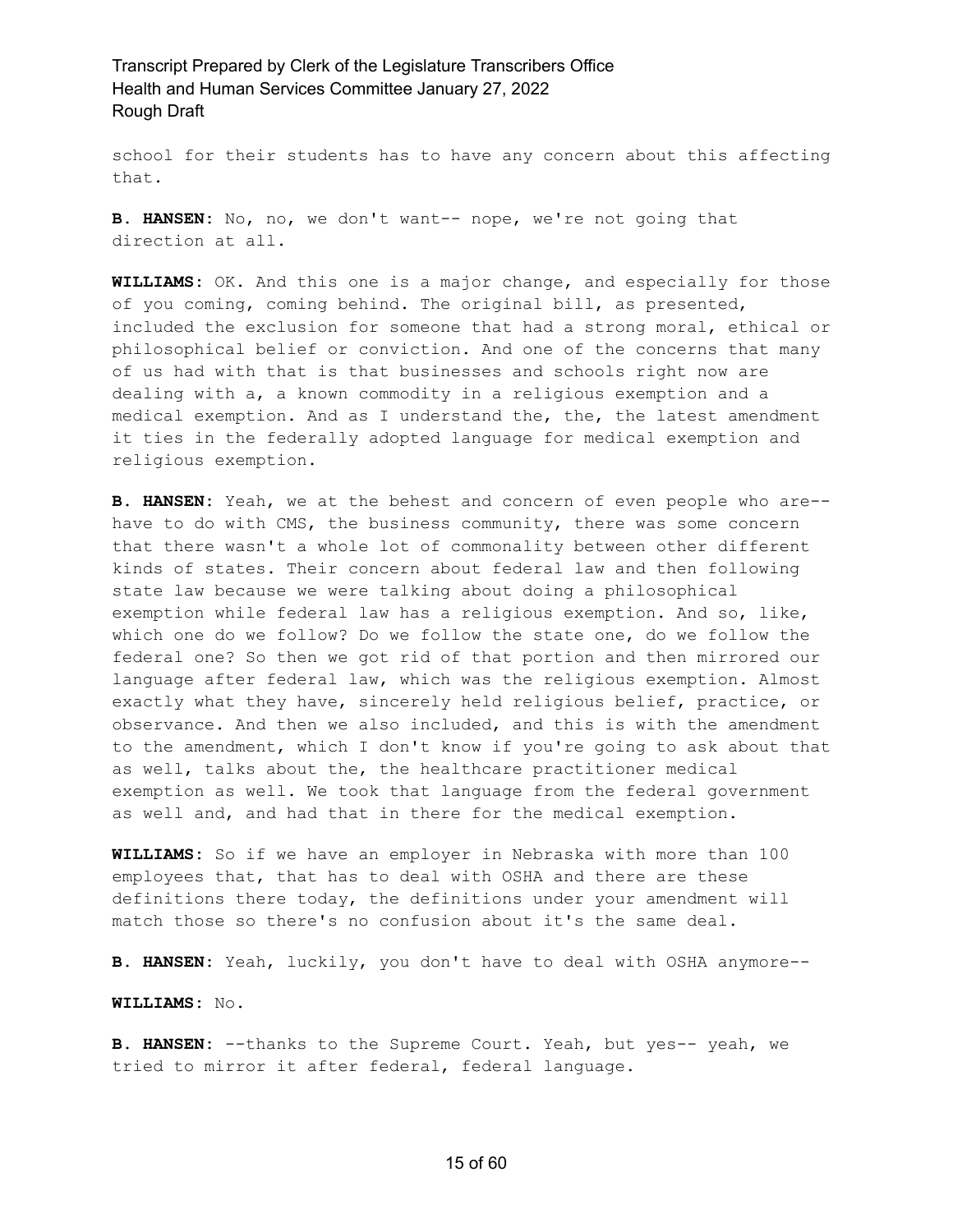school for their students has to have any concern about this affecting that.

**B. HANSEN:** No, no, we don't want-- nope, we're not going that direction at all.

**WILLIAMS:** OK. And this one is a major change, and especially for those of you coming, coming behind. The original bill, as presented, included the exclusion for someone that had a strong moral, ethical or philosophical belief or conviction. And one of the concerns that many of us had with that is that businesses and schools right now are dealing with a, a known commodity in a religious exemption and a medical exemption. And as I understand the, the, the latest amendment it ties in the federally adopted language for medical exemption and religious exemption.

**B. HANSEN:** Yeah, we at the behest and concern of even people who are-- have to do with CMS, the business community, there was some concern that there wasn't a whole lot of commonality between other different kinds of states. Their concern about federal law and then following state law because we were talking about doing a philosophical exemption while federal law has a religious exemption. And so, like, which one do we follow? Do we follow the state one, do we follow the federal one? So then we got rid of that portion and then mirrored our language after federal law, which was the religious exemption. Almost exactly what they have, sincerely held religious belief, practice, or observance. And then we also included, and this is with the amendment to the amendment, which I don't know if you're going to ask about that as well, talks about the, the healthcare practitioner medical exemption as well. We took that language from the federal government as well and, and had that in there for the medical exemption.

**WILLIAMS:** So if we have an employer in Nebraska with more than 100 employees that, that has to deal with OSHA and there are these definitions there today, the definitions under your amendment will match those so there's no confusion about it's the same deal.

**B. HANSEN:** Yeah, luckily, you don't have to deal with OSHA anymore--

**WILLIAMS:** No.

**B. HANSEN:** --thanks to the Supreme Court. Yeah, but yes-- yeah, we tried to mirror it after federal, federal language.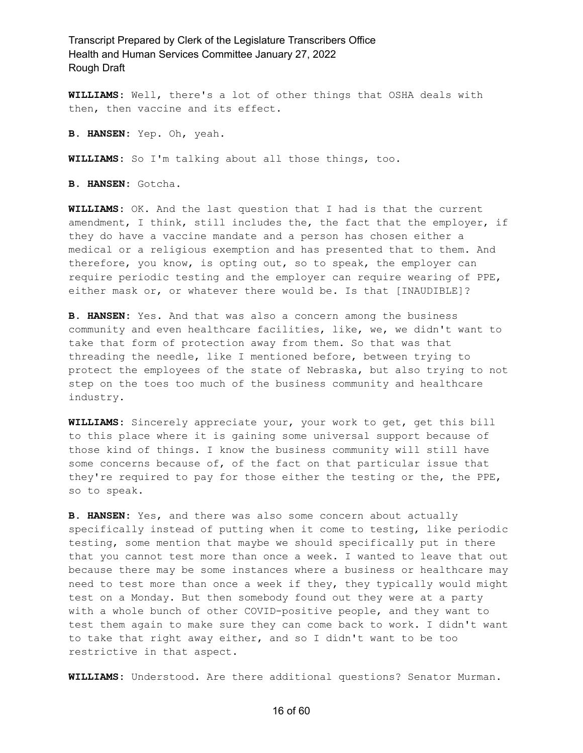**WILLIAMS:** Well, there's a lot of other things that OSHA deals with then, then vaccine and its effect.

**B. HANSEN:** Yep. Oh, yeah.

**WILLIAMS:** So I'm talking about all those things, too.

**B. HANSEN:** Gotcha.

**WILLIAMS:** OK. And the last question that I had is that the current amendment, I think, still includes the, the fact that the employer, if they do have a vaccine mandate and a person has chosen either a medical or a religious exemption and has presented that to them. And therefore, you know, is opting out, so to speak, the employer can require periodic testing and the employer can require wearing of PPE, either mask or, or whatever there would be. Is that [INAUDIBLE]?

**B. HANSEN:** Yes. And that was also a concern among the business community and even healthcare facilities, like, we, we didn't want to take that form of protection away from them. So that was that threading the needle, like I mentioned before, between trying to protect the employees of the state of Nebraska, but also trying to not step on the toes too much of the business community and healthcare industry.

**WILLIAMS:** Sincerely appreciate your, your work to get, get this bill to this place where it is gaining some universal support because of those kind of things. I know the business community will still have some concerns because of, of the fact on that particular issue that they're required to pay for those either the testing or the, the PPE, so to speak.

**B. HANSEN:** Yes, and there was also some concern about actually specifically instead of putting when it come to testing, like periodic testing, some mention that maybe we should specifically put in there that you cannot test more than once a week. I wanted to leave that out because there may be some instances where a business or healthcare may need to test more than once a week if they, they typically would might test on a Monday. But then somebody found out they were at a party with a whole bunch of other COVID-positive people, and they want to test them again to make sure they can come back to work. I didn't want to take that right away either, and so I didn't want to be too restrictive in that aspect.

**WILLIAMS:** Understood. Are there additional questions? Senator Murman.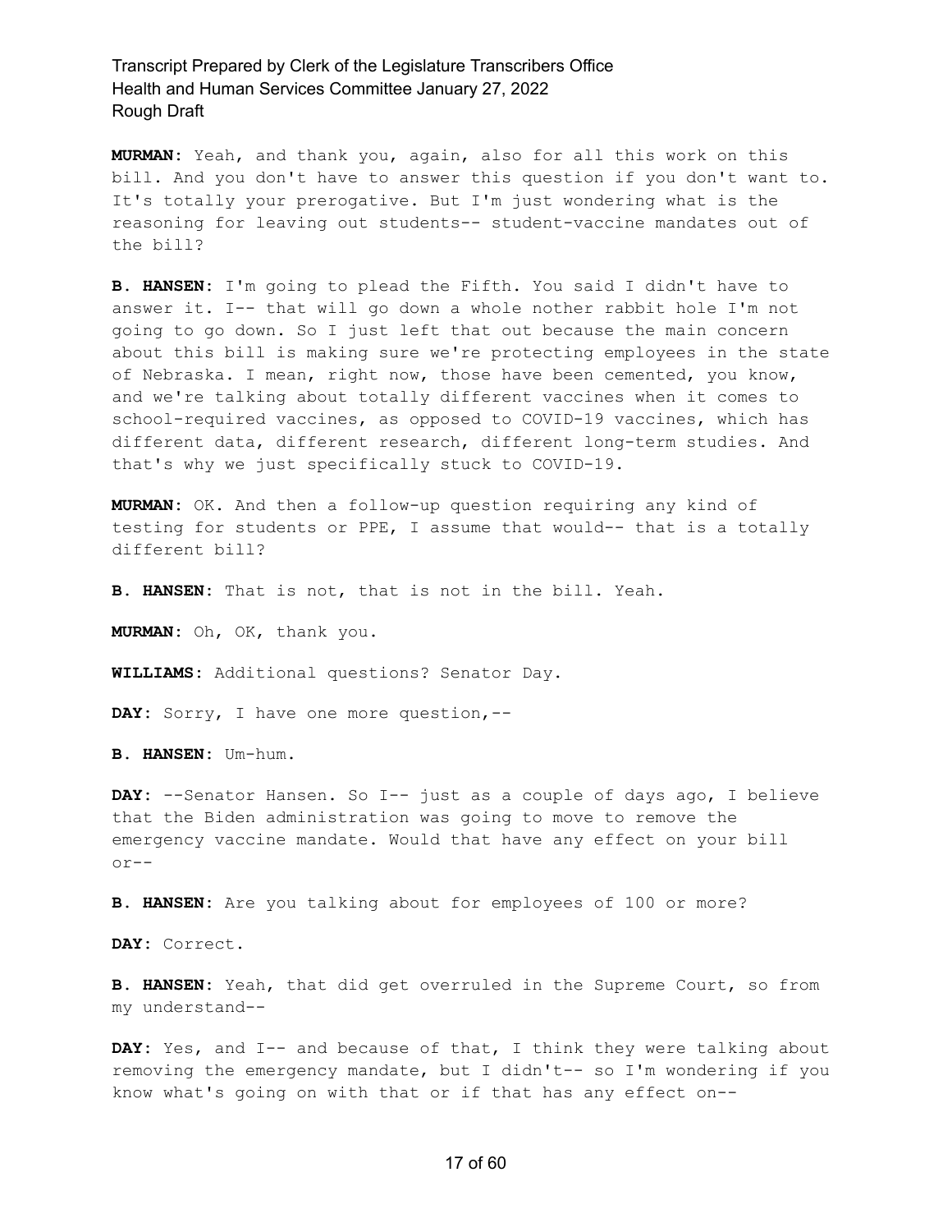**MURMAN:** Yeah, and thank you, again, also for all this work on this bill. And you don't have to answer this question if you don't want to. It's totally your prerogative. But I'm just wondering what is the reasoning for leaving out students-- student-vaccine mandates out of the bill?

**B. HANSEN:** I'm going to plead the Fifth. You said I didn't have to answer it. I-- that will go down a whole nother rabbit hole I'm not going to go down. So I just left that out because the main concern about this bill is making sure we're protecting employees in the state of Nebraska. I mean, right now, those have been cemented, you know, and we're talking about totally different vaccines when it comes to school-required vaccines, as opposed to COVID-19 vaccines, which has different data, different research, different long-term studies. And that's why we just specifically stuck to COVID-19.

**MURMAN:** OK. And then a follow-up question requiring any kind of testing for students or PPE, I assume that would-- that is a totally different bill?

**B. HANSEN:** That is not, that is not in the bill. Yeah.

**MURMAN:** Oh, OK, thank you.

**WILLIAMS:** Additional questions? Senator Day.

**DAY:** Sorry, I have one more question,--

**B. HANSEN:** Um-hum.

**DAY:** --Senator Hansen. So I-- just as a couple of days ago, I believe that the Biden administration was going to move to remove the emergency vaccine mandate. Would that have any effect on your bill or--

**B. HANSEN:** Are you talking about for employees of 100 or more?

**DAY:** Correct.

**B. HANSEN:** Yeah, that did get overruled in the Supreme Court, so from my understand--

**DAY:** Yes, and I-- and because of that, I think they were talking about removing the emergency mandate, but I didn't-- so I'm wondering if you know what's going on with that or if that has any effect on--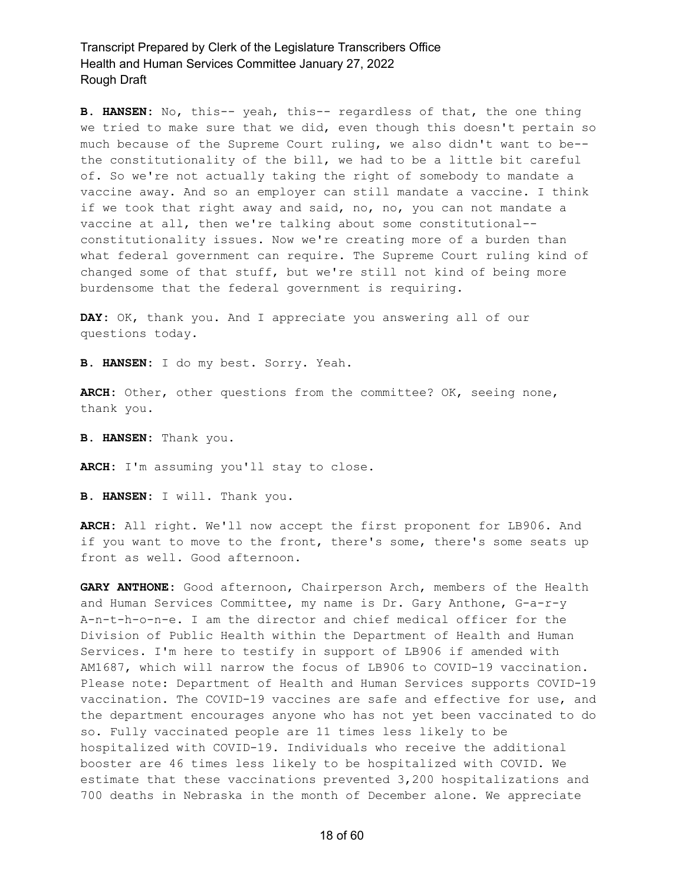**B. HANSEN:** No, this-- yeah, this-- regardless of that, the one thing we tried to make sure that we did, even though this doesn't pertain so much because of the Supreme Court ruling, we also didn't want to be-- the constitutionality of the bill, we had to be a little bit careful of. So we're not actually taking the right of somebody to mandate a vaccine away. And so an employer can still mandate a vaccine. I think if we took that right away and said, no, no, you can not mandate a vaccine at all, then we're talking about some constitutional-- constitutionality issues. Now we're creating more of a burden than what federal government can require. The Supreme Court ruling kind of changed some of that stuff, but we're still not kind of being more burdensome that the federal government is requiring.

**DAY:** OK, thank you. And I appreciate you answering all of our questions today.

**B. HANSEN:** I do my best. Sorry. Yeah.

**ARCH:** Other, other questions from the committee? OK, seeing none, thank you.

**B. HANSEN:** Thank you.

**ARCH:** I'm assuming you'll stay to close.

**B. HANSEN:** I will. Thank you.

**ARCH:** All right. We'll now accept the first proponent for LB906. And if you want to move to the front, there's some, there's some seats up front as well. Good afternoon.

**GARY ANTHONE:** Good afternoon, Chairperson Arch, members of the Health and Human Services Committee, my name is Dr. Gary Anthone, G-a-r-y A-n-t-h-o-n-e. I am the director and chief medical officer for the Division of Public Health within the Department of Health and Human Services. I'm here to testify in support of LB906 if amended with AM1687, which will narrow the focus of LB906 to COVID-19 vaccination. Please note: Department of Health and Human Services supports COVID-19 vaccination. The COVID-19 vaccines are safe and effective for use, and the department encourages anyone who has not yet been vaccinated to do so. Fully vaccinated people are 11 times less likely to be hospitalized with COVID-19. Individuals who receive the additional booster are 46 times less likely to be hospitalized with COVID. We estimate that these vaccinations prevented 3,200 hospitalizations and 700 deaths in Nebraska in the month of December alone. We appreciate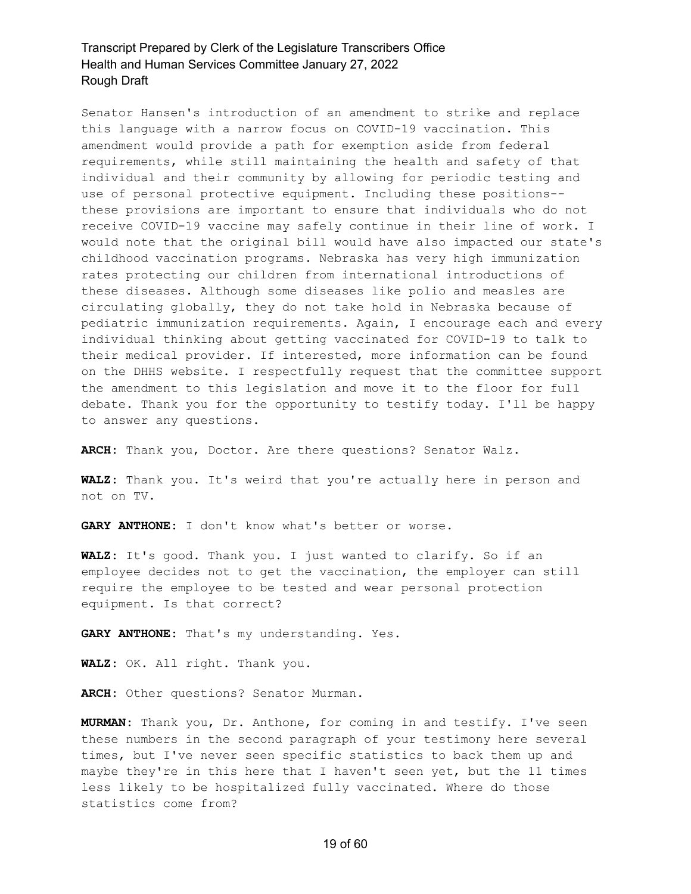Senator Hansen's introduction of an amendment to strike and replace this language with a narrow focus on COVID-19 vaccination. This amendment would provide a path for exemption aside from federal requirements, while still maintaining the health and safety of that individual and their community by allowing for periodic testing and use of personal protective equipment. Including these positions-- these provisions are important to ensure that individuals who do not receive COVID-19 vaccine may safely continue in their line of work. I would note that the original bill would have also impacted our state's childhood vaccination programs. Nebraska has very high immunization rates protecting our children from international introductions of these diseases. Although some diseases like polio and measles are circulating globally, they do not take hold in Nebraska because of pediatric immunization requirements. Again, I encourage each and every individual thinking about getting vaccinated for COVID-19 to talk to their medical provider. If interested, more information can be found on the DHHS website. I respectfully request that the committee support the amendment to this legislation and move it to the floor for full debate. Thank you for the opportunity to testify today. I'll be happy to answer any questions.

**ARCH:** Thank you, Doctor. Are there questions? Senator Walz.

**WALZ:** Thank you. It's weird that you're actually here in person and not on TV.

**GARY ANTHONE:** I don't know what's better or worse.

**WALZ:** It's good. Thank you. I just wanted to clarify. So if an employee decides not to get the vaccination, the employer can still require the employee to be tested and wear personal protection equipment. Is that correct?

**GARY ANTHONE:** That's my understanding. Yes.

**WALZ:** OK. All right. Thank you.

**ARCH:** Other questions? Senator Murman.

**MURMAN:** Thank you, Dr. Anthone, for coming in and testify. I've seen these numbers in the second paragraph of your testimony here several times, but I've never seen specific statistics to back them up and maybe they're in this here that I haven't seen yet, but the 11 times less likely to be hospitalized fully vaccinated. Where do those statistics come from?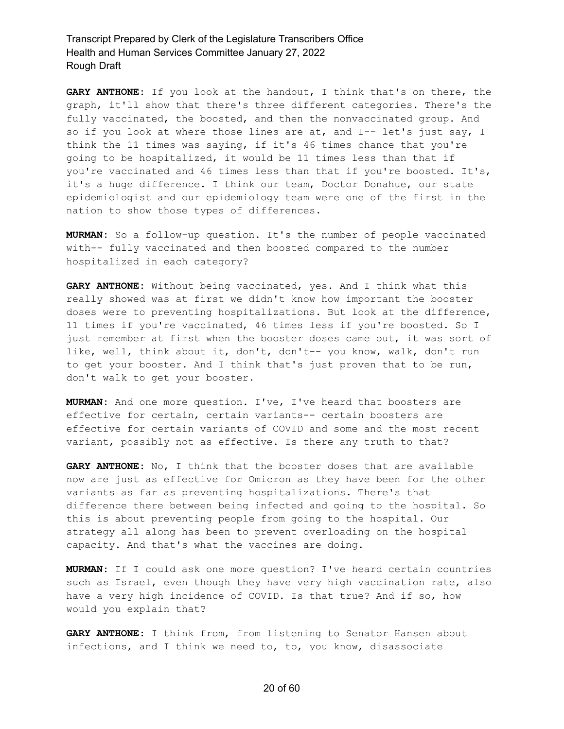**GARY ANTHONE:** If you look at the handout, I think that's on there, the graph, it'll show that there's three different categories. There's the fully vaccinated, the boosted, and then the nonvaccinated group. And so if you look at where those lines are at, and I-- let's just say, I think the 11 times was saying, if it's 46 times chance that you're going to be hospitalized, it would be 11 times less than that if you're vaccinated and 46 times less than that if you're boosted. It's, it's a huge difference. I think our team, Doctor Donahue, our state epidemiologist and our epidemiology team were one of the first in the nation to show those types of differences.

**MURMAN:** So a follow-up question. It's the number of people vaccinated with-- fully vaccinated and then boosted compared to the number hospitalized in each category?

**GARY ANTHONE:** Without being vaccinated, yes. And I think what this really showed was at first we didn't know how important the booster doses were to preventing hospitalizations. But look at the difference, 11 times if you're vaccinated, 46 times less if you're boosted. So I just remember at first when the booster doses came out, it was sort of like, well, think about it, don't, don't-- you know, walk, don't run to get your booster. And I think that's just proven that to be run, don't walk to get your booster.

**MURMAN:** And one more question. I've, I've heard that boosters are effective for certain, certain variants-- certain boosters are effective for certain variants of COVID and some and the most recent variant, possibly not as effective. Is there any truth to that?

**GARY ANTHONE:** No, I think that the booster doses that are available now are just as effective for Omicron as they have been for the other variants as far as preventing hospitalizations. There's that difference there between being infected and going to the hospital. So this is about preventing people from going to the hospital. Our strategy all along has been to prevent overloading on the hospital capacity. And that's what the vaccines are doing.

**MURMAN:** If I could ask one more question? I've heard certain countries such as Israel, even though they have very high vaccination rate, also have a very high incidence of COVID. Is that true? And if so, how would you explain that?

**GARY ANTHONE:** I think from, from listening to Senator Hansen about infections, and I think we need to, to, you know, disassociate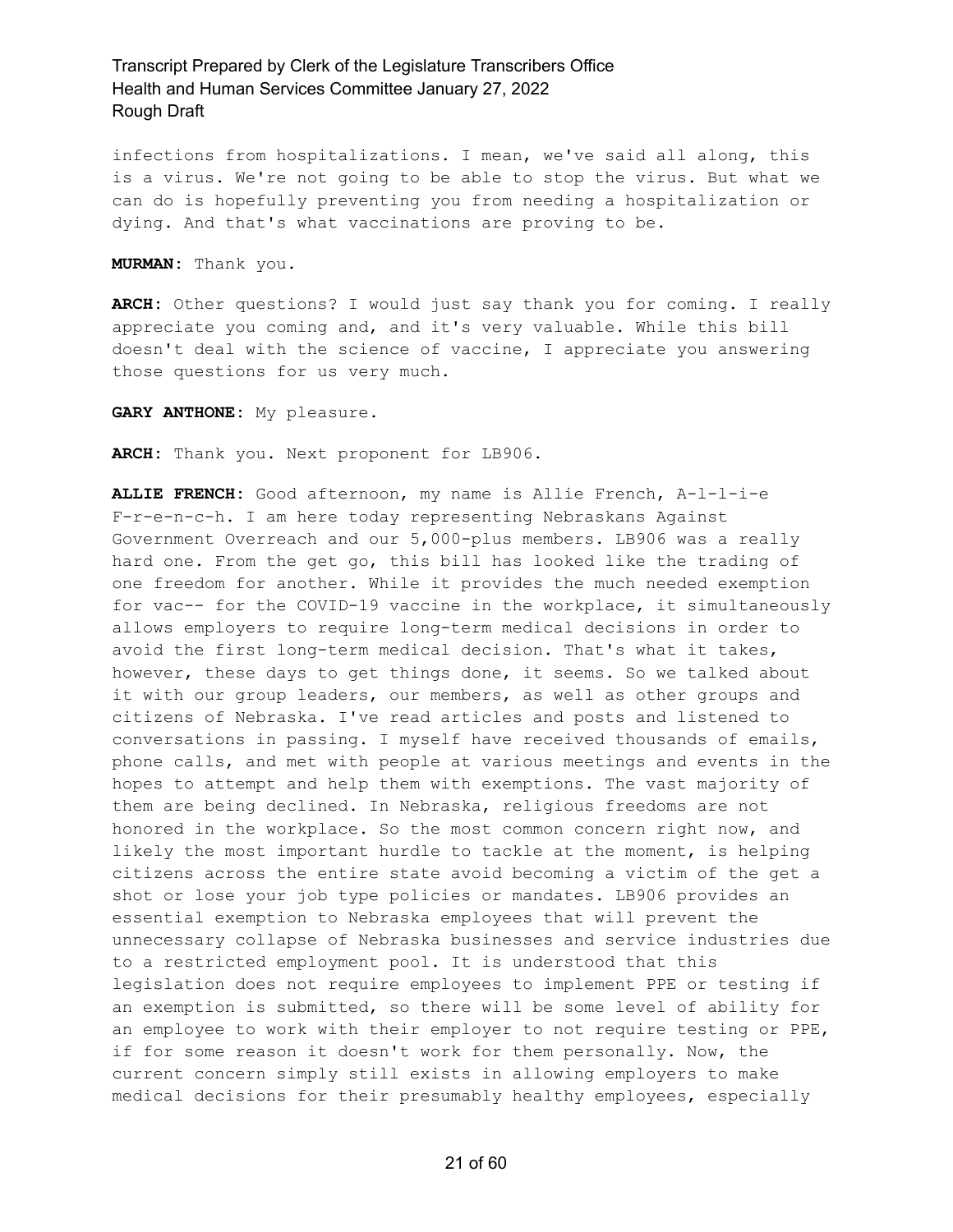infections from hospitalizations. I mean, we've said all along, this is a virus. We're not going to be able to stop the virus. But what we can do is hopefully preventing you from needing a hospitalization or dying. And that's what vaccinations are proving to be.

**MURMAN:** Thank you.

**ARCH:** Other questions? I would just say thank you for coming. I really appreciate you coming and, and it's very valuable. While this bill doesn't deal with the science of vaccine, I appreciate you answering those questions for us very much.

**GARY ANTHONE:** My pleasure.

**ARCH:** Thank you. Next proponent for LB906.

**ALLIE FRENCH:** Good afternoon, my name is Allie French, A-l-l-i-e F-r-e-n-c-h. I am here today representing Nebraskans Against Government Overreach and our 5,000-plus members. LB906 was a really hard one. From the get go, this bill has looked like the trading of one freedom for another. While it provides the much needed exemption for vac-- for the COVID-19 vaccine in the workplace, it simultaneously allows employers to require long-term medical decisions in order to avoid the first long-term medical decision. That's what it takes, however, these days to get things done, it seems. So we talked about it with our group leaders, our members, as well as other groups and citizens of Nebraska. I've read articles and posts and listened to conversations in passing. I myself have received thousands of emails, phone calls, and met with people at various meetings and events in the hopes to attempt and help them with exemptions. The vast majority of them are being declined. In Nebraska, religious freedoms are not honored in the workplace. So the most common concern right now, and likely the most important hurdle to tackle at the moment, is helping citizens across the entire state avoid becoming a victim of the get a shot or lose your job type policies or mandates. LB906 provides an essential exemption to Nebraska employees that will prevent the unnecessary collapse of Nebraska businesses and service industries due to a restricted employment pool. It is understood that this legislation does not require employees to implement PPE or testing if an exemption is submitted, so there will be some level of ability for an employee to work with their employer to not require testing or PPE, if for some reason it doesn't work for them personally. Now, the current concern simply still exists in allowing employers to make medical decisions for their presumably healthy employees, especially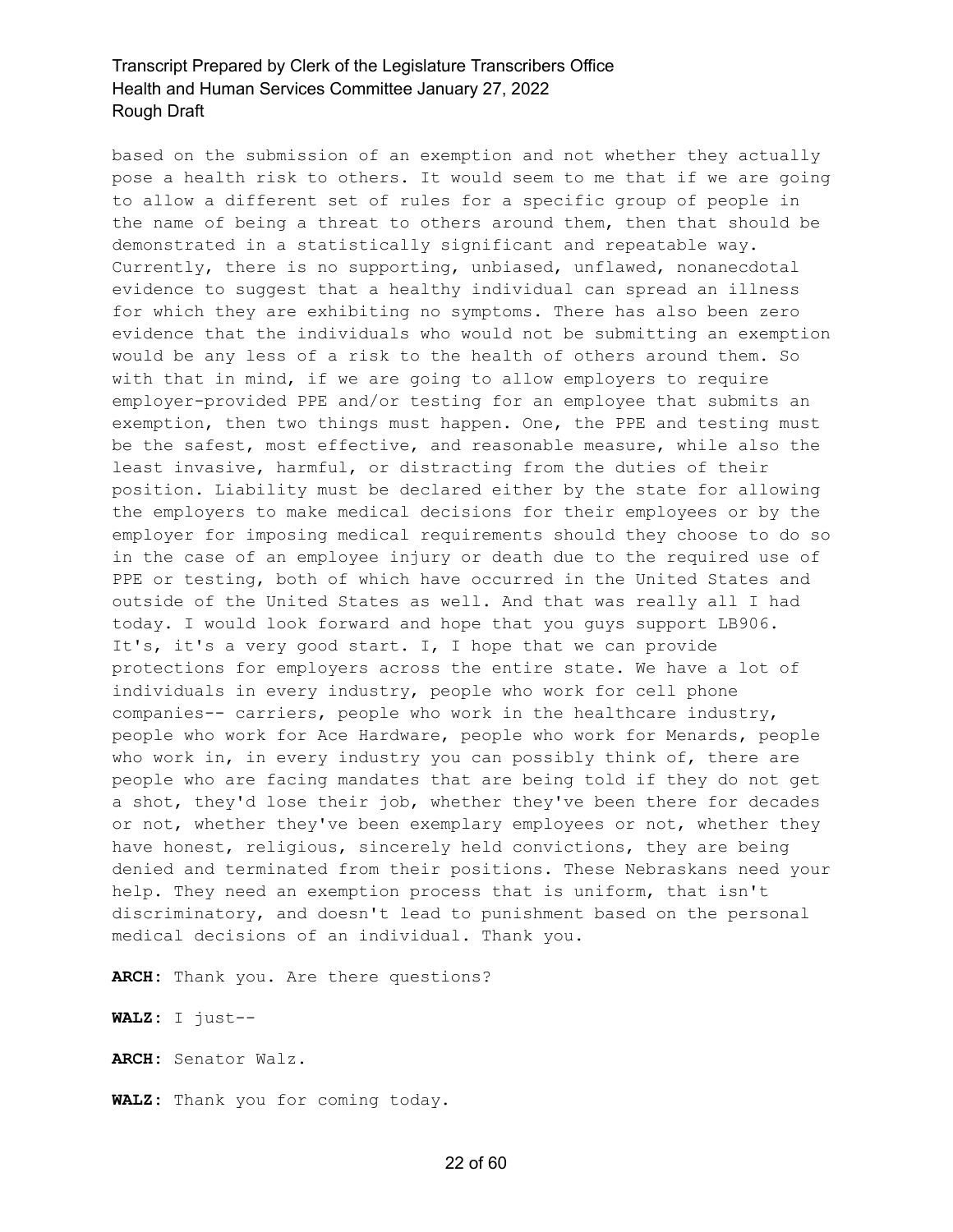based on the submission of an exemption and not whether they actually pose a health risk to others. It would seem to me that if we are going to allow a different set of rules for a specific group of people in the name of being a threat to others around them, then that should be demonstrated in a statistically significant and repeatable way. Currently, there is no supporting, unbiased, unflawed, nonanecdotal evidence to suggest that a healthy individual can spread an illness for which they are exhibiting no symptoms. There has also been zero evidence that the individuals who would not be submitting an exemption would be any less of a risk to the health of others around them. So with that in mind, if we are going to allow employers to require employer-provided PPE and/or testing for an employee that submits an exemption, then two things must happen. One, the PPE and testing must be the safest, most effective, and reasonable measure, while also the least invasive, harmful, or distracting from the duties of their position. Liability must be declared either by the state for allowing the employers to make medical decisions for their employees or by the employer for imposing medical requirements should they choose to do so in the case of an employee injury or death due to the required use of PPE or testing, both of which have occurred in the United States and outside of the United States as well. And that was really all I had today. I would look forward and hope that you guys support LB906. It's, it's a very good start. I, I hope that we can provide protections for employers across the entire state. We have a lot of individuals in every industry, people who work for cell phone companies-- carriers, people who work in the healthcare industry, people who work for Ace Hardware, people who work for Menards, people who work in, in every industry you can possibly think of, there are people who are facing mandates that are being told if they do not get a shot, they'd lose their job, whether they've been there for decades or not, whether they've been exemplary employees or not, whether they have honest, religious, sincerely held convictions, they are being denied and terminated from their positions. These Nebraskans need your help. They need an exemption process that is uniform, that isn't discriminatory, and doesn't lead to punishment based on the personal medical decisions of an individual. Thank you.

**ARCH**: Thank you. Are there questions?

**WALZ**: I just--

**ARCH**: Senator Walz.

**WALZ**: Thank you for coming today.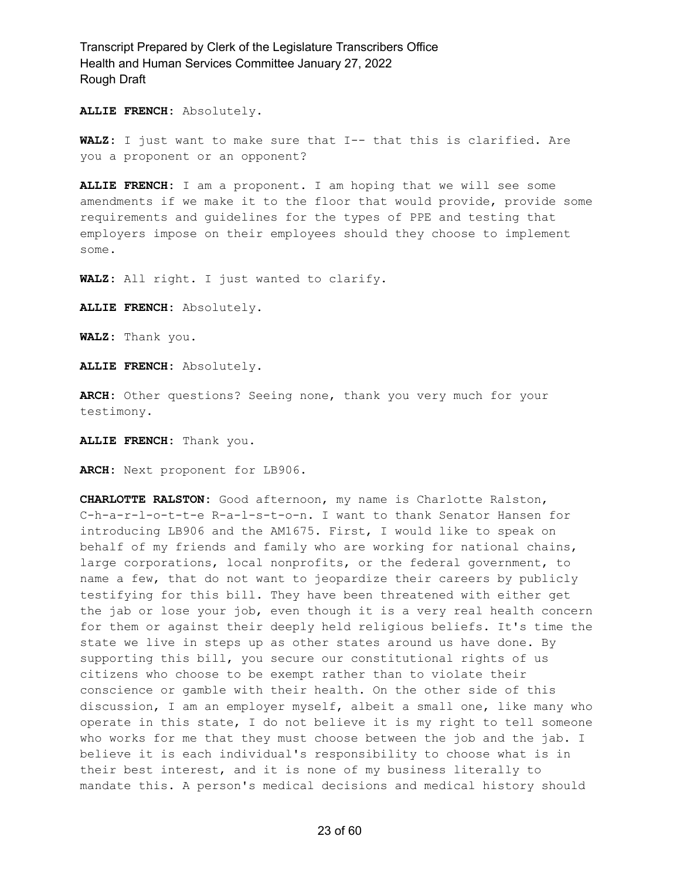**ALLIE FRENCH:** Absolutely.

**WALZ:** I just want to make sure that I-- that this is clarified. Are you a proponent or an opponent?

**ALLIE FRENCH:** I am a proponent. I am hoping that we will see some amendments if we make it to the floor that would provide, provide some requirements and guidelines for the types of PPE and testing that employers impose on their employees should they choose to implement some.

**WALZ:** All right. I just wanted to clarify.

**ALLIE FRENCH:** Absolutely.

**WALZ:** Thank you.

**ALLIE FRENCH:** Absolutely.

**ARCH:** Other questions? Seeing none, thank you very much for your testimony.

**ALLIE FRENCH:** Thank you.

**ARCH:** Next proponent for LB906.

**CHARLOTTE RALSTON:** Good afternoon, my name is Charlotte Ralston, C-h-a-r-l-o-t-t-e R-a-l-s-t-o-n. I want to thank Senator Hansen for introducing LB906 and the AM1675. First, I would like to speak on behalf of my friends and family who are working for national chains, large corporations, local nonprofits, or the federal government, to name a few, that do not want to jeopardize their careers by publicly testifying for this bill. They have been threatened with either get the jab or lose your job, even though it is a very real health concern for them or against their deeply held religious beliefs. It's time the state we live in steps up as other states around us have done. By supporting this bill, you secure our constitutional rights of us citizens who choose to be exempt rather than to violate their conscience or gamble with their health. On the other side of this discussion, I am an employer myself, albeit a small one, like many who operate in this state, I do not believe it is my right to tell someone who works for me that they must choose between the job and the jab. I believe it is each individual's responsibility to choose what is in their best interest, and it is none of my business literally to mandate this. A person's medical decisions and medical history should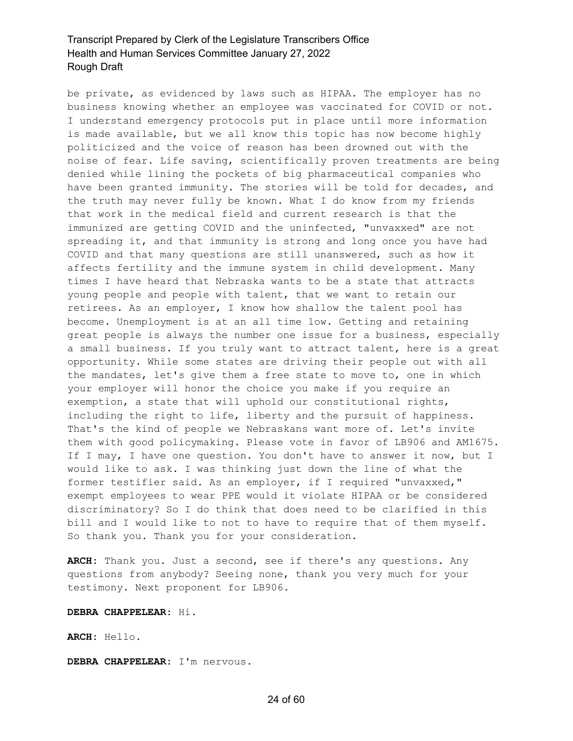be private, as evidenced by laws such as HIPAA. The employer has no business knowing whether an employee was vaccinated for COVID or not. I understand emergency protocols put in place until more information is made available, but we all know this topic has now become highly politicized and the voice of reason has been drowned out with the noise of fear. Life saving, scientifically proven treatments are being denied while lining the pockets of big pharmaceutical companies who have been granted immunity. The stories will be told for decades, and the truth may never fully be known. What I do know from my friends that work in the medical field and current research is that the immunized are getting COVID and the uninfected, "unvaxxed" are not spreading it, and that immunity is strong and long once you have had COVID and that many questions are still unanswered, such as how it affects fertility and the immune system in child development. Many times I have heard that Nebraska wants to be a state that attracts young people and people with talent, that we want to retain our retirees. As an employer, I know how shallow the talent pool has become. Unemployment is at an all time low. Getting and retaining great people is always the number one issue for a business, especially a small business. If you truly want to attract talent, here is a great opportunity. While some states are driving their people out with all the mandates, let's give them a free state to move to, one in which your employer will honor the choice you make if you require an exemption, a state that will uphold our constitutional rights, including the right to life, liberty and the pursuit of happiness. That's the kind of people we Nebraskans want more of. Let's invite them with good policymaking. Please vote in favor of LB906 and AM1675. If I may, I have one question. You don't have to answer it now, but I would like to ask. I was thinking just down the line of what the former testifier said. As an employer, if I required "unvaxxed," exempt employees to wear PPE would it violate HIPAA or be considered discriminatory? So I do think that does need to be clarified in this bill and I would like to not to have to require that of them myself. So thank you. Thank you for your consideration.

**ARCH:** Thank you. Just a second, see if there's any questions. Any questions from anybody? Seeing none, thank you very much for your testimony. Next proponent for LB906.

**DEBRA CHAPPELEAR:** Hi.

**ARCH:** Hello.

**DEBRA CHAPPELEAR:** I'm nervous.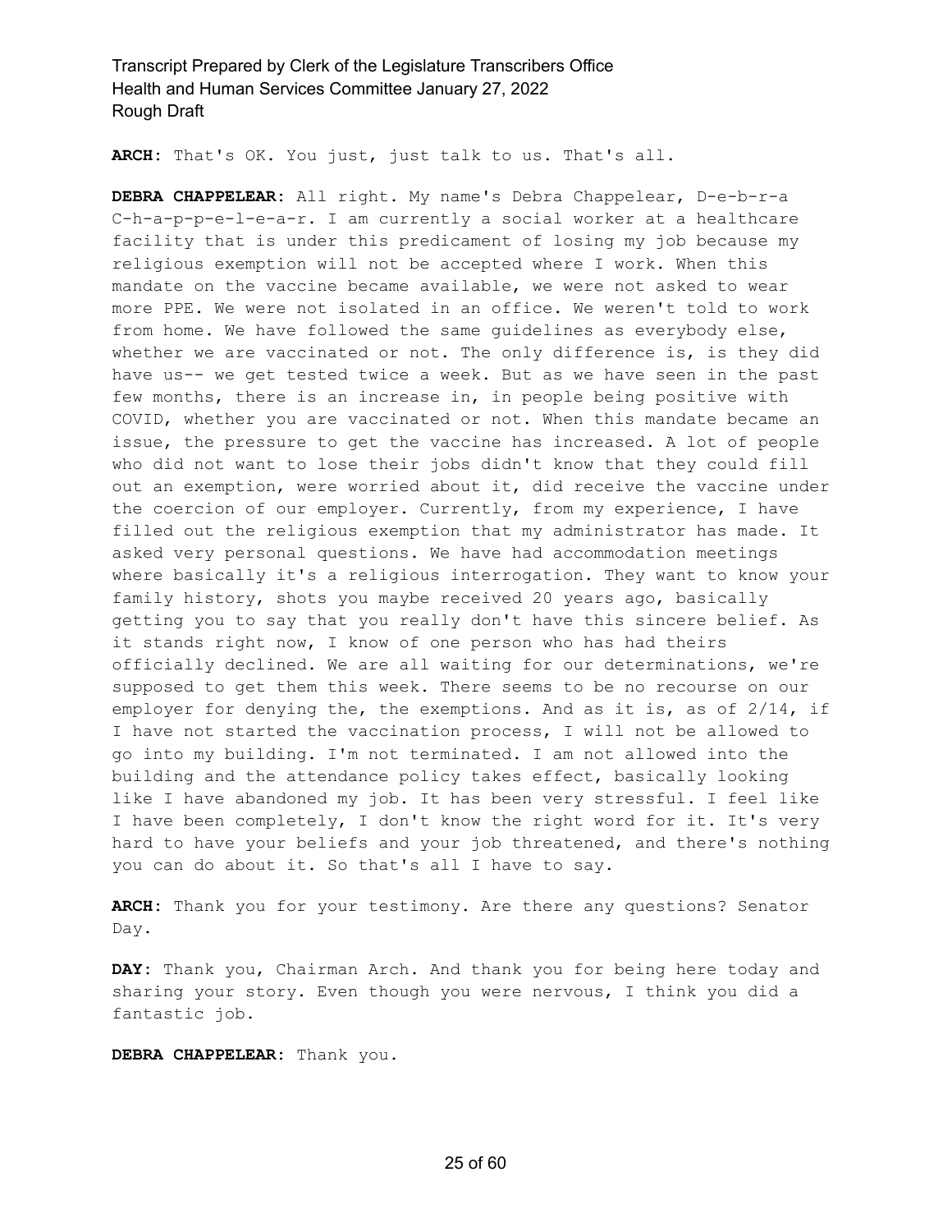**ARCH:** That's OK. You just, just talk to us. That's all.

**DEBRA CHAPPELEAR:** All right. My name's Debra Chappelear, D-e-b-r-a C-h-a-p-p-e-l-e-a-r. I am currently a social worker at a healthcare facility that is under this predicament of losing my job because my religious exemption will not be accepted where I work. When this mandate on the vaccine became available, we were not asked to wear more PPE. We were not isolated in an office. We weren't told to work from home. We have followed the same guidelines as everybody else, whether we are vaccinated or not. The only difference is, is they did have us-- we get tested twice a week. But as we have seen in the past few months, there is an increase in, in people being positive with COVID, whether you are vaccinated or not. When this mandate became an issue, the pressure to get the vaccine has increased. A lot of people who did not want to lose their jobs didn't know that they could fill out an exemption, were worried about it, did receive the vaccine under the coercion of our employer. Currently, from my experience, I have filled out the religious exemption that my administrator has made. It asked very personal questions. We have had accommodation meetings where basically it's a religious interrogation. They want to know your family history, shots you maybe received 20 years ago, basically getting you to say that you really don't have this sincere belief. As it stands right now, I know of one person who has had theirs officially declined. We are all waiting for our determinations, we're supposed to get them this week. There seems to be no recourse on our employer for denying the, the exemptions. And as it is, as of 2/14, if I have not started the vaccination process, I will not be allowed to go into my building. I'm not terminated. I am not allowed into the building and the attendance policy takes effect, basically looking like I have abandoned my job. It has been very stressful. I feel like I have been completely, I don't know the right word for it. It's very hard to have your beliefs and your job threatened, and there's nothing you can do about it. So that's all I have to say.

**ARCH:** Thank you for your testimony. Are there any questions? Senator Day.

**DAY:** Thank you, Chairman Arch. And thank you for being here today and sharing your story. Even though you were nervous, I think you did a fantastic job.

**DEBRA CHAPPELEAR:** Thank you.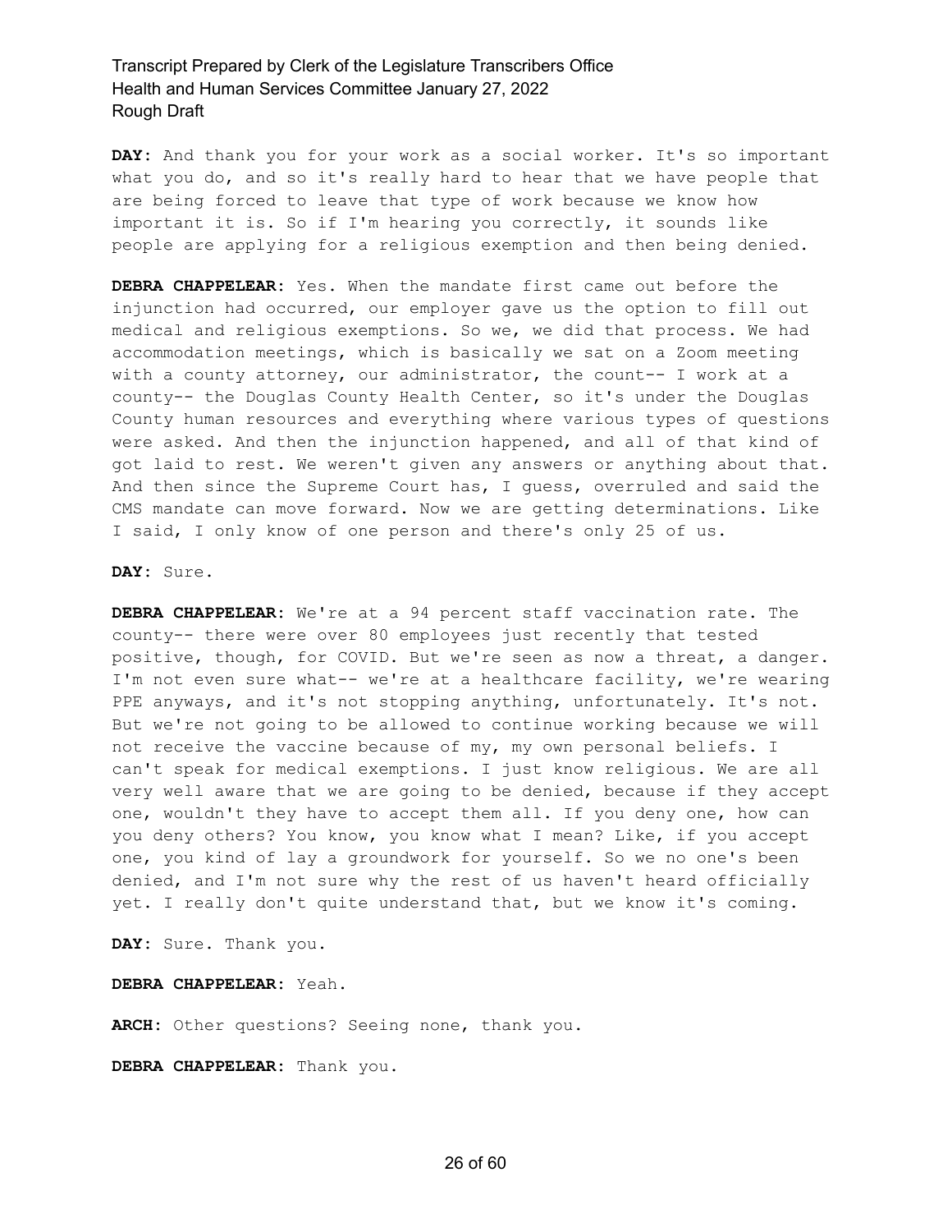**DAY:** And thank you for your work as a social worker. It's so important what you do, and so it's really hard to hear that we have people that are being forced to leave that type of work because we know how important it is. So if I'm hearing you correctly, it sounds like people are applying for a religious exemption and then being denied.

**DEBRA CHAPPELEAR:** Yes. When the mandate first came out before the injunction had occurred, our employer gave us the option to fill out medical and religious exemptions. So we, we did that process. We had accommodation meetings, which is basically we sat on a Zoom meeting with a county attorney, our administrator, the count-- I work at a county-- the Douglas County Health Center, so it's under the Douglas County human resources and everything where various types of questions were asked. And then the injunction happened, and all of that kind of got laid to rest. We weren't given any answers or anything about that. And then since the Supreme Court has, I guess, overruled and said the CMS mandate can move forward. Now we are getting determinations. Like I said, I only know of one person and there's only 25 of us.

**DAY:** Sure.

**DEBRA CHAPPELEAR:** We're at a 94 percent staff vaccination rate. The county-- there were over 80 employees just recently that tested positive, though, for COVID. But we're seen as now a threat, a danger. I'm not even sure what-- we're at a healthcare facility, we're wearing PPE anyways, and it's not stopping anything, unfortunately. It's not. But we're not going to be allowed to continue working because we will not receive the vaccine because of my, my own personal beliefs. I can't speak for medical exemptions. I just know religious. We are all very well aware that we are going to be denied, because if they accept one, wouldn't they have to accept them all. If you deny one, how can you deny others? You know, you know what I mean? Like, if you accept one, you kind of lay a groundwork for yourself. So we no one's been denied, and I'm not sure why the rest of us haven't heard officially yet. I really don't quite understand that, but we know it's coming.

**DAY:** Sure. Thank you.

**DEBRA CHAPPELEAR:** Yeah.

**ARCH:** Other questions? Seeing none, thank you.

**DEBRA CHAPPELEAR:** Thank you.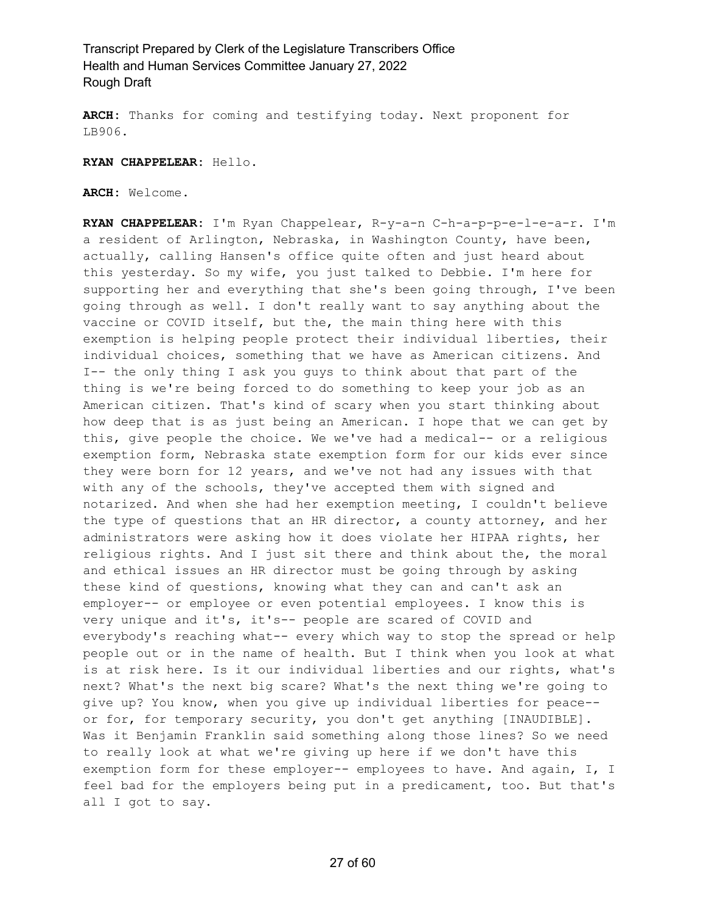**ARCH:** Thanks for coming and testifying today. Next proponent for LB906.

**RYAN CHAPPELEAR:** Hello.

**ARCH:** Welcome.

**RYAN CHAPPELEAR:** I'm Ryan Chappelear, R-y-a-n C-h-a-p-p-e-l-e-a-r. I'm a resident of Arlington, Nebraska, in Washington County, have been, actually, calling Hansen's office quite often and just heard about this yesterday. So my wife, you just talked to Debbie. I'm here for supporting her and everything that she's been going through, I've been going through as well. I don't really want to say anything about the vaccine or COVID itself, but the, the main thing here with this exemption is helping people protect their individual liberties, their individual choices, something that we have as American citizens. And I-- the only thing I ask you guys to think about that part of the thing is we're being forced to do something to keep your job as an American citizen. That's kind of scary when you start thinking about how deep that is as just being an American. I hope that we can get by this, give people the choice. We we've had a medical-- or a religious exemption form, Nebraska state exemption form for our kids ever since they were born for 12 years, and we've not had any issues with that with any of the schools, they've accepted them with signed and notarized. And when she had her exemption meeting, I couldn't believe the type of questions that an HR director, a county attorney, and her administrators were asking how it does violate her HIPAA rights, her religious rights. And I just sit there and think about the, the moral and ethical issues an HR director must be going through by asking these kind of questions, knowing what they can and can't ask an employer-- or employee or even potential employees. I know this is very unique and it's, it's-- people are scared of COVID and everybody's reaching what-- every which way to stop the spread or help people out or in the name of health. But I think when you look at what is at risk here. Is it our individual liberties and our rights, what's next? What's the next big scare? What's the next thing we're going to give up? You know, when you give up individual liberties for peace-- or for, for temporary security, you don't get anything [INAUDIBLE]. Was it Benjamin Franklin said something along those lines? So we need to really look at what we're giving up here if we don't have this exemption form for these employer-- employees to have. And again, I, I feel bad for the employers being put in a predicament, too. But that's all I got to say.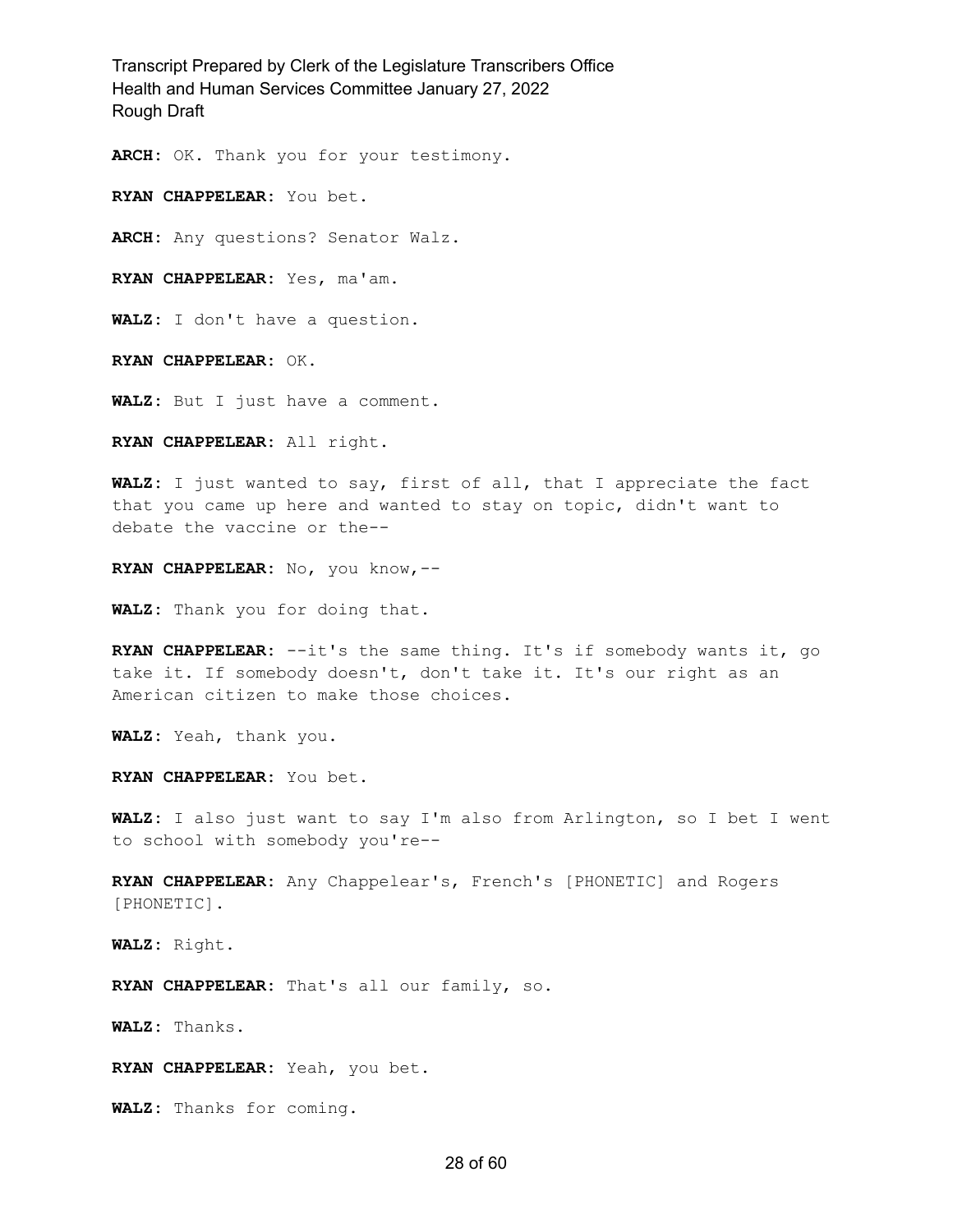**ARCH:** OK. Thank you for your testimony.

**RYAN CHAPPELEAR:** You bet.

**ARCH:** Any questions? Senator Walz.

**RYAN CHAPPELEAR:** Yes, ma'am.

**WALZ:** I don't have a question.

**RYAN CHAPPELEAR:** OK.

**WALZ:** But I just have a comment.

**RYAN CHAPPELEAR:** All right.

**WALZ:** I just wanted to say, first of all, that I appreciate the fact that you came up here and wanted to stay on topic, didn't want to debate the vaccine or the--

**RYAN CHAPPELEAR:** No, you know,--

**WALZ:** Thank you for doing that.

**RYAN CHAPPELEAR:** --it's the same thing. It's if somebody wants it, go take it. If somebody doesn't, don't take it. It's our right as an American citizen to make those choices.

**WALZ:** Yeah, thank you.

**RYAN CHAPPELEAR:** You bet.

**WALZ:** I also just want to say I'm also from Arlington, so I bet I went to school with somebody you're--

**RYAN CHAPPELEAR:** Any Chappelear's, French's [PHONETIC] and Rogers [PHONETIC].

**WALZ:** Right.

**RYAN CHAPPELEAR:** That's all our family, so.

**WALZ:** Thanks.

**RYAN CHAPPELEAR:** Yeah, you bet.

**WALZ:** Thanks for coming.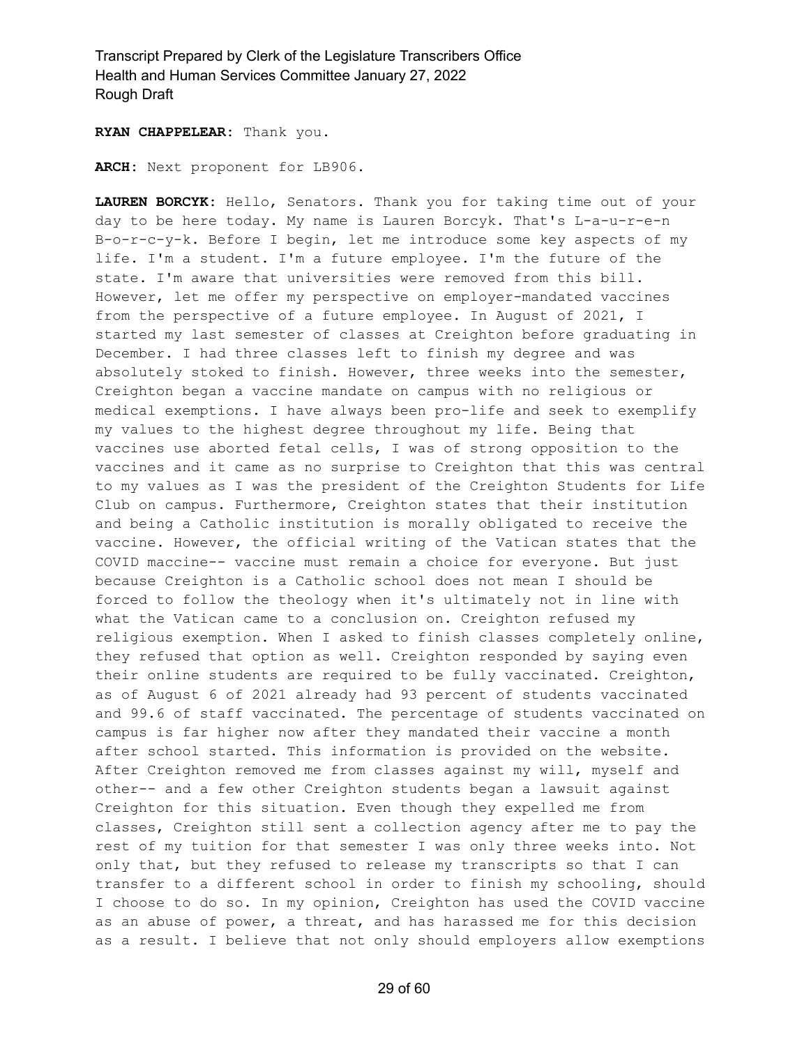**RYAN CHAPPELEAR:** Thank you.

**ARCH:** Next proponent for LB906.

**LAUREN BORCYK:** Hello, Senators. Thank you for taking time out of your day to be here today. My name is Lauren Borcyk. That's L-a-u-r-e-n B-o-r-c-y-k. Before I begin, let me introduce some key aspects of my life. I'm a student. I'm a future employee. I'm the future of the state. I'm aware that universities were removed from this bill. However, let me offer my perspective on employer-mandated vaccines from the perspective of a future employee. In August of 2021, I started my last semester of classes at Creighton before graduating in December. I had three classes left to finish my degree and was absolutely stoked to finish. However, three weeks into the semester, Creighton began a vaccine mandate on campus with no religious or medical exemptions. I have always been pro-life and seek to exemplify my values to the highest degree throughout my life. Being that vaccines use aborted fetal cells, I was of strong opposition to the vaccines and it came as no surprise to Creighton that this was central to my values as I was the president of the Creighton Students for Life Club on campus. Furthermore, Creighton states that their institution and being a Catholic institution is morally obligated to receive the vaccine. However, the official writing of the Vatican states that the COVID maccine-- vaccine must remain a choice for everyone. But just because Creighton is a Catholic school does not mean I should be forced to follow the theology when it's ultimately not in line with what the Vatican came to a conclusion on. Creighton refused my religious exemption. When I asked to finish classes completely online, they refused that option as well. Creighton responded by saying even their online students are required to be fully vaccinated. Creighton, as of August 6 of 2021 already had 93 percent of students vaccinated and 99.6 of staff vaccinated. The percentage of students vaccinated on campus is far higher now after they mandated their vaccine a month after school started. This information is provided on the website. After Creighton removed me from classes against my will, myself and other-- and a few other Creighton students began a lawsuit against Creighton for this situation. Even though they expelled me from classes, Creighton still sent a collection agency after me to pay the rest of my tuition for that semester I was only three weeks into. Not only that, but they refused to release my transcripts so that I can transfer to a different school in order to finish my schooling, should I choose to do so. In my opinion, Creighton has used the COVID vaccine as an abuse of power, a threat, and has harassed me for this decision as a result. I believe that not only should employers allow exemptions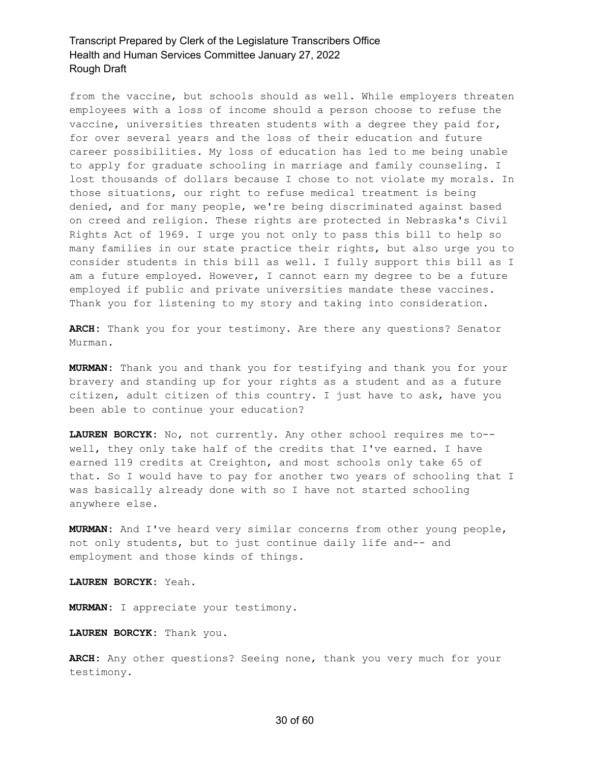from the vaccine, but schools should as well. While employers threaten employees with a loss of income should a person choose to refuse the vaccine, universities threaten students with a degree they paid for, for over several years and the loss of their education and future career possibilities. My loss of education has led to me being unable to apply for graduate schooling in marriage and family counseling. I lost thousands of dollars because I chose to not violate my morals. In those situations, our right to refuse medical treatment is being denied, and for many people, we're being discriminated against based on creed and religion. These rights are protected in Nebraska's Civil Rights Act of 1969. I urge you not only to pass this bill to help so many families in our state practice their rights, but also urge you to consider students in this bill as well. I fully support this bill as I am a future employed. However, I cannot earn my degree to be a future employed if public and private universities mandate these vaccines. Thank you for listening to my story and taking into consideration.

**ARCH:** Thank you for your testimony. Are there any questions? Senator Murman.

**MURMAN:** Thank you and thank you for testifying and thank you for your bravery and standing up for your rights as a student and as a future citizen, adult citizen of this country. I just have to ask, have you been able to continue your education?

**LAUREN BORCYK:** No, not currently. Any other school requires me to-- well, they only take half of the credits that I've earned. I have earned 119 credits at Creighton, and most schools only take 65 of that. So I would have to pay for another two years of schooling that I was basically already done with so I have not started schooling anywhere else.

**MURMAN:** And I've heard very similar concerns from other young people, not only students, but to just continue daily life and-- and employment and those kinds of things.

**LAUREN BORCYK:** Yeah.

**MURMAN:** I appreciate your testimony.

**LAUREN BORCYK:** Thank you.

**ARCH:** Any other questions? Seeing none, thank you very much for your testimony.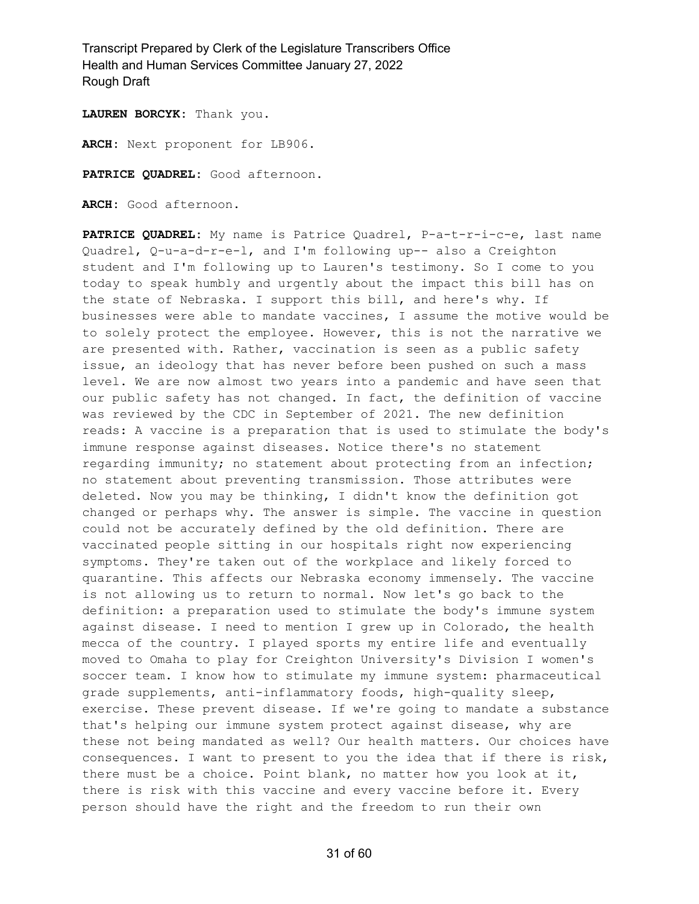**LAUREN BORCYK:** Thank you.

**ARCH:** Next proponent for LB906.

**PATRICE QUADREL:** Good afternoon.

**ARCH:** Good afternoon.

**PATRICE QUADREL:** My name is Patrice Quadrel, P-a-t-r-i-c-e, last name Quadrel, Q-u-a-d-r-e-l, and I'm following up-- also a Creighton student and I'm following up to Lauren's testimony. So I come to you today to speak humbly and urgently about the impact this bill has on the state of Nebraska. I support this bill, and here's why. If businesses were able to mandate vaccines, I assume the motive would be to solely protect the employee. However, this is not the narrative we are presented with. Rather, vaccination is seen as a public safety issue, an ideology that has never before been pushed on such a mass level. We are now almost two years into a pandemic and have seen that our public safety has not changed. In fact, the definition of vaccine was reviewed by the CDC in September of 2021. The new definition reads: A vaccine is a preparation that is used to stimulate the body's immune response against diseases. Notice there's no statement regarding immunity; no statement about protecting from an infection; no statement about preventing transmission. Those attributes were deleted. Now you may be thinking, I didn't know the definition got changed or perhaps why. The answer is simple. The vaccine in question could not be accurately defined by the old definition. There are vaccinated people sitting in our hospitals right now experiencing symptoms. They're taken out of the workplace and likely forced to quarantine. This affects our Nebraska economy immensely. The vaccine is not allowing us to return to normal. Now let's go back to the definition: a preparation used to stimulate the body's immune system against disease. I need to mention I grew up in Colorado, the health mecca of the country. I played sports my entire life and eventually moved to Omaha to play for Creighton University's Division I women's soccer team. I know how to stimulate my immune system: pharmaceutical grade supplements, anti-inflammatory foods, high-quality sleep, exercise. These prevent disease. If we're going to mandate a substance that's helping our immune system protect against disease, why are these not being mandated as well? Our health matters. Our choices have consequences. I want to present to you the idea that if there is risk, there must be a choice. Point blank, no matter how you look at it, there is risk with this vaccine and every vaccine before it. Every person should have the right and the freedom to run their own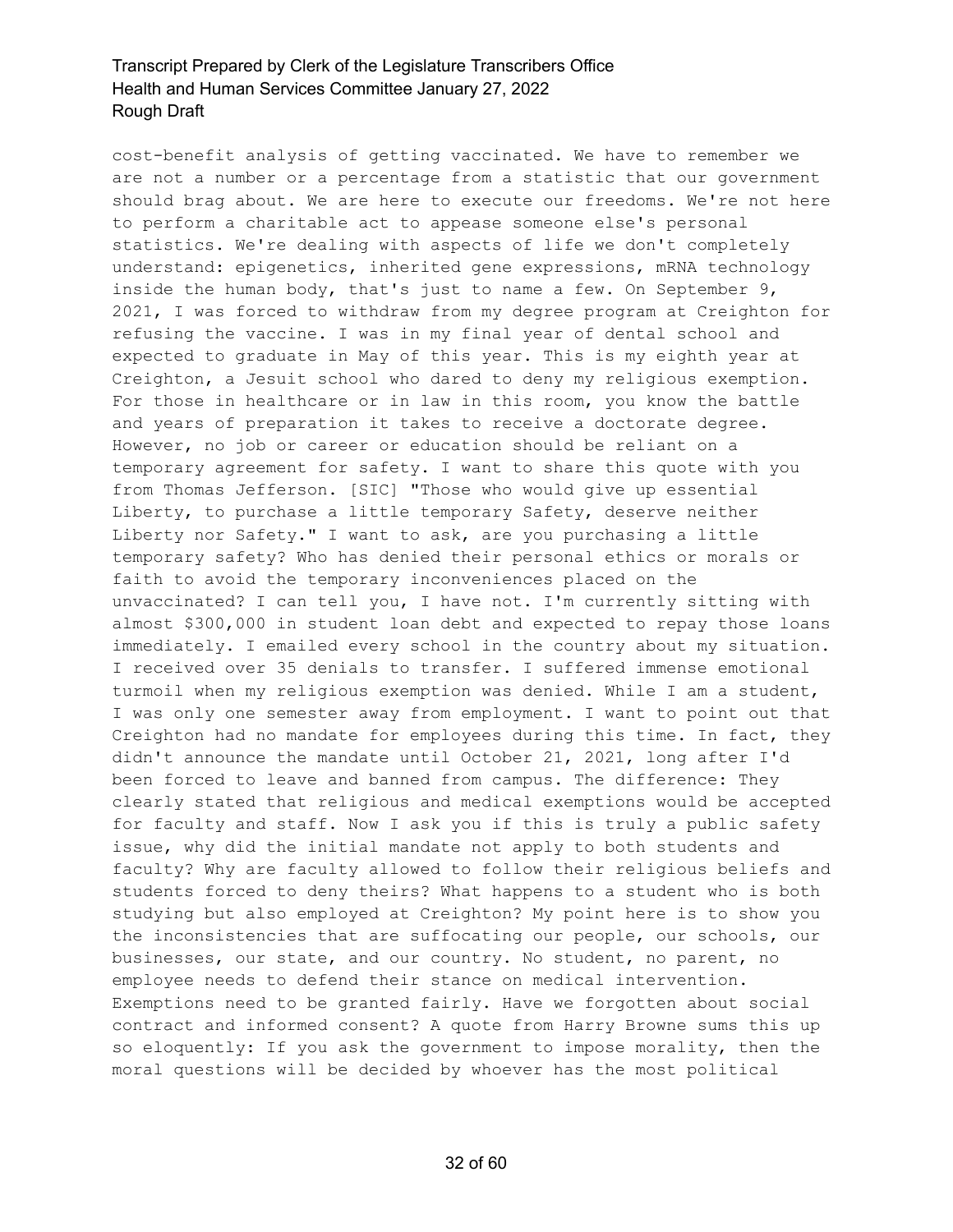cost-benefit analysis of getting vaccinated. We have to remember we are not a number or a percentage from a statistic that our government should brag about. We are here to execute our freedoms. We're not here to perform a charitable act to appease someone else's personal statistics. We're dealing with aspects of life we don't completely understand: epigenetics, inherited gene expressions, mRNA technology inside the human body, that's just to name a few. On September 9, 2021, I was forced to withdraw from my degree program at Creighton for refusing the vaccine. I was in my final year of dental school and expected to graduate in May of this year. This is my eighth year at Creighton, a Jesuit school who dared to deny my religious exemption. For those in healthcare or in law in this room, you know the battle and years of preparation it takes to receive a doctorate degree. However, no job or career or education should be reliant on a temporary agreement for safety. I want to share this quote with you from Thomas Jefferson. [SIC] "Those who would give up essential Liberty, to purchase a little temporary Safety, deserve neither Liberty nor Safety." I want to ask, are you purchasing a little temporary safety? Who has denied their personal ethics or morals or faith to avoid the temporary inconveniences placed on the unvaccinated? I can tell you, I have not. I'm currently sitting with almost $300,000 in student loan debt and expected to repay those loans immediately. I emailed every school in the country about my situation. I received over 35 denials to transfer. I suffered immense emotional turmoil when my religious exemption was denied. While I am a student, I was only one semester away from employment. I want to point out that Creighton had no mandate for employees during this time. In fact, they didn't announce the mandate until October 21, 2021, long after I'd been forced to leave and banned from campus. The difference: They clearly stated that religious and medical exemptions would be accepted for faculty and staff. Now I ask you if this is truly a public safety issue, why did the initial mandate not apply to both students and faculty? Why are faculty allowed to follow their religious beliefs and students forced to deny theirs? What happens to a student who is both studying but also employed at Creighton? My point here is to show you the inconsistencies that are suffocating our people, our schools, our businesses, our state, and our country. No student, no parent, no employee needs to defend their stance on medical intervention. Exemptions need to be granted fairly. Have we forgotten about social contract and informed consent? A quote from Harry Browne sums this up so eloquently: If you ask the government to impose morality, then the moral questions will be decided by whoever has the most political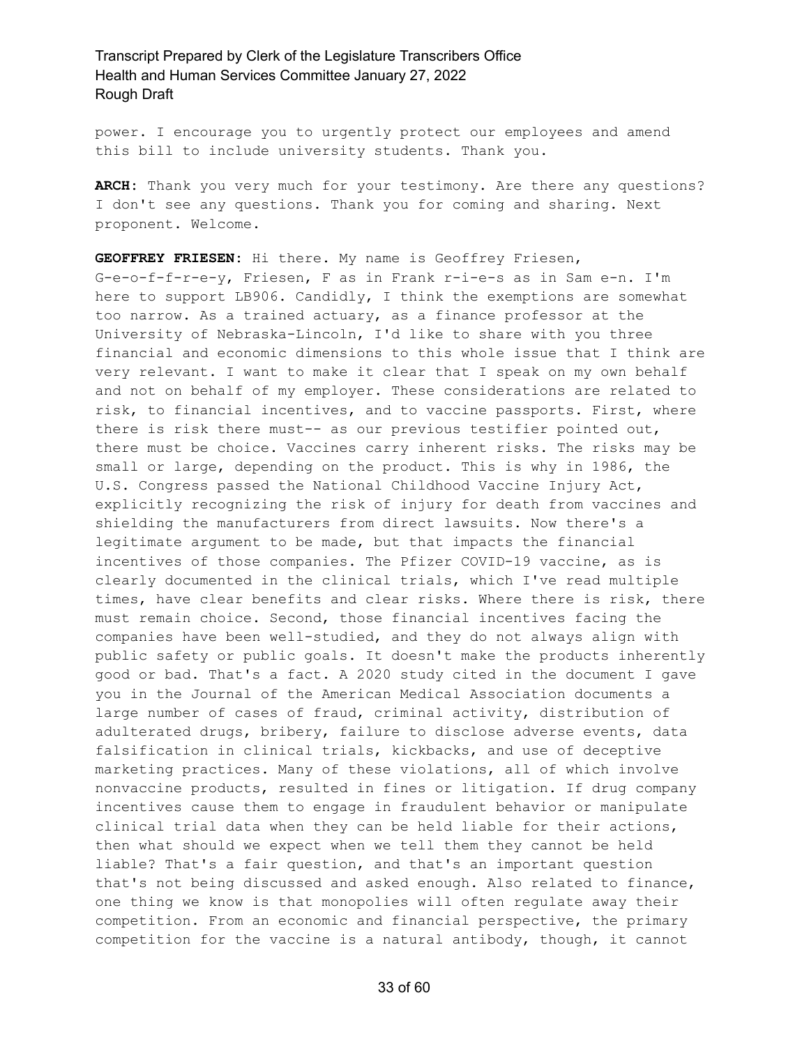power. I encourage you to urgently protect our employees and amend this bill to include university students. Thank you.

**ARCH:** Thank you very much for your testimony. Are there any questions? I don't see any questions. Thank you for coming and sharing. Next proponent. Welcome.

**GEOFFREY FRIESEN:** Hi there. My name is Geoffrey Friesen, G-e-o-f-f-r-e-y, Friesen, F as in Frank r-i-e-s as in Sam e-n. I'm here to support LB906. Candidly, I think the exemptions are somewhat too narrow. As a trained actuary, as a finance professor at the University of Nebraska-Lincoln, I'd like to share with you three financial and economic dimensions to this whole issue that I think are very relevant. I want to make it clear that I speak on my own behalf and not on behalf of my employer. These considerations are related to risk, to financial incentives, and to vaccine passports. First, where there is risk there must-- as our previous testifier pointed out, there must be choice. Vaccines carry inherent risks. The risks may be small or large, depending on the product. This is why in 1986, the U.S. Congress passed the National Childhood Vaccine Injury Act, explicitly recognizing the risk of injury for death from vaccines and shielding the manufacturers from direct lawsuits. Now there's a legitimate argument to be made, but that impacts the financial incentives of those companies. The Pfizer COVID-19 vaccine, as is clearly documented in the clinical trials, which I've read multiple times, have clear benefits and clear risks. Where there is risk, there must remain choice. Second, those financial incentives facing the companies have been well-studied, and they do not always align with public safety or public goals. It doesn't make the products inherently good or bad. That's a fact. A 2020 study cited in the document I gave you in the Journal of the American Medical Association documents a large number of cases of fraud, criminal activity, distribution of adulterated drugs, bribery, failure to disclose adverse events, data falsification in clinical trials, kickbacks, and use of deceptive marketing practices. Many of these violations, all of which involve nonvaccine products, resulted in fines or litigation. If drug company incentives cause them to engage in fraudulent behavior or manipulate clinical trial data when they can be held liable for their actions, then what should we expect when we tell them they cannot be held liable? That's a fair question, and that's an important question that's not being discussed and asked enough. Also related to finance, one thing we know is that monopolies will often regulate away their competition. From an economic and financial perspective, the primary competition for the vaccine is a natural antibody, though, it cannot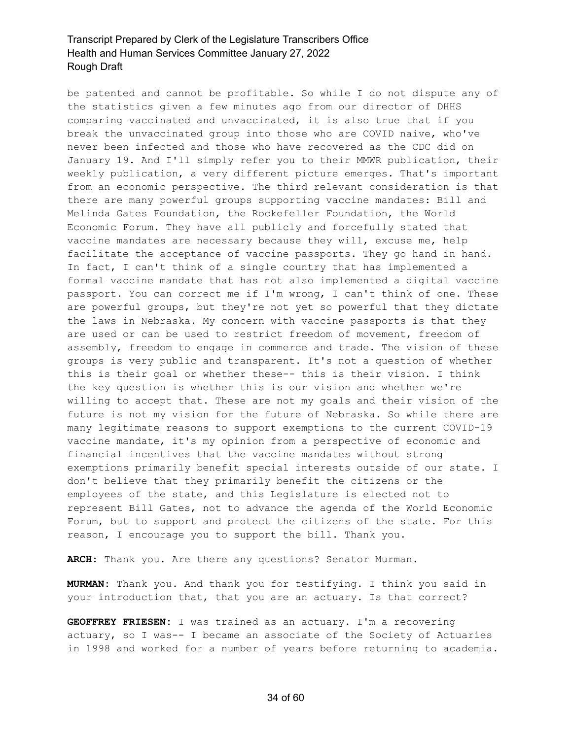be patented and cannot be profitable. So while I do not dispute any of the statistics given a few minutes ago from our director of DHHS comparing vaccinated and unvaccinated, it is also true that if you break the unvaccinated group into those who are COVID naive, who've never been infected and those who have recovered as the CDC did on January 19. And I'll simply refer you to their MMWR publication, their weekly publication, a very different picture emerges. That's important from an economic perspective. The third relevant consideration is that there are many powerful groups supporting vaccine mandates: Bill and Melinda Gates Foundation, the Rockefeller Foundation, the World Economic Forum. They have all publicly and forcefully stated that vaccine mandates are necessary because they will, excuse me, help facilitate the acceptance of vaccine passports. They go hand in hand. In fact, I can't think of a single country that has implemented a formal vaccine mandate that has not also implemented a digital vaccine passport. You can correct me if I'm wrong, I can't think of one. These are powerful groups, but they're not yet so powerful that they dictate the laws in Nebraska. My concern with vaccine passports is that they are used or can be used to restrict freedom of movement, freedom of assembly, freedom to engage in commerce and trade. The vision of these groups is very public and transparent. It's not a question of whether this is their goal or whether these-- this is their vision. I think the key question is whether this is our vision and whether we're willing to accept that. These are not my goals and their vision of the future is not my vision for the future of Nebraska. So while there are many legitimate reasons to support exemptions to the current COVID-19 vaccine mandate, it's my opinion from a perspective of economic and financial incentives that the vaccine mandates without strong exemptions primarily benefit special interests outside of our state. I don't believe that they primarily benefit the citizens or the employees of the state, and this Legislature is elected not to represent Bill Gates, not to advance the agenda of the World Economic Forum, but to support and protect the citizens of the state. For this reason, I encourage you to support the bill. Thank you.

**ARCH:** Thank you. Are there any questions? Senator Murman.

**MURMAN:** Thank you. And thank you for testifying. I think you said in your introduction that, that you are an actuary. Is that correct?

**GEOFFREY FRIESEN:** I was trained as an actuary. I'm a recovering actuary, so I was-- I became an associate of the Society of Actuaries in 1998 and worked for a number of years before returning to academia.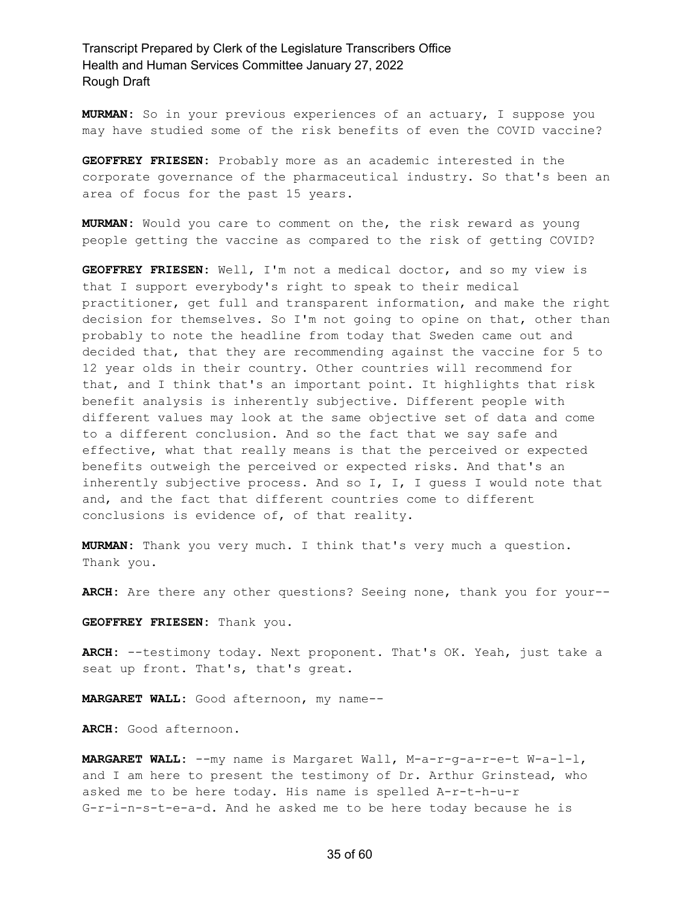**MURMAN:** So in your previous experiences of an actuary, I suppose you may have studied some of the risk benefits of even the COVID vaccine?

**GEOFFREY FRIESEN:** Probably more as an academic interested in the corporate governance of the pharmaceutical industry. So that's been an area of focus for the past 15 years.

**MURMAN:** Would you care to comment on the, the risk reward as young people getting the vaccine as compared to the risk of getting COVID?

**GEOFFREY FRIESEN:** Well, I'm not a medical doctor, and so my view is that I support everybody's right to speak to their medical practitioner, get full and transparent information, and make the right decision for themselves. So I'm not going to opine on that, other than probably to note the headline from today that Sweden came out and decided that, that they are recommending against the vaccine for 5 to 12 year olds in their country. Other countries will recommend for that, and I think that's an important point. It highlights that risk benefit analysis is inherently subjective. Different people with different values may look at the same objective set of data and come to a different conclusion. And so the fact that we say safe and effective, what that really means is that the perceived or expected benefits outweigh the perceived or expected risks. And that's an inherently subjective process. And so I, I, I guess I would note that and, and the fact that different countries come to different conclusions is evidence of, of that reality.

**MURMAN:** Thank you very much. I think that's very much a question. Thank you.

**ARCH:** Are there any other questions? Seeing none, thank you for your--

**GEOFFREY FRIESEN:** Thank you.

**ARCH:** --testimony today. Next proponent. That's OK. Yeah, just take a seat up front. That's, that's great.

**MARGARET WALL:** Good afternoon, my name--

**ARCH:** Good afternoon.

**MARGARET WALL:** --my name is Margaret Wall, M-a-r-g-a-r-e-t W-a-l-l, and I am here to present the testimony of Dr. Arthur Grinstead, who asked me to be here today. His name is spelled A-r-t-h-u-r G-r-i-n-s-t-e-a-d. And he asked me to be here today because he is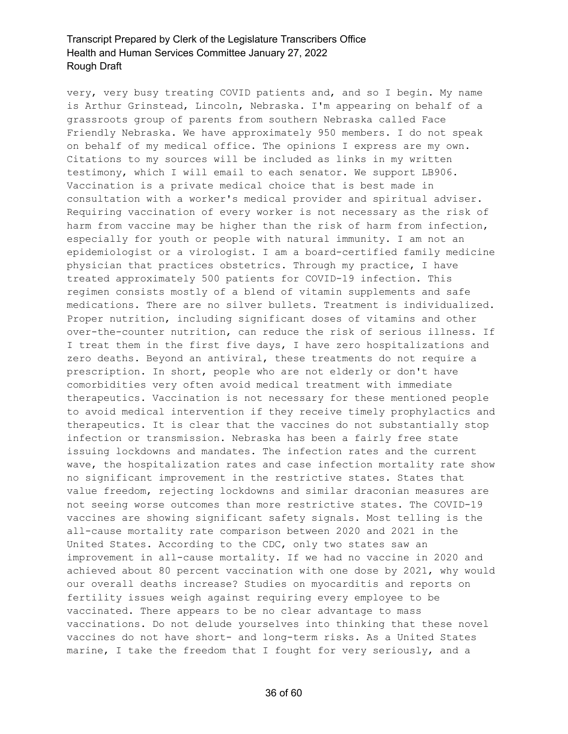very, very busy treating COVID patients and, and so I begin. My name is Arthur Grinstead, Lincoln, Nebraska. I'm appearing on behalf of a grassroots group of parents from southern Nebraska called Face Friendly Nebraska. We have approximately 950 members. I do not speak on behalf of my medical office. The opinions I express are my own. Citations to my sources will be included as links in my written testimony, which I will email to each senator. We support LB906. Vaccination is a private medical choice that is best made in consultation with a worker's medical provider and spiritual adviser. Requiring vaccination of every worker is not necessary as the risk of harm from vaccine may be higher than the risk of harm from infection, especially for youth or people with natural immunity. I am not an epidemiologist or a virologist. I am a board-certified family medicine physician that practices obstetrics. Through my practice, I have treated approximately 500 patients for COVID-19 infection. This regimen consists mostly of a blend of vitamin supplements and safe medications. There are no silver bullets. Treatment is individualized. Proper nutrition, including significant doses of vitamins and other over-the-counter nutrition, can reduce the risk of serious illness. If I treat them in the first five days, I have zero hospitalizations and zero deaths. Beyond an antiviral, these treatments do not require a prescription. In short, people who are not elderly or don't have comorbidities very often avoid medical treatment with immediate therapeutics. Vaccination is not necessary for these mentioned people to avoid medical intervention if they receive timely prophylactics and therapeutics. It is clear that the vaccines do not substantially stop infection or transmission. Nebraska has been a fairly free state issuing lockdowns and mandates. The infection rates and the current wave, the hospitalization rates and case infection mortality rate show no significant improvement in the restrictive states. States that value freedom, rejecting lockdowns and similar draconian measures are not seeing worse outcomes than more restrictive states. The COVID-19 vaccines are showing significant safety signals. Most telling is the all-cause mortality rate comparison between 2020 and 2021 in the United States. According to the CDC, only two states saw an improvement in all-cause mortality. If we had no vaccine in 2020 and achieved about 80 percent vaccination with one dose by 2021, why would our overall deaths increase? Studies on myocarditis and reports on fertility issues weigh against requiring every employee to be vaccinated. There appears to be no clear advantage to mass vaccinations. Do not delude yourselves into thinking that these novel vaccines do not have short- and long-term risks. As a United States marine, I take the freedom that I fought for very seriously, and a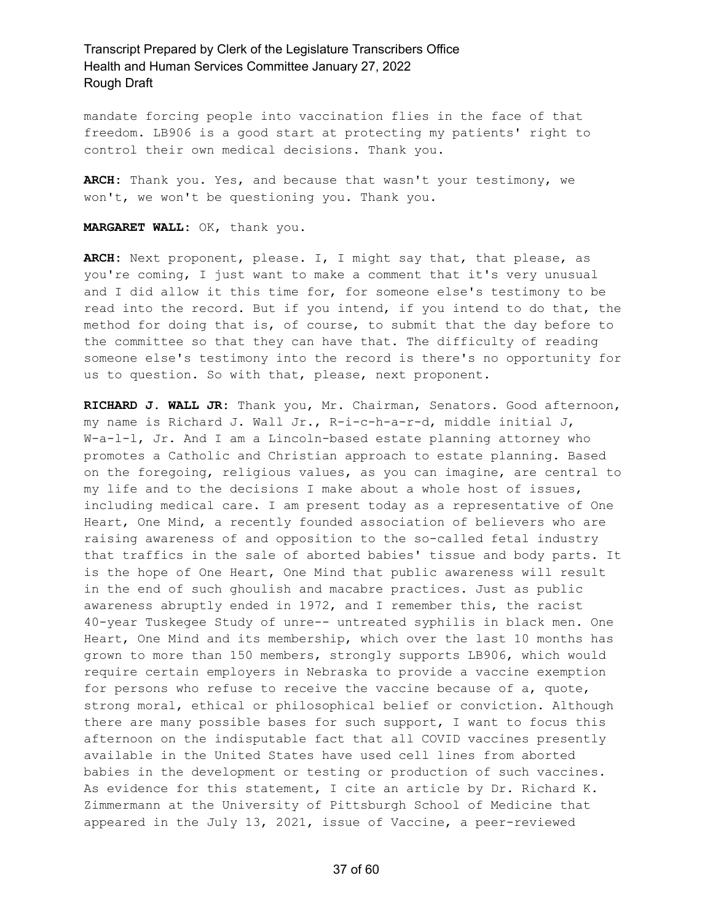mandate forcing people into vaccination flies in the face of that freedom. LB906 is a good start at protecting my patients' right to control their own medical decisions. Thank you.

**ARCH:** Thank you. Yes, and because that wasn't your testimony, we won't, we won't be questioning you. Thank you.

**MARGARET WALL:** OK, thank you.

**ARCH:** Next proponent, please. I, I might say that, that please, as you're coming, I just want to make a comment that it's very unusual and I did allow it this time for, for someone else's testimony to be read into the record. But if you intend, if you intend to do that, the method for doing that is, of course, to submit that the day before to the committee so that they can have that. The difficulty of reading someone else's testimony into the record is there's no opportunity for us to question. So with that, please, next proponent.

**RICHARD J. WALL JR:** Thank you, Mr. Chairman, Senators. Good afternoon, my name is Richard J. Wall Jr., R-i-c-h-a-r-d, middle initial J, W-a-l-l, Jr. And I am a Lincoln-based estate planning attorney who promotes a Catholic and Christian approach to estate planning. Based on the foregoing, religious values, as you can imagine, are central to my life and to the decisions I make about a whole host of issues, including medical care. I am present today as a representative of One Heart, One Mind, a recently founded association of believers who are raising awareness of and opposition to the so-called fetal industry that traffics in the sale of aborted babies' tissue and body parts. It is the hope of One Heart, One Mind that public awareness will result in the end of such ghoulish and macabre practices. Just as public awareness abruptly ended in 1972, and I remember this, the racist 40-year Tuskegee Study of unre-- untreated syphilis in black men. One Heart, One Mind and its membership, which over the last 10 months has grown to more than 150 members, strongly supports LB906, which would require certain employers in Nebraska to provide a vaccine exemption for persons who refuse to receive the vaccine because of a, quote, strong moral, ethical or philosophical belief or conviction. Although there are many possible bases for such support, I want to focus this afternoon on the indisputable fact that all COVID vaccines presently available in the United States have used cell lines from aborted babies in the development or testing or production of such vaccines. As evidence for this statement, I cite an article by Dr. Richard K. Zimmermann at the University of Pittsburgh School of Medicine that appeared in the July 13, 2021, issue of Vaccine, a peer-reviewed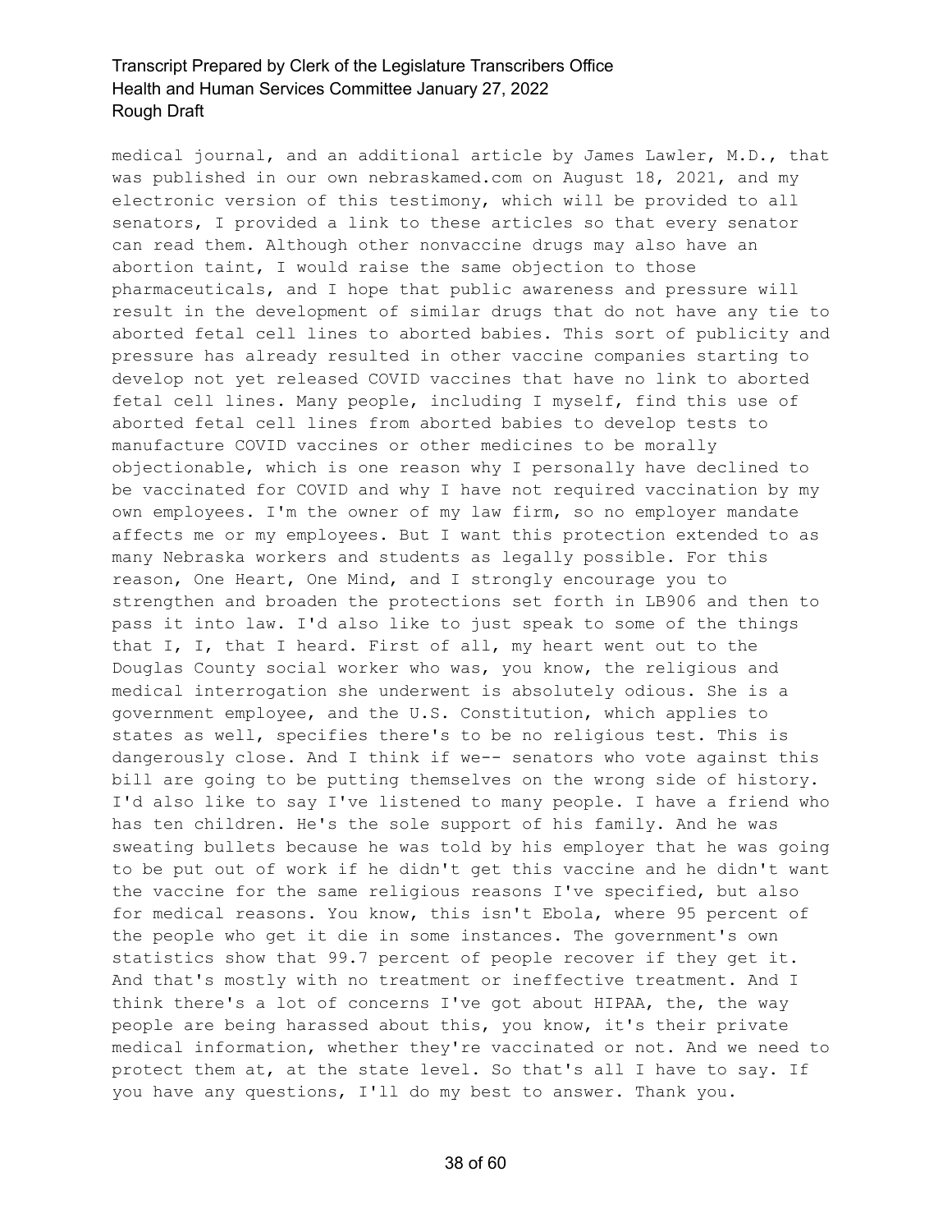medical journal, and an additional article by James Lawler, M.D., that was published in our own nebraskamed.com on August 18, 2021, and my electronic version of this testimony, which will be provided to all senators, I provided a link to these articles so that every senator can read them. Although other nonvaccine drugs may also have an abortion taint, I would raise the same objection to those pharmaceuticals, and I hope that public awareness and pressure will result in the development of similar drugs that do not have any tie to aborted fetal cell lines to aborted babies. This sort of publicity and pressure has already resulted in other vaccine companies starting to develop not yet released COVID vaccines that have no link to aborted fetal cell lines. Many people, including I myself, find this use of aborted fetal cell lines from aborted babies to develop tests to manufacture COVID vaccines or other medicines to be morally objectionable, which is one reason why I personally have declined to be vaccinated for COVID and why I have not required vaccination by my own employees. I'm the owner of my law firm, so no employer mandate affects me or my employees. But I want this protection extended to as many Nebraska workers and students as legally possible. For this reason, One Heart, One Mind, and I strongly encourage you to strengthen and broaden the protections set forth in LB906 and then to pass it into law. I'd also like to just speak to some of the things that I, I, that I heard. First of all, my heart went out to the Douglas County social worker who was, you know, the religious and medical interrogation she underwent is absolutely odious. She is a government employee, and the U.S. Constitution, which applies to states as well, specifies there's to be no religious test. This is dangerously close. And I think if we-- senators who vote against this bill are going to be putting themselves on the wrong side of history. I'd also like to say I've listened to many people. I have a friend who has ten children. He's the sole support of his family. And he was sweating bullets because he was told by his employer that he was going to be put out of work if he didn't get this vaccine and he didn't want the vaccine for the same religious reasons I've specified, but also for medical reasons. You know, this isn't Ebola, where 95 percent of the people who get it die in some instances. The government's own statistics show that 99.7 percent of people recover if they get it. And that's mostly with no treatment or ineffective treatment. And I think there's a lot of concerns I've got about HIPAA, the, the way people are being harassed about this, you know, it's their private medical information, whether they're vaccinated or not. And we need to protect them at, at the state level. So that's all I have to say. If you have any questions, I'll do my best to answer. Thank you.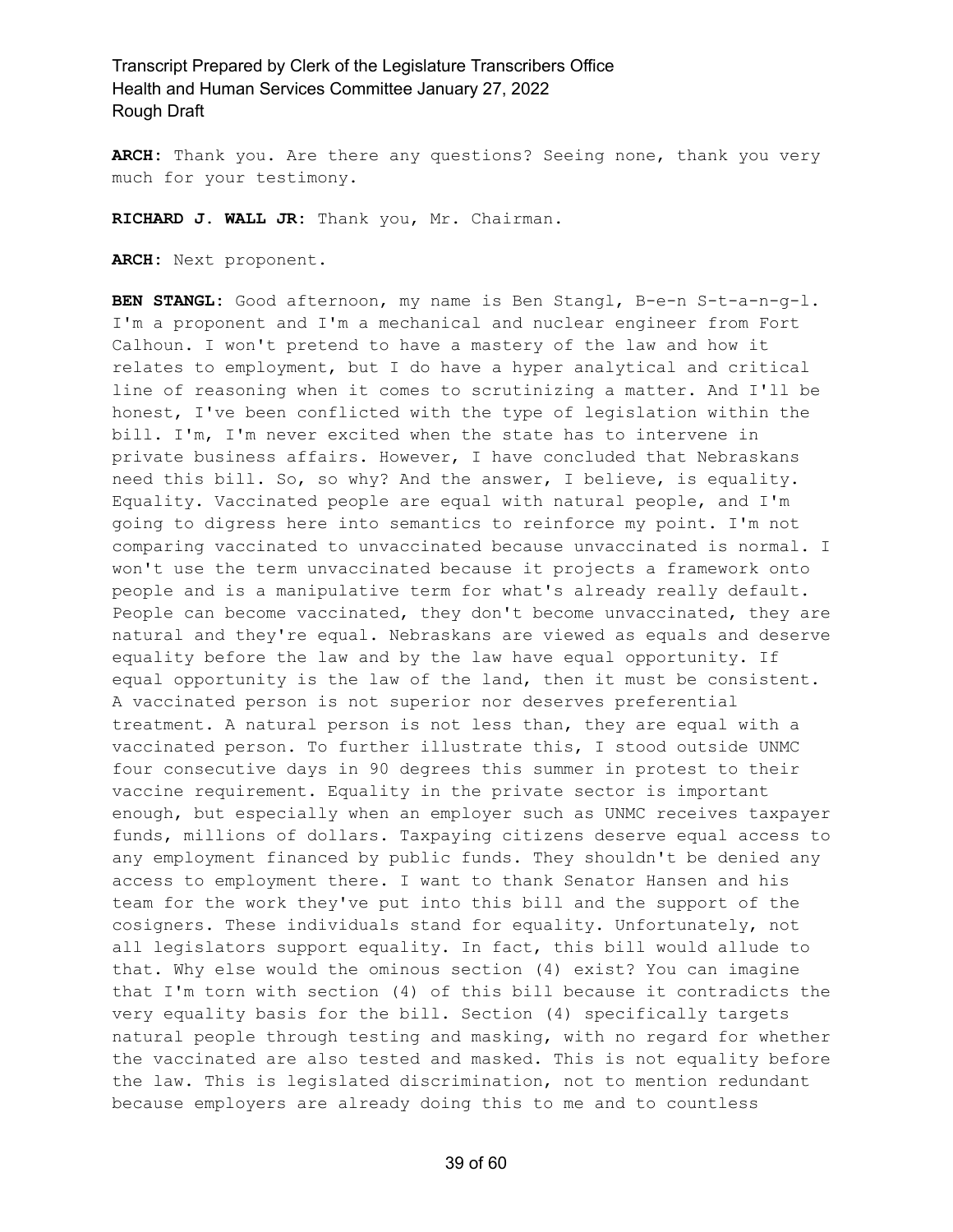**ARCH:** Thank you. Are there any questions? Seeing none, thank you very much for your testimony.

**RICHARD J. WALL JR:** Thank you, Mr. Chairman.

**ARCH:** Next proponent.

**BEN STANGL:** Good afternoon, my name is Ben Stangl, B-e-n S-t-a-n-g-l. I'm a proponent and I'm a mechanical and nuclear engineer from Fort Calhoun. I won't pretend to have a mastery of the law and how it relates to employment, but I do have a hyper analytical and critical line of reasoning when it comes to scrutinizing a matter. And I'll be honest, I've been conflicted with the type of legislation within the bill. I'm, I'm never excited when the state has to intervene in private business affairs. However, I have concluded that Nebraskans need this bill. So, so why? And the answer, I believe, is equality. Equality. Vaccinated people are equal with natural people, and I'm going to digress here into semantics to reinforce my point. I'm not comparing vaccinated to unvaccinated because unvaccinated is normal. I won't use the term unvaccinated because it projects a framework onto people and is a manipulative term for what's already really default. People can become vaccinated, they don't become unvaccinated, they are natural and they're equal. Nebraskans are viewed as equals and deserve equality before the law and by the law have equal opportunity. If equal opportunity is the law of the land, then it must be consistent. A vaccinated person is not superior nor deserves preferential treatment. A natural person is not less than, they are equal with a vaccinated person. To further illustrate this, I stood outside UNMC four consecutive days in 90 degrees this summer in protest to their vaccine requirement. Equality in the private sector is important enough, but especially when an employer such as UNMC receives taxpayer funds, millions of dollars. Taxpaying citizens deserve equal access to any employment financed by public funds. They shouldn't be denied any access to employment there. I want to thank Senator Hansen and his team for the work they've put into this bill and the support of the cosigners. These individuals stand for equality. Unfortunately, not all legislators support equality. In fact, this bill would allude to that. Why else would the ominous section (4) exist? You can imagine that I'm torn with section (4) of this bill because it contradicts the very equality basis for the bill. Section (4) specifically targets natural people through testing and masking, with no regard for whether the vaccinated are also tested and masked. This is not equality before the law. This is legislated discrimination, not to mention redundant because employers are already doing this to me and to countless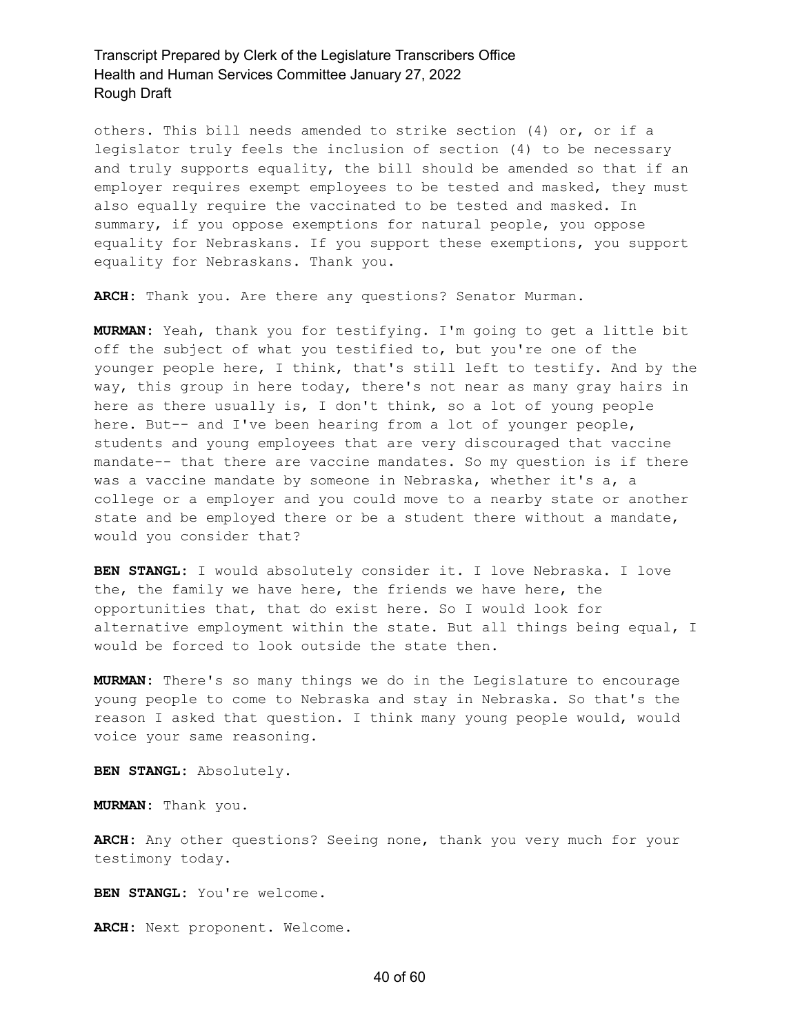others. This bill needs amended to strike section (4) or, or if a legislator truly feels the inclusion of section (4) to be necessary and truly supports equality, the bill should be amended so that if an employer requires exempt employees to be tested and masked, they must also equally require the vaccinated to be tested and masked. In summary, if you oppose exemptions for natural people, you oppose equality for Nebraskans. If you support these exemptions, you support equality for Nebraskans. Thank you.

**ARCH:** Thank you. Are there any questions? Senator Murman.

**MURMAN:** Yeah, thank you for testifying. I'm going to get a little bit off the subject of what you testified to, but you're one of the younger people here, I think, that's still left to testify. And by the way, this group in here today, there's not near as many gray hairs in here as there usually is, I don't think, so a lot of young people here. But-- and I've been hearing from a lot of younger people, students and young employees that are very discouraged that vaccine mandate-- that there are vaccine mandates. So my question is if there was a vaccine mandate by someone in Nebraska, whether it's a, a college or a employer and you could move to a nearby state or another state and be employed there or be a student there without a mandate, would you consider that?

**BEN STANGL:** I would absolutely consider it. I love Nebraska. I love the, the family we have here, the friends we have here, the opportunities that, that do exist here. So I would look for alternative employment within the state. But all things being equal, I would be forced to look outside the state then.

**MURMAN:** There's so many things we do in the Legislature to encourage young people to come to Nebraska and stay in Nebraska. So that's the reason I asked that question. I think many young people would, would voice your same reasoning.

**BEN STANGL:** Absolutely.

**MURMAN:** Thank you.

**ARCH:** Any other questions? Seeing none, thank you very much for your testimony today.

**BEN STANGL:** You're welcome.

**ARCH:** Next proponent. Welcome.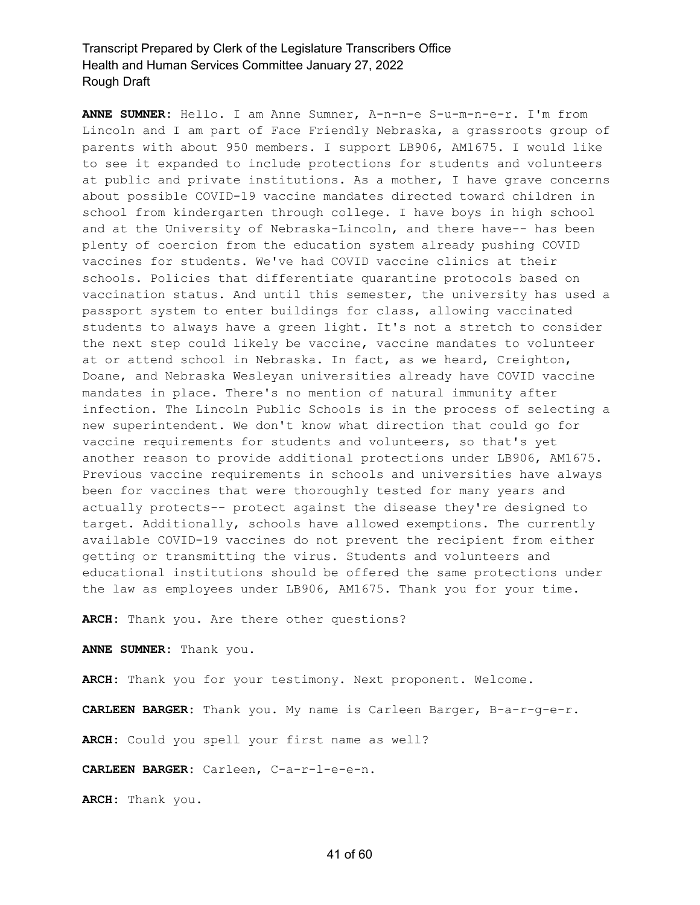**ANNE SUMNER:** Hello. I am Anne Sumner, A-n-n-e S-u-m-n-e-r. I'm from Lincoln and I am part of Face Friendly Nebraska, a grassroots group of parents with about 950 members. I support LB906, AM1675. I would like to see it expanded to include protections for students and volunteers at public and private institutions. As a mother, I have grave concerns about possible COVID-19 vaccine mandates directed toward children in school from kindergarten through college. I have boys in high school and at the University of Nebraska-Lincoln, and there have-- has been plenty of coercion from the education system already pushing COVID vaccines for students. We've had COVID vaccine clinics at their schools. Policies that differentiate quarantine protocols based on vaccination status. And until this semester, the university has used a passport system to enter buildings for class, allowing vaccinated students to always have a green light. It's not a stretch to consider the next step could likely be vaccine, vaccine mandates to volunteer at or attend school in Nebraska. In fact, as we heard, Creighton, Doane, and Nebraska Wesleyan universities already have COVID vaccine mandates in place. There's no mention of natural immunity after infection. The Lincoln Public Schools is in the process of selecting a new superintendent. We don't know what direction that could go for vaccine requirements for students and volunteers, so that's yet another reason to provide additional protections under LB906, AM1675. Previous vaccine requirements in schools and universities have always been for vaccines that were thoroughly tested for many years and actually protects-- protect against the disease they're designed to target. Additionally, schools have allowed exemptions. The currently available COVID-19 vaccines do not prevent the recipient from either getting or transmitting the virus. Students and volunteers and educational institutions should be offered the same protections under the law as employees under LB906, AM1675. Thank you for your time.

**ARCH:** Thank you. Are there other questions?

**ANNE SUMNER:** Thank you.

**ARCH:** Thank you for your testimony. Next proponent. Welcome.

**CARLEEN BARGER:** Thank you. My name is Carleen Barger, B-a-r-g-e-r.

**ARCH:** Could you spell your first name as well?

**CARLEEN BARGER:** Carleen, C-a-r-l-e-e-n.

**ARCH:** Thank you.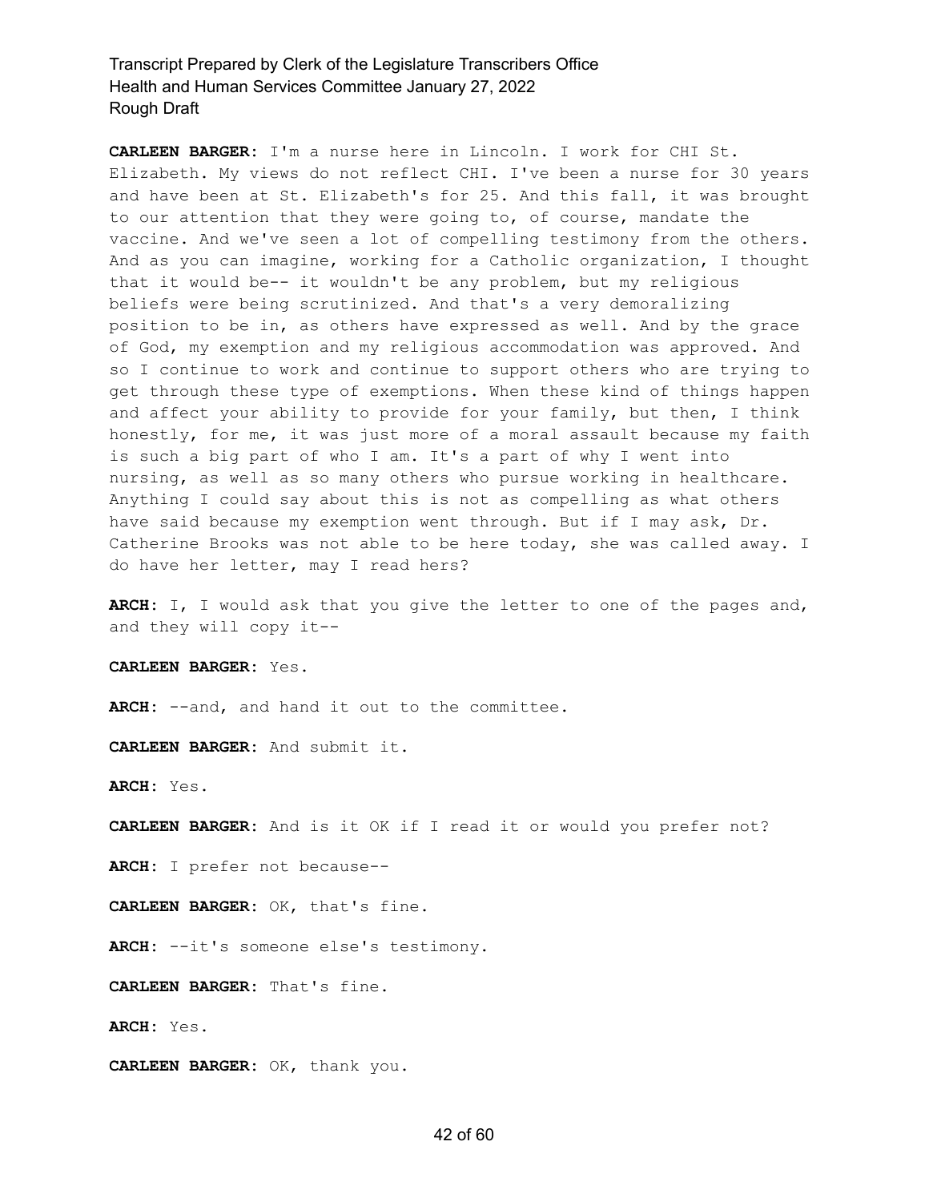**CARLEEN BARGER:** I'm a nurse here in Lincoln. I work for CHI St. Elizabeth. My views do not reflect CHI. I've been a nurse for 30 years and have been at St. Elizabeth's for 25. And this fall, it was brought to our attention that they were going to, of course, mandate the vaccine. And we've seen a lot of compelling testimony from the others. And as you can imagine, working for a Catholic organization, I thought that it would be-- it wouldn't be any problem, but my religious beliefs were being scrutinized. And that's a very demoralizing position to be in, as others have expressed as well. And by the grace of God, my exemption and my religious accommodation was approved. And so I continue to work and continue to support others who are trying to get through these type of exemptions. When these kind of things happen and affect your ability to provide for your family, but then, I think honestly, for me, it was just more of a moral assault because my faith is such a big part of who I am. It's a part of why I went into nursing, as well as so many others who pursue working in healthcare. Anything I could say about this is not as compelling as what others have said because my exemption went through. But if I may ask, Dr. Catherine Brooks was not able to be here today, she was called away. I do have her letter, may I read hers?

**ARCH:** I, I would ask that you give the letter to one of the pages and, and they will copy it--

**CARLEEN BARGER:** Yes.

**ARCH:** --and, and hand it out to the committee.

**CARLEEN BARGER:** And submit it.

**ARCH:** Yes.

**CARLEEN BARGER:** And is it OK if I read it or would you prefer not?

**ARCH:** I prefer not because--

**CARLEEN BARGER:** OK, that's fine.

**ARCH:** --it's someone else's testimony.

**CARLEEN BARGER:** That's fine.

**ARCH:** Yes.

**CARLEEN BARGER:** OK, thank you.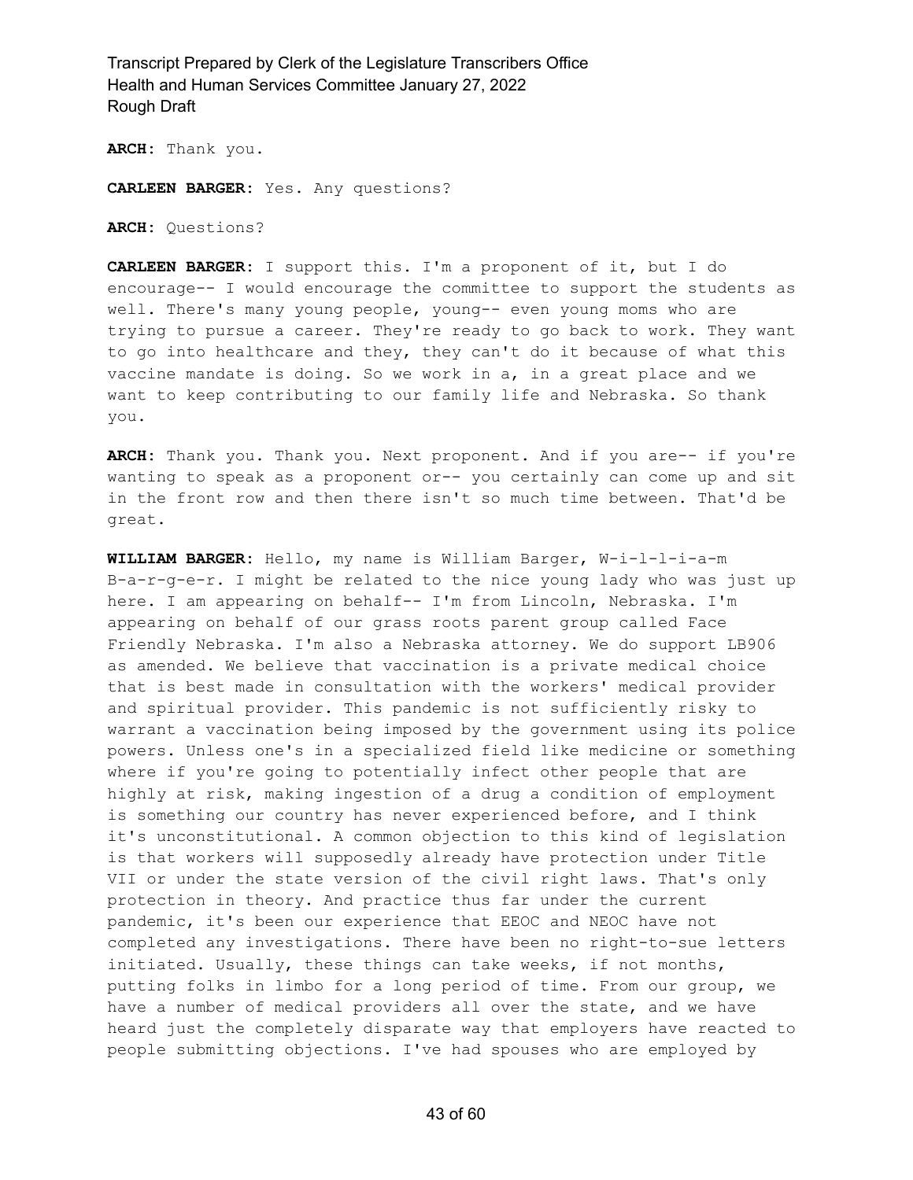**ARCH:** Thank you.

**CARLEEN BARGER:** Yes. Any questions?

**ARCH:** Questions?

**CARLEEN BARGER:** I support this. I'm a proponent of it, but I do encourage-- I would encourage the committee to support the students as well. There's many young people, young-- even young moms who are trying to pursue a career. They're ready to go back to work. They want to go into healthcare and they, they can't do it because of what this vaccine mandate is doing. So we work in a, in a great place and we want to keep contributing to our family life and Nebraska. So thank you.

**ARCH:** Thank you. Thank you. Next proponent. And if you are-- if you're wanting to speak as a proponent or-- you certainly can come up and sit in the front row and then there isn't so much time between. That'd be great.

**WILLIAM BARGER:** Hello, my name is William Barger, W-i-l-l-i-a-m B-a-r-g-e-r. I might be related to the nice young lady who was just up here. I am appearing on behalf-- I'm from Lincoln, Nebraska. I'm appearing on behalf of our grass roots parent group called Face Friendly Nebraska. I'm also a Nebraska attorney. We do support LB906 as amended. We believe that vaccination is a private medical choice that is best made in consultation with the workers' medical provider and spiritual provider. This pandemic is not sufficiently risky to warrant a vaccination being imposed by the government using its police powers. Unless one's in a specialized field like medicine or something where if you're going to potentially infect other people that are highly at risk, making ingestion of a drug a condition of employment is something our country has never experienced before, and I think it's unconstitutional. A common objection to this kind of legislation is that workers will supposedly already have protection under Title VII or under the state version of the civil right laws. That's only protection in theory. And practice thus far under the current pandemic, it's been our experience that EEOC and NEOC have not completed any investigations. There have been no right-to-sue letters initiated. Usually, these things can take weeks, if not months, putting folks in limbo for a long period of time. From our group, we have a number of medical providers all over the state, and we have heard just the completely disparate way that employers have reacted to people submitting objections. I've had spouses who are employed by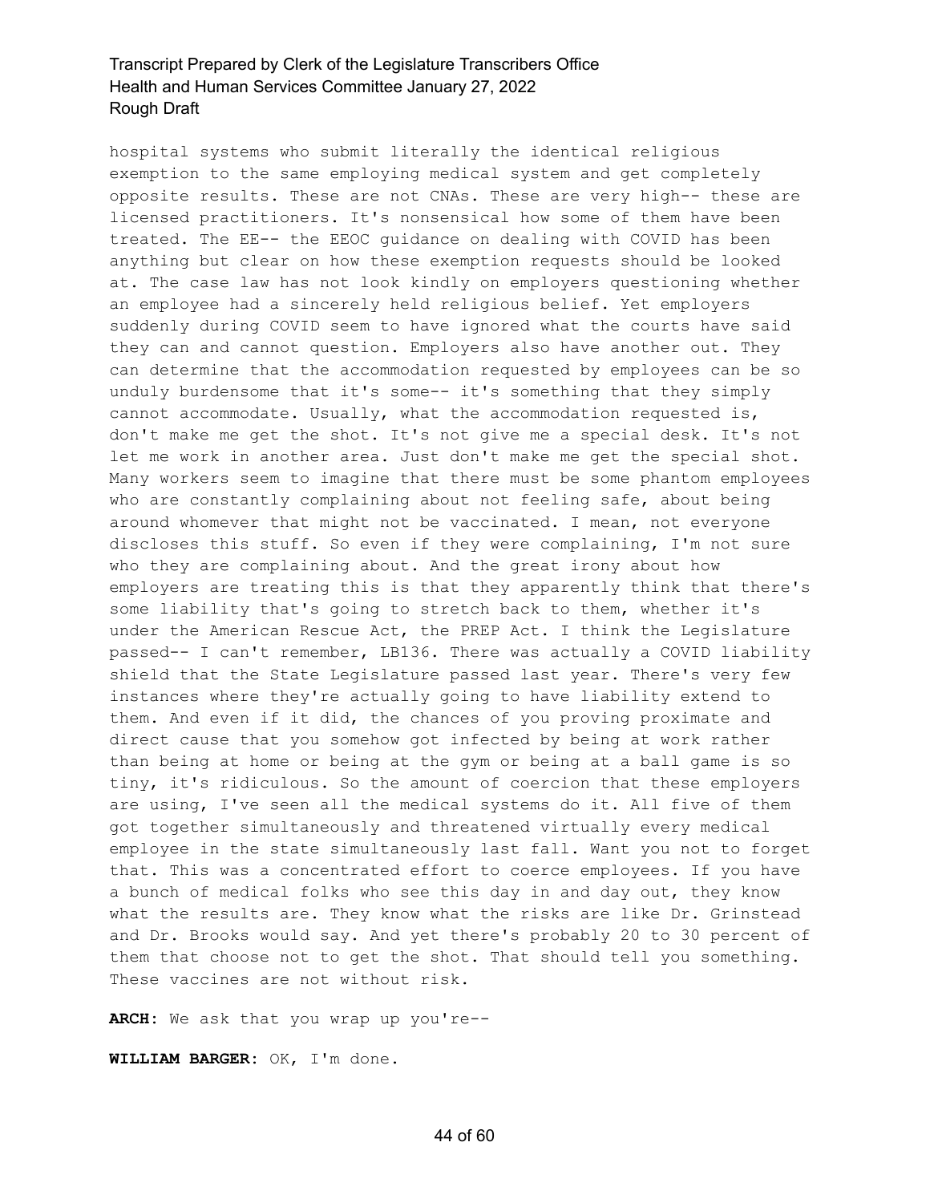hospital systems who submit literally the identical religious exemption to the same employing medical system and get completely opposite results. These are not CNAs. These are very high-- these are licensed practitioners. It's nonsensical how some of them have been treated. The EE-- the EEOC guidance on dealing with COVID has been anything but clear on how these exemption requests should be looked at. The case law has not look kindly on employers questioning whether an employee had a sincerely held religious belief. Yet employers suddenly during COVID seem to have ignored what the courts have said they can and cannot question. Employers also have another out. They can determine that the accommodation requested by employees can be so unduly burdensome that it's some-- it's something that they simply cannot accommodate. Usually, what the accommodation requested is, don't make me get the shot. It's not give me a special desk. It's not let me work in another area. Just don't make me get the special shot. Many workers seem to imagine that there must be some phantom employees who are constantly complaining about not feeling safe, about being around whomever that might not be vaccinated. I mean, not everyone discloses this stuff. So even if they were complaining, I'm not sure who they are complaining about. And the great irony about how employers are treating this is that they apparently think that there's some liability that's going to stretch back to them, whether it's under the American Rescue Act, the PREP Act. I think the Legislature passed-- I can't remember, LB136. There was actually a COVID liability shield that the State Legislature passed last year. There's very few instances where they're actually going to have liability extend to them. And even if it did, the chances of you proving proximate and direct cause that you somehow got infected by being at work rather than being at home or being at the gym or being at a ball game is so tiny, it's ridiculous. So the amount of coercion that these employers are using, I've seen all the medical systems do it. All five of them got together simultaneously and threatened virtually every medical employee in the state simultaneously last fall. Want you not to forget that. This was a concentrated effort to coerce employees. If you have a bunch of medical folks who see this day in and day out, they know what the results are. They know what the risks are like Dr. Grinstead and Dr. Brooks would say. And yet there's probably 20 to 30 percent of them that choose not to get the shot. That should tell you something. These vaccines are not without risk.

**ARCH:** We ask that you wrap up you're--

**WILLIAM BARGER:** OK, I'm done.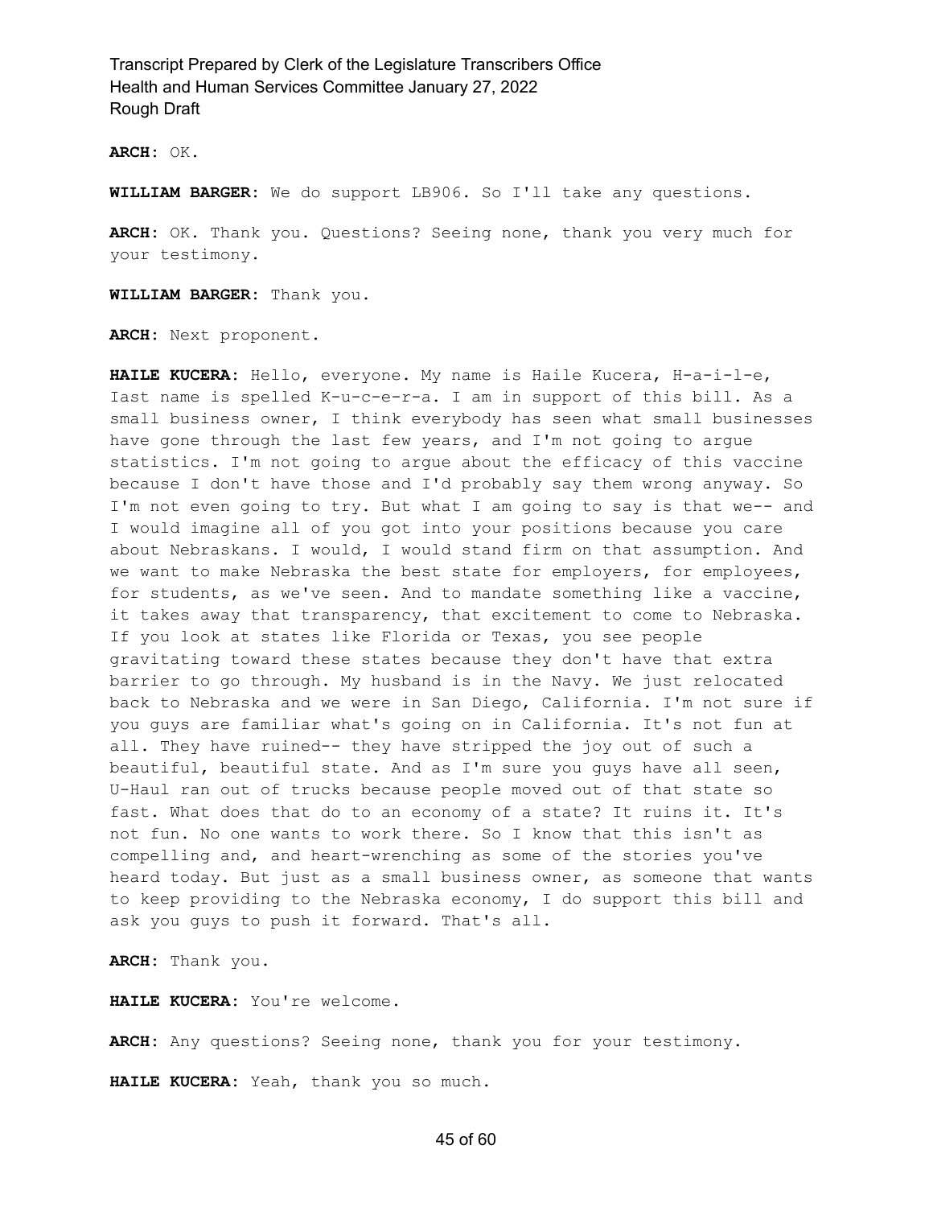**ARCH:** OK.

**WILLIAM BARGER:** We do support LB906. So I'll take any questions.

**ARCH:** OK. Thank you. Questions? Seeing none, thank you very much for your testimony.

**WILLIAM BARGER:** Thank you.

**ARCH:** Next proponent.

**HAILE KUCERA:** Hello, everyone. My name is Haile Kucera, H-a-i-l-e, last name is spelled K-u-c-e-r-a. I am in support of this bill. As a small business owner, I think everybody has seen what small businesses have gone through the last few years, and I'm not going to argue statistics. I'm not going to argue about the efficacy of this vaccine because I don't have those and I'd probably say them wrong anyway. So I'm not even going to try. But what I am going to say is that we-- and I would imagine all of you got into your positions because you care about Nebraskans. I would, I would stand firm on that assumption. And we want to make Nebraska the best state for employers, for employees, for students, as we've seen. And to mandate something like a vaccine, it takes away that transparency, that excitement to come to Nebraska. If you look at states like Florida or Texas, you see people gravitating toward these states because they don't have that extra barrier to go through. My husband is in the Navy. We just relocated back to Nebraska and we were in San Diego, California. I'm not sure if you guys are familiar what's going on in California. It's not fun at all. They have ruined-- they have stripped the joy out of such a beautiful, beautiful state. And as I'm sure you guys have all seen, U-Haul ran out of trucks because people moved out of that state so fast. What does that do to an economy of a state? It ruins it. It's not fun. No one wants to work there. So I know that this isn't as compelling and, and heart-wrenching as some of the stories you've heard today. But just as a small business owner, as someone that wants to keep providing to the Nebraska economy, I do support this bill and ask you guys to push it forward. That's all.

**ARCH:** Thank you.

**HAILE KUCERA:** You're welcome.

**ARCH:** Any questions? Seeing none, thank you for your testimony.

**HAILE KUCERA:** Yeah, thank you so much.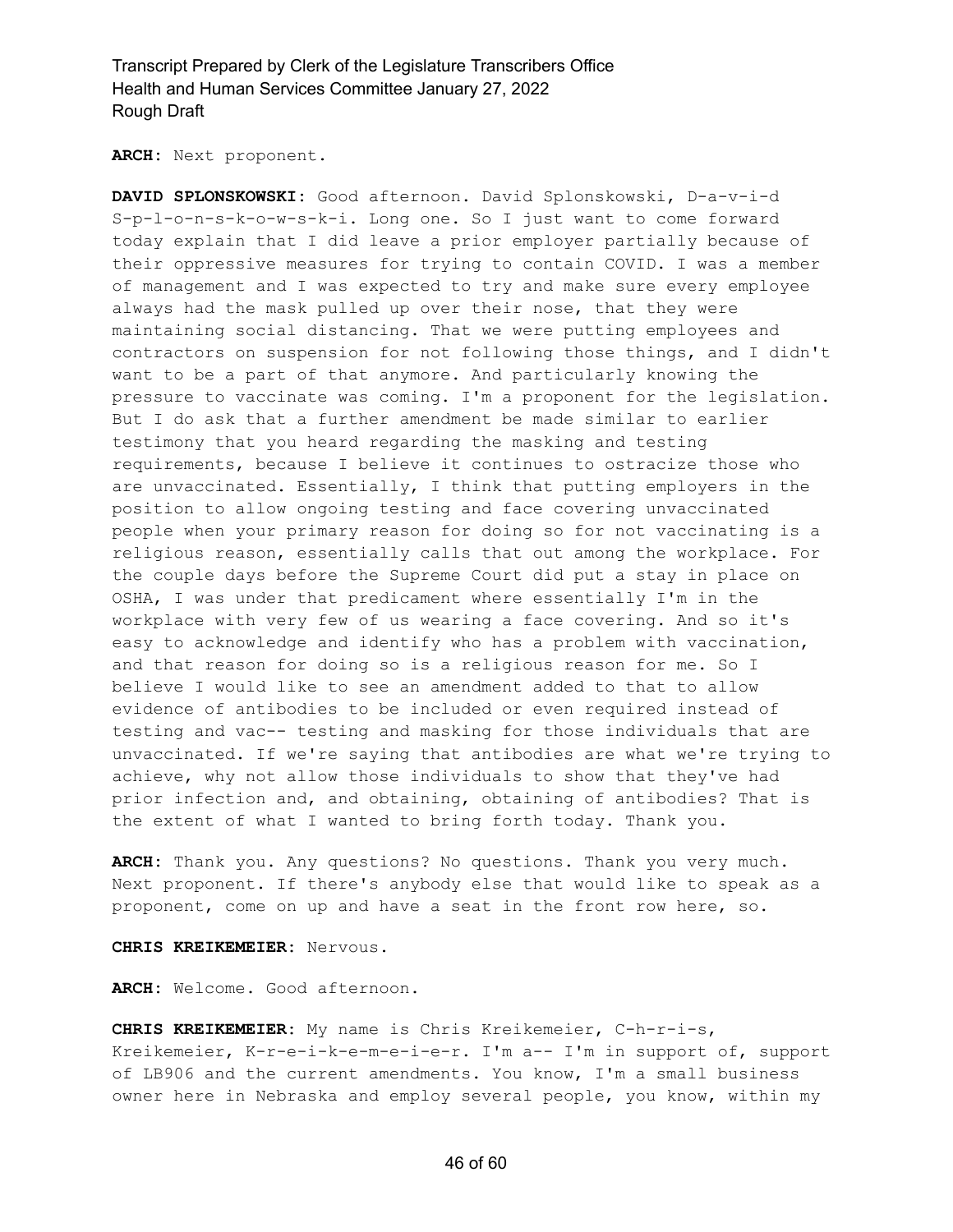**ARCH:** Next proponent.

**DAVID SPLONSKOWSKI:** Good afternoon. David Splonskowski, D-a-v-i-d S-p-l-o-n-s-k-o-w-s-k-i. Long one. So I just want to come forward today explain that I did leave a prior employer partially because of their oppressive measures for trying to contain COVID. I was a member of management and I was expected to try and make sure every employee always had the mask pulled up over their nose, that they were maintaining social distancing. That we were putting employees and contractors on suspension for not following those things, and I didn't want to be a part of that anymore. And particularly knowing the pressure to vaccinate was coming. I'm a proponent for the legislation. But I do ask that a further amendment be made similar to earlier testimony that you heard regarding the masking and testing requirements, because I believe it continues to ostracize those who are unvaccinated. Essentially, I think that putting employers in the position to allow ongoing testing and face covering unvaccinated people when your primary reason for doing so for not vaccinating is a religious reason, essentially calls that out among the workplace. For the couple days before the Supreme Court did put a stay in place on OSHA, I was under that predicament where essentially I'm in the workplace with very few of us wearing a face covering. And so it's easy to acknowledge and identify who has a problem with vaccination, and that reason for doing so is a religious reason for me. So I believe I would like to see an amendment added to that to allow evidence of antibodies to be included or even required instead of testing and vac-- testing and masking for those individuals that are unvaccinated. If we're saying that antibodies are what we're trying to achieve, why not allow those individuals to show that they've had prior infection and, and obtaining, obtaining of antibodies? That is the extent of what I wanted to bring forth today. Thank you.

**ARCH:** Thank you. Any questions? No questions. Thank you very much. Next proponent. If there's anybody else that would like to speak as a proponent, come on up and have a seat in the front row here, so.

**CHRIS KREIKEMEIER:** Nervous.

**ARCH:** Welcome. Good afternoon.

**CHRIS KREIKEMEIER:** My name is Chris Kreikemeier, C-h-r-i-s, Kreikemeier, K-r-e-i-k-e-m-e-i-e-r. I'm a-- I'm in support of, support of LB906 and the current amendments. You know, I'm a small business owner here in Nebraska and employ several people, you know, within my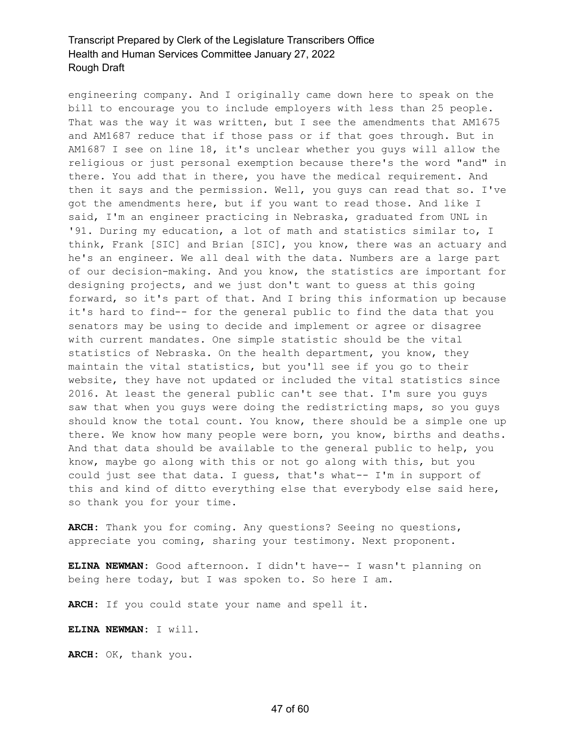engineering company. And I originally came down here to speak on the bill to encourage you to include employers with less than 25 people. That was the way it was written, but I see the amendments that AM1675 and AM1687 reduce that if those pass or if that goes through. But in AM1687 I see on line 18, it's unclear whether you guys will allow the religious or just personal exemption because there's the word "and" in there. You add that in there, you have the medical requirement. And then it says and the permission. Well, you guys can read that so. I've got the amendments here, but if you want to read those. And like I said, I'm an engineer practicing in Nebraska, graduated from UNL in '91. During my education, a lot of math and statistics similar to, I think, Frank [SIC] and Brian [SIC], you know, there was an actuary and he's an engineer. We all deal with the data. Numbers are a large part of our decision-making. And you know, the statistics are important for designing projects, and we just don't want to guess at this going forward, so it's part of that. And I bring this information up because it's hard to find-- for the general public to find the data that you senators may be using to decide and implement or agree or disagree with current mandates. One simple statistic should be the vital statistics of Nebraska. On the health department, you know, they maintain the vital statistics, but you'll see if you go to their website, they have not updated or included the vital statistics since 2016. At least the general public can't see that. I'm sure you guys saw that when you guys were doing the redistricting maps, so you guys should know the total count. You know, there should be a simple one up there. We know how many people were born, you know, births and deaths. And that data should be available to the general public to help, you know, maybe go along with this or not go along with this, but you could just see that data. I guess, that's what-- I'm in support of this and kind of ditto everything else that everybody else said here, so thank you for your time.

**ARCH:** Thank you for coming. Any questions? Seeing no questions, appreciate you coming, sharing your testimony. Next proponent.

**ELINA NEWMAN:** Good afternoon. I didn't have-- I wasn't planning on being here today, but I was spoken to. So here I am.

**ARCH:** If you could state your name and spell it.

**ELINA NEWMAN:** I will.

**ARCH:** OK, thank you.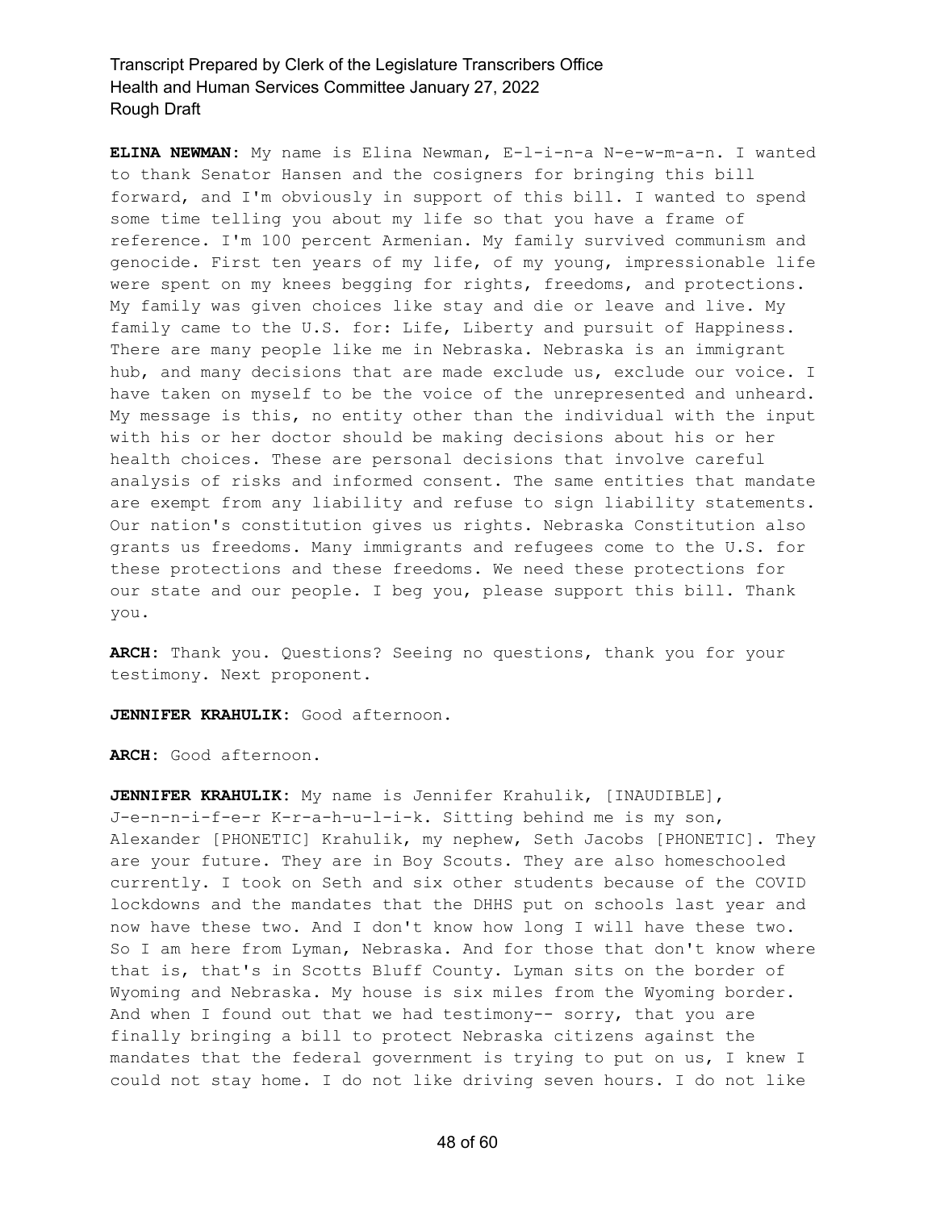**ELINA NEWMAN:** My name is Elina Newman, E-l-i-n-a N-e-w-m-a-n. I wanted to thank Senator Hansen and the cosigners for bringing this bill forward, and I'm obviously in support of this bill. I wanted to spend some time telling you about my life so that you have a frame of reference. I'm 100 percent Armenian. My family survived communism and genocide. First ten years of my life, of my young, impressionable life were spent on my knees begging for rights, freedoms, and protections. My family was given choices like stay and die or leave and live. My family came to the U.S. for: Life, Liberty and pursuit of Happiness. There are many people like me in Nebraska. Nebraska is an immigrant hub, and many decisions that are made exclude us, exclude our voice. I have taken on myself to be the voice of the unrepresented and unheard. My message is this, no entity other than the individual with the input with his or her doctor should be making decisions about his or her health choices. These are personal decisions that involve careful analysis of risks and informed consent. The same entities that mandate are exempt from any liability and refuse to sign liability statements. Our nation's constitution gives us rights. Nebraska Constitution also grants us freedoms. Many immigrants and refugees come to the U.S. for these protections and these freedoms. We need these protections for our state and our people. I beg you, please support this bill. Thank you.

**ARCH:** Thank you. Questions? Seeing no questions, thank you for your testimony. Next proponent.

**JENNIFER KRAHULIK:** Good afternoon.

**ARCH:** Good afternoon.

**JENNIFER KRAHULIK:** My name is Jennifer Krahulik, [INAUDIBLE], J-e-n-n-i-f-e-r K-r-a-h-u-l-i-k. Sitting behind me is my son, Alexander [PHONETIC] Krahulik, my nephew, Seth Jacobs [PHONETIC]. They are your future. They are in Boy Scouts. They are also homeschooled currently. I took on Seth and six other students because of the COVID lockdowns and the mandates that the DHHS put on schools last year and now have these two. And I don't know how long I will have these two. So I am here from Lyman, Nebraska. And for those that don't know where that is, that's in Scotts Bluff County. Lyman sits on the border of Wyoming and Nebraska. My house is six miles from the Wyoming border. And when I found out that we had testimony-- sorry, that you are finally bringing a bill to protect Nebraska citizens against the mandates that the federal government is trying to put on us, I knew I could not stay home. I do not like driving seven hours. I do not like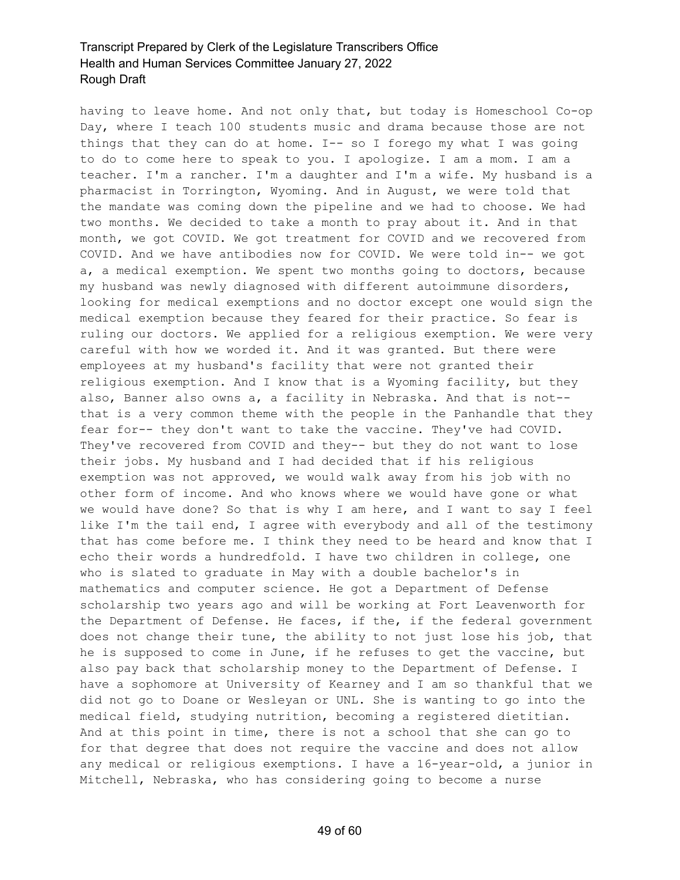having to leave home. And not only that, but today is Homeschool Co-op Day, where I teach 100 students music and drama because those are not things that they can do at home. I-- so I forego my what I was going to do to come here to speak to you. I apologize. I am a mom. I am a teacher. I'm a rancher. I'm a daughter and I'm a wife. My husband is a pharmacist in Torrington, Wyoming. And in August, we were told that the mandate was coming down the pipeline and we had to choose. We had two months. We decided to take a month to pray about it. And in that month, we got COVID. We got treatment for COVID and we recovered from COVID. And we have antibodies now for COVID. We were told in-- we got a, a medical exemption. We spent two months going to doctors, because my husband was newly diagnosed with different autoimmune disorders, looking for medical exemptions and no doctor except one would sign the medical exemption because they feared for their practice. So fear is ruling our doctors. We applied for a religious exemption. We were very careful with how we worded it. And it was granted. But there were employees at my husband's facility that were not granted their religious exemption. And I know that is a Wyoming facility, but they also, Banner also owns a, a facility in Nebraska. And that is not-- that is a very common theme with the people in the Panhandle that they fear for-- they don't want to take the vaccine. They've had COVID. They've recovered from COVID and they-- but they do not want to lose their jobs. My husband and I had decided that if his religious exemption was not approved, we would walk away from his job with no other form of income. And who knows where we would have gone or what we would have done? So that is why I am here, and I want to say I feel like I'm the tail end, I agree with everybody and all of the testimony that has come before me. I think they need to be heard and know that I echo their words a hundredfold. I have two children in college, one who is slated to graduate in May with a double bachelor's in mathematics and computer science. He got a Department of Defense scholarship two years ago and will be working at Fort Leavenworth for the Department of Defense. He faces, if the, if the federal government does not change their tune, the ability to not just lose his job, that he is supposed to come in June, if he refuses to get the vaccine, but also pay back that scholarship money to the Department of Defense. I have a sophomore at University of Kearney and I am so thankful that we did not go to Doane or Wesleyan or UNL. She is wanting to go into the medical field, studying nutrition, becoming a registered dietitian. And at this point in time, there is not a school that she can go to for that degree that does not require the vaccine and does not allow any medical or religious exemptions. I have a 16-year-old, a junior in Mitchell, Nebraska, who has considering going to become a nurse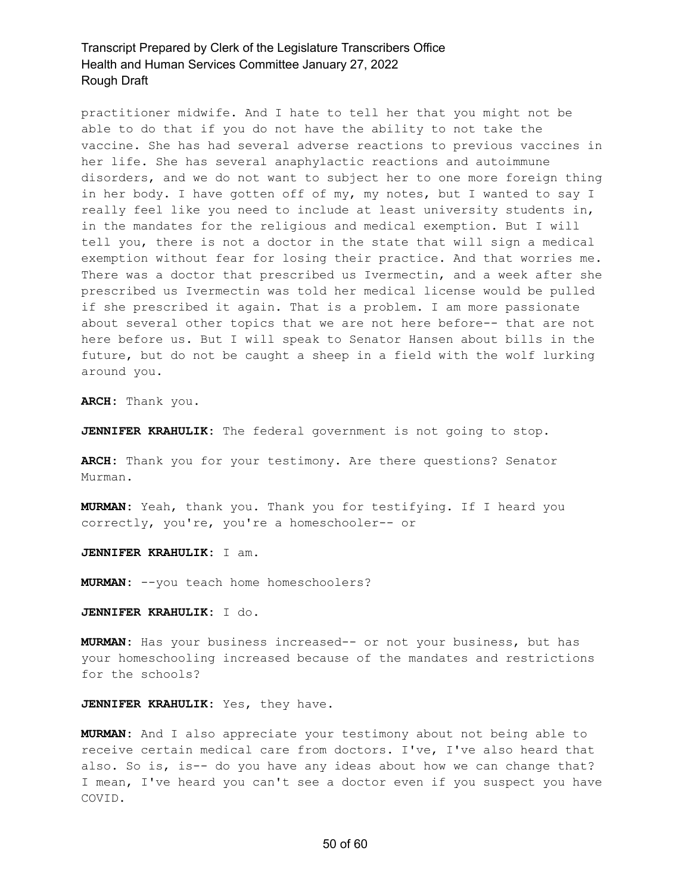practitioner midwife. And I hate to tell her that you might not be able to do that if you do not have the ability to not take the vaccine. She has had several adverse reactions to previous vaccines in her life. She has several anaphylactic reactions and autoimmune disorders, and we do not want to subject her to one more foreign thing in her body. I have gotten off of my, my notes, but I wanted to say I really feel like you need to include at least university students in, in the mandates for the religious and medical exemption. But I will tell you, there is not a doctor in the state that will sign a medical exemption without fear for losing their practice. And that worries me. There was a doctor that prescribed us Ivermectin, and a week after she prescribed us Ivermectin was told her medical license would be pulled if she prescribed it again. That is a problem. I am more passionate about several other topics that we are not here before-- that are not here before us. But I will speak to Senator Hansen about bills in the future, but do not be caught a sheep in a field with the wolf lurking around you.

**ARCH:** Thank you.

**JENNIFER KRAHULIK:** The federal government is not going to stop.

**ARCH:** Thank you for your testimony. Are there questions? Senator Murman.

**MURMAN:** Yeah, thank you. Thank you for testifying. If I heard you correctly, you're, you're a homeschooler-- or

**JENNIFER KRAHULIK:** I am.

**MURMAN:** --you teach home homeschoolers?

**JENNIFER KRAHULIK:** I do.

**MURMAN:** Has your business increased-- or not your business, but has your homeschooling increased because of the mandates and restrictions for the schools?

**JENNIFER KRAHULIK:** Yes, they have.

**MURMAN:** And I also appreciate your testimony about not being able to receive certain medical care from doctors. I've, I've also heard that also. So is, is-- do you have any ideas about how we can change that? I mean, I've heard you can't see a doctor even if you suspect you have COVID.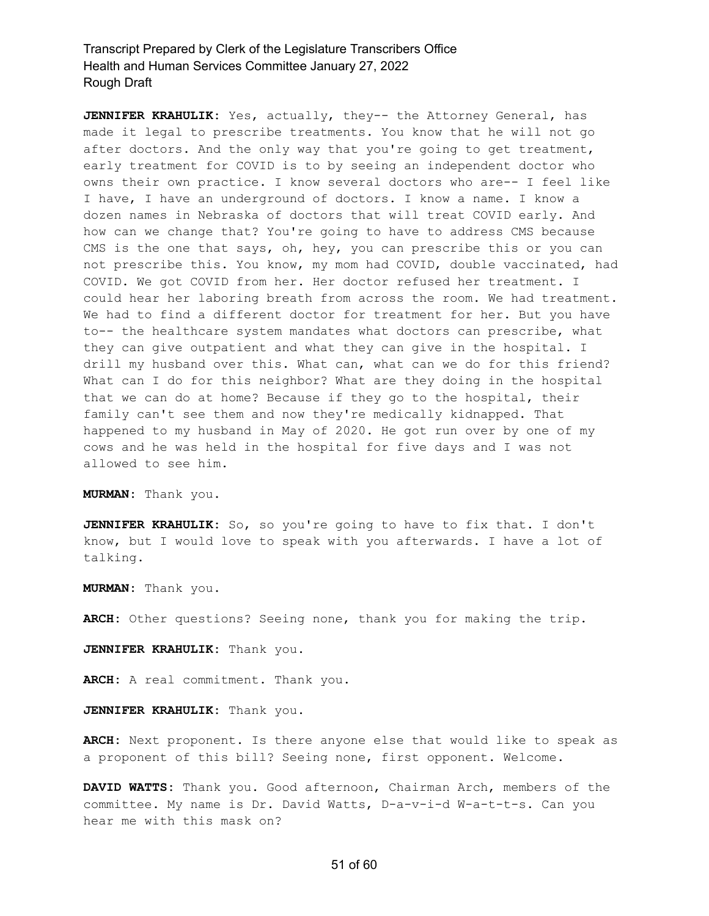**JENNIFER KRAHULIK:** Yes, actually, they-- the Attorney General, has made it legal to prescribe treatments. You know that he will not go after doctors. And the only way that you're going to get treatment, early treatment for COVID is to by seeing an independent doctor who owns their own practice. I know several doctors who are-- I feel like I have, I have an underground of doctors. I know a name. I know a dozen names in Nebraska of doctors that will treat COVID early. And how can we change that? You're going to have to address CMS because CMS is the one that says, oh, hey, you can prescribe this or you can not prescribe this. You know, my mom had COVID, double vaccinated, had COVID. We got COVID from her. Her doctor refused her treatment. I could hear her laboring breath from across the room. We had treatment. We had to find a different doctor for treatment for her. But you have to-- the healthcare system mandates what doctors can prescribe, what they can give outpatient and what they can give in the hospital. I drill my husband over this. What can, what can we do for this friend? What can I do for this neighbor? What are they doing in the hospital that we can do at home? Because if they go to the hospital, their family can't see them and now they're medically kidnapped. That happened to my husband in May of 2020. He got run over by one of my cows and he was held in the hospital for five days and I was not allowed to see him.

**MURMAN:** Thank you.

**JENNIFER KRAHULIK:** So, so you're going to have to fix that. I don't know, but I would love to speak with you afterwards. I have a lot of talking.

**MURMAN:** Thank you.

**ARCH:** Other questions? Seeing none, thank you for making the trip.

**JENNIFER KRAHULIK:** Thank you.

**ARCH:** A real commitment. Thank you.

**JENNIFER KRAHULIK:** Thank you.

**ARCH:** Next proponent. Is there anyone else that would like to speak as a proponent of this bill? Seeing none, first opponent. Welcome.

**DAVID WATTS:** Thank you. Good afternoon, Chairman Arch, members of the committee. My name is Dr. David Watts, D-a-v-i-d W-a-t-t-s. Can you hear me with this mask on?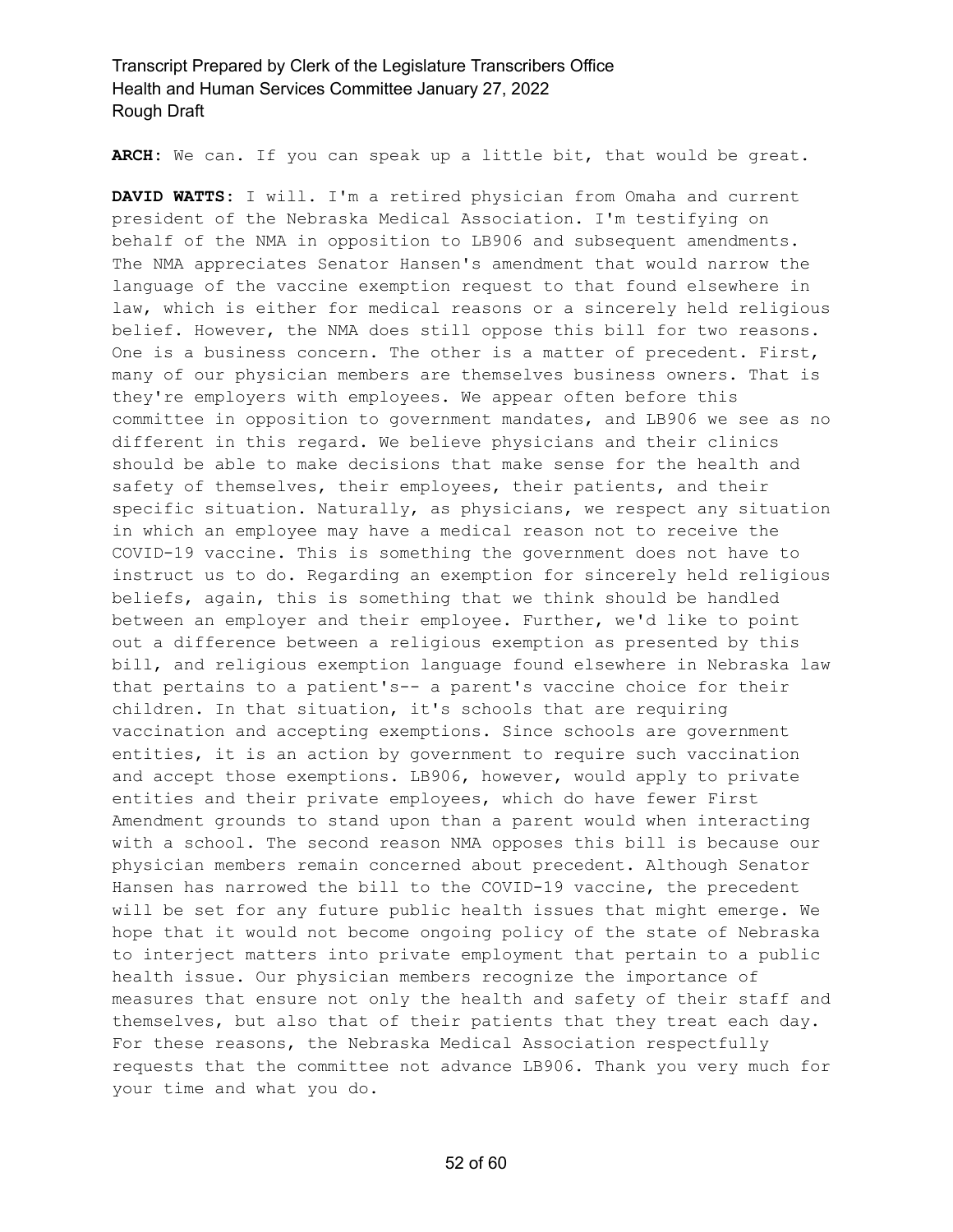**ARCH:** We can. If you can speak up a little bit, that would be great.

**DAVID WATTS:** I will. I'm a retired physician from Omaha and current president of the Nebraska Medical Association. I'm testifying on behalf of the NMA in opposition to LB906 and subsequent amendments. The NMA appreciates Senator Hansen's amendment that would narrow the language of the vaccine exemption request to that found elsewhere in law, which is either for medical reasons or a sincerely held religious belief. However, the NMA does still oppose this bill for two reasons. One is a business concern. The other is a matter of precedent. First, many of our physician members are themselves business owners. That is they're employers with employees. We appear often before this committee in opposition to government mandates, and LB906 we see as no different in this regard. We believe physicians and their clinics should be able to make decisions that make sense for the health and safety of themselves, their employees, their patients, and their specific situation. Naturally, as physicians, we respect any situation in which an employee may have a medical reason not to receive the COVID-19 vaccine. This is something the government does not have to instruct us to do. Regarding an exemption for sincerely held religious beliefs, again, this is something that we think should be handled between an employer and their employee. Further, we'd like to point out a difference between a religious exemption as presented by this bill, and religious exemption language found elsewhere in Nebraska law that pertains to a patient's-- a parent's vaccine choice for their children. In that situation, it's schools that are requiring vaccination and accepting exemptions. Since schools are government entities, it is an action by government to require such vaccination and accept those exemptions. LB906, however, would apply to private entities and their private employees, which do have fewer First Amendment grounds to stand upon than a parent would when interacting with a school. The second reason NMA opposes this bill is because our physician members remain concerned about precedent. Although Senator Hansen has narrowed the bill to the COVID-19 vaccine, the precedent will be set for any future public health issues that might emerge. We hope that it would not become ongoing policy of the state of Nebraska to interject matters into private employment that pertain to a public health issue. Our physician members recognize the importance of measures that ensure not only the health and safety of their staff and themselves, but also that of their patients that they treat each day. For these reasons, the Nebraska Medical Association respectfully requests that the committee not advance LB906. Thank you very much for your time and what you do.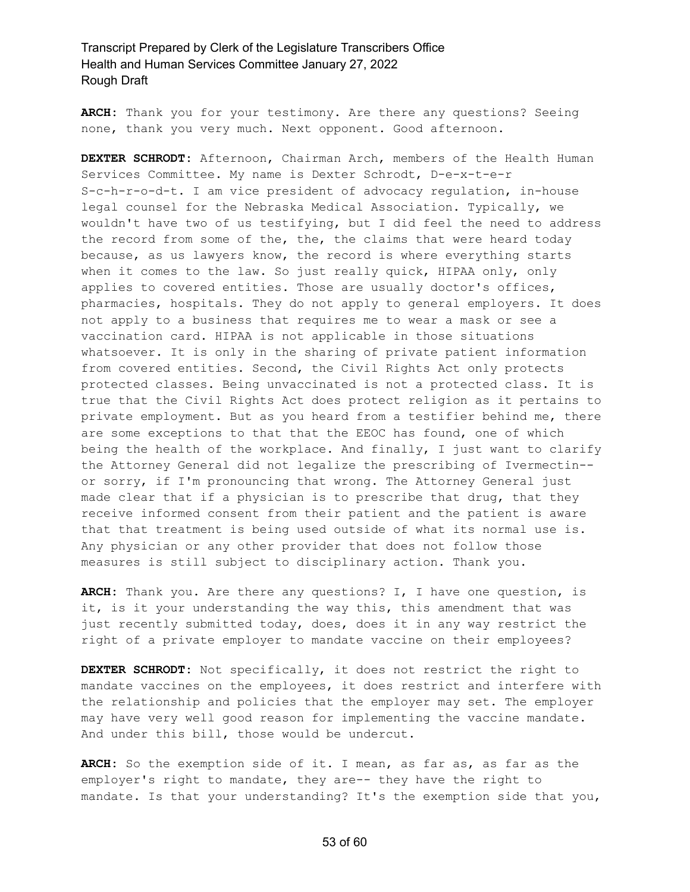**ARCH:** Thank you for your testimony. Are there any questions? Seeing none, thank you very much. Next opponent. Good afternoon.

**DEXTER SCHRODT:** Afternoon, Chairman Arch, members of the Health Human Services Committee. My name is Dexter Schrodt, D-e-x-t-e-r S-c-h-r-o-d-t. I am vice president of advocacy regulation, in-house legal counsel for the Nebraska Medical Association. Typically, we wouldn't have two of us testifying, but I did feel the need to address the record from some of the, the, the claims that were heard today because, as us lawyers know, the record is where everything starts when it comes to the law. So just really quick, HIPAA only, only applies to covered entities. Those are usually doctor's offices, pharmacies, hospitals. They do not apply to general employers. It does not apply to a business that requires me to wear a mask or see a vaccination card. HIPAA is not applicable in those situations whatsoever. It is only in the sharing of private patient information from covered entities. Second, the Civil Rights Act only protects protected classes. Being unvaccinated is not a protected class. It is true that the Civil Rights Act does protect religion as it pertains to private employment. But as you heard from a testifier behind me, there are some exceptions to that that the EEOC has found, one of which being the health of the workplace. And finally, I just want to clarify the Attorney General did not legalize the prescribing of Ivermectin-- or sorry, if I'm pronouncing that wrong. The Attorney General just made clear that if a physician is to prescribe that drug, that they receive informed consent from their patient and the patient is aware that that treatment is being used outside of what its normal use is. Any physician or any other provider that does not follow those measures is still subject to disciplinary action. Thank you.

**ARCH:** Thank you. Are there any questions? I, I have one question, is it, is it your understanding the way this, this amendment that was just recently submitted today, does, does it in any way restrict the right of a private employer to mandate vaccine on their employees?

**DEXTER SCHRODT:** Not specifically, it does not restrict the right to mandate vaccines on the employees, it does restrict and interfere with the relationship and policies that the employer may set. The employer may have very well good reason for implementing the vaccine mandate. And under this bill, those would be undercut.

**ARCH:** So the exemption side of it. I mean, as far as, as far as the employer's right to mandate, they are-- they have the right to mandate. Is that your understanding? It's the exemption side that you,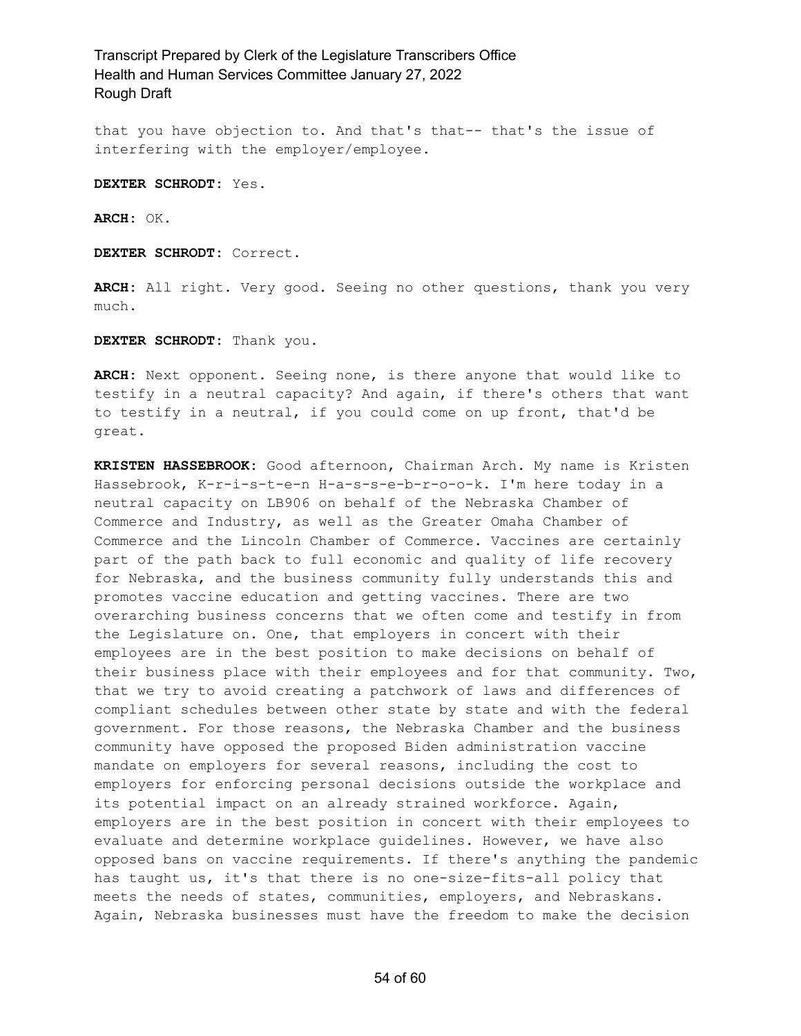that you have objection to. And that's that-- that's the issue of interfering with the employer/employee.

**DEXTER SCHRODT:** Yes.

**ARCH:** OK.

**DEXTER SCHRODT:** Correct.

**ARCH:** All right. Very good. Seeing no other questions, thank you very much.

**DEXTER SCHRODT:** Thank you.

**ARCH:** Next opponent. Seeing none, is there anyone that would like to testify in a neutral capacity? And again, if there's others that want to testify in a neutral, if you could come on up front, that'd be great.

**KRISTEN HASSEBROOK:** Good afternoon, Chairman Arch. My name is Kristen Hassebrook, K-r-i-s-t-e-n H-a-s-s-e-b-r-o-o-k. I'm here today in a neutral capacity on LB906 on behalf of the Nebraska Chamber of Commerce and Industry, as well as the Greater Omaha Chamber of Commerce and the Lincoln Chamber of Commerce. Vaccines are certainly part of the path back to full economic and quality of life recovery for Nebraska, and the business community fully understands this and promotes vaccine education and getting vaccines. There are two overarching business concerns that we often come and testify in from the Legislature on. One, that employers in concert with their employees are in the best position to make decisions on behalf of their business place with their employees and for that community. Two, that we try to avoid creating a patchwork of laws and differences of compliant schedules between other state by state and with the federal government. For those reasons, the Nebraska Chamber and the business community have opposed the proposed Biden administration vaccine mandate on employers for several reasons, including the cost to employers for enforcing personal decisions outside the workplace and its potential impact on an already strained workforce. Again, employers are in the best position in concert with their employees to evaluate and determine workplace guidelines. However, we have also opposed bans on vaccine requirements. If there's anything the pandemic has taught us, it's that there is no one-size-fits-all policy that meets the needs of states, communities, employers, and Nebraskans. Again, Nebraska businesses must have the freedom to make the decision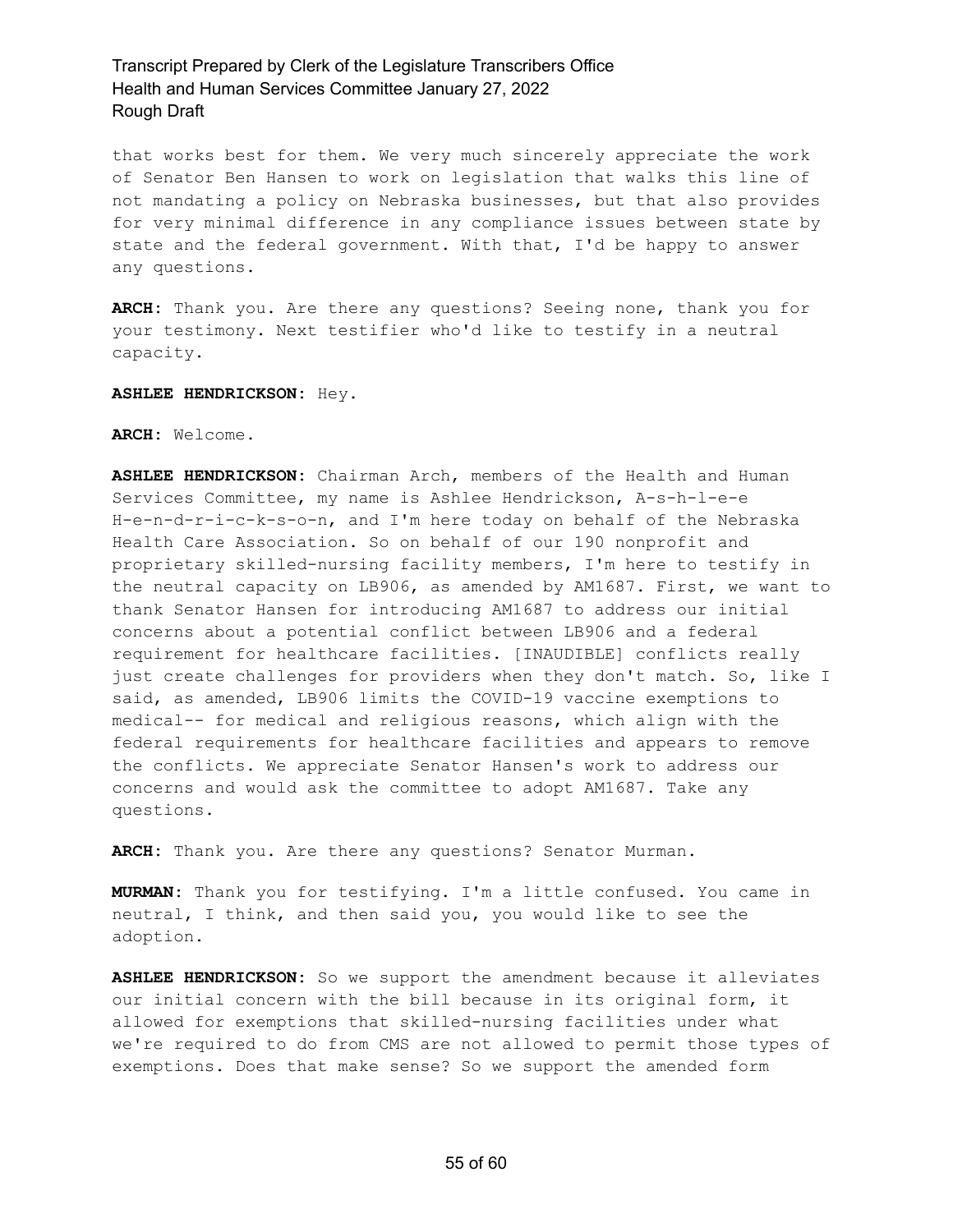that works best for them. We very much sincerely appreciate the work of Senator Ben Hansen to work on legislation that walks this line of not mandating a policy on Nebraska businesses, but that also provides for very minimal difference in any compliance issues between state by state and the federal government. With that, I'd be happy to answer any questions.

**ARCH:** Thank you. Are there any questions? Seeing none, thank you for your testimony. Next testifier who'd like to testify in a neutral capacity.

**ASHLEE HENDRICKSON:** Hey.

**ARCH:** Welcome.

**ASHLEE HENDRICKSON:** Chairman Arch, members of the Health and Human Services Committee, my name is Ashlee Hendrickson, A-s-h-l-e-e H-e-n-d-r-i-c-k-s-o-n, and I'm here today on behalf of the Nebraska Health Care Association. So on behalf of our 190 nonprofit and proprietary skilled-nursing facility members, I'm here to testify in the neutral capacity on LB906, as amended by AM1687. First, we want to thank Senator Hansen for introducing AM1687 to address our initial concerns about a potential conflict between LB906 and a federal requirement for healthcare facilities. [INAUDIBLE] conflicts really just create challenges for providers when they don't match. So, like I said, as amended, LB906 limits the COVID-19 vaccine exemptions to medical-- for medical and religious reasons, which align with the federal requirements for healthcare facilities and appears to remove the conflicts. We appreciate Senator Hansen's work to address our concerns and would ask the committee to adopt AM1687. Take any questions.

**ARCH:** Thank you. Are there any questions? Senator Murman.

**MURMAN:** Thank you for testifying. I'm a little confused. You came in neutral, I think, and then said you, you would like to see the adoption.

**ASHLEE HENDRICKSON:** So we support the amendment because it alleviates our initial concern with the bill because in its original form, it allowed for exemptions that skilled-nursing facilities under what we're required to do from CMS are not allowed to permit those types of exemptions. Does that make sense? So we support the amended form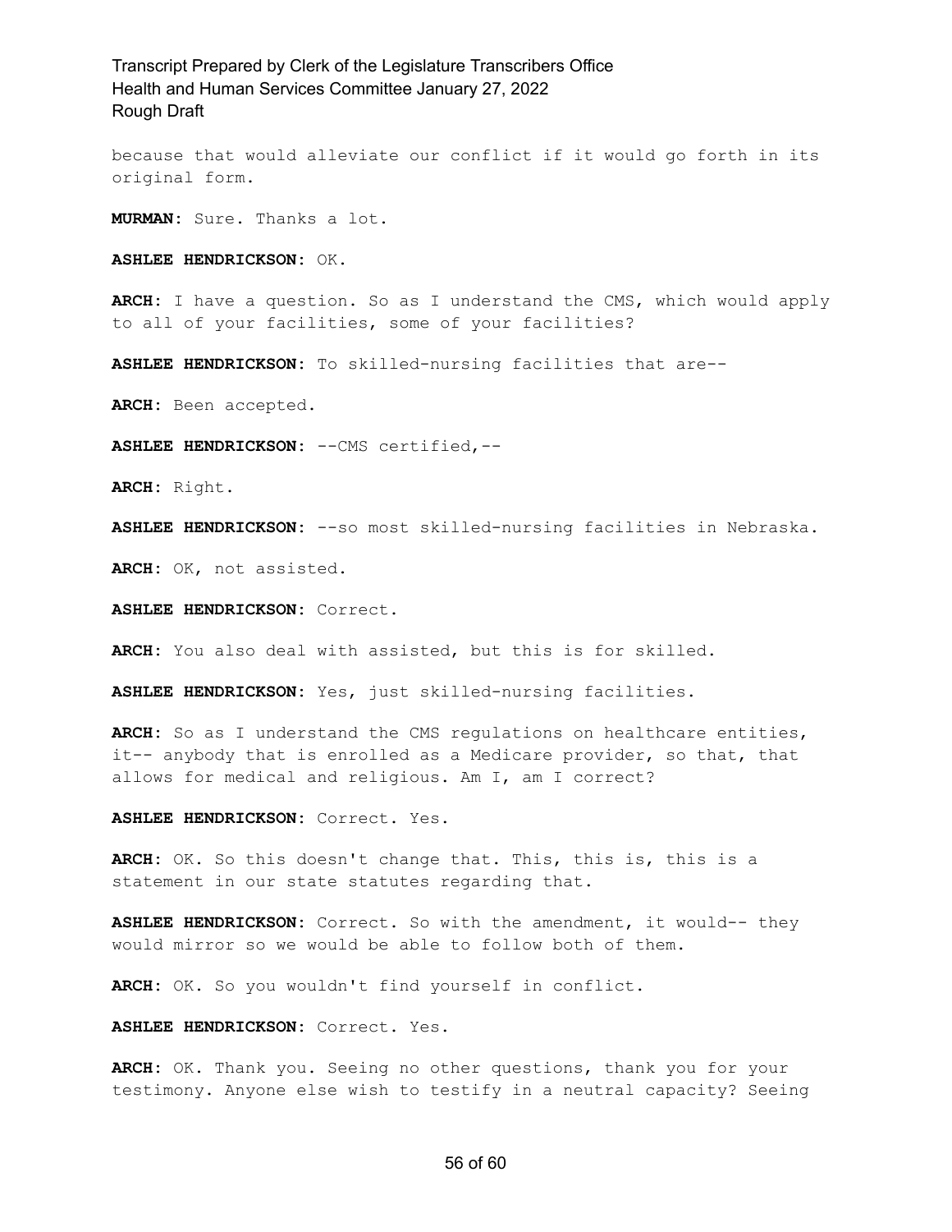because that would alleviate our conflict if it would go forth in its original form.

**MURMAN:** Sure. Thanks a lot.

**ASHLEE HENDRICKSON:** OK.

**ARCH:** I have a question. So as I understand the CMS, which would apply to all of your facilities, some of your facilities?

**ASHLEE HENDRICKSON:** To skilled-nursing facilities that are--

**ARCH:** Been accepted.

**ASHLEE HENDRICKSON:** --CMS certified,--

**ARCH:** Right.

**ASHLEE HENDRICKSON:** --so most skilled-nursing facilities in Nebraska.

**ARCH:** OK, not assisted.

**ASHLEE HENDRICKSON:** Correct.

**ARCH:** You also deal with assisted, but this is for skilled.

**ASHLEE HENDRICKSON:** Yes, just skilled-nursing facilities.

**ARCH:** So as I understand the CMS regulations on healthcare entities, it-- anybody that is enrolled as a Medicare provider, so that, that allows for medical and religious. Am I, am I correct?

**ASHLEE HENDRICKSON:** Correct. Yes.

**ARCH:** OK. So this doesn't change that. This, this is, this is a statement in our state statutes regarding that.

**ASHLEE HENDRICKSON:** Correct. So with the amendment, it would-- they would mirror so we would be able to follow both of them.

**ARCH:** OK. So you wouldn't find yourself in conflict.

**ASHLEE HENDRICKSON:** Correct. Yes.

**ARCH:** OK. Thank you. Seeing no other questions, thank you for your testimony. Anyone else wish to testify in a neutral capacity? Seeing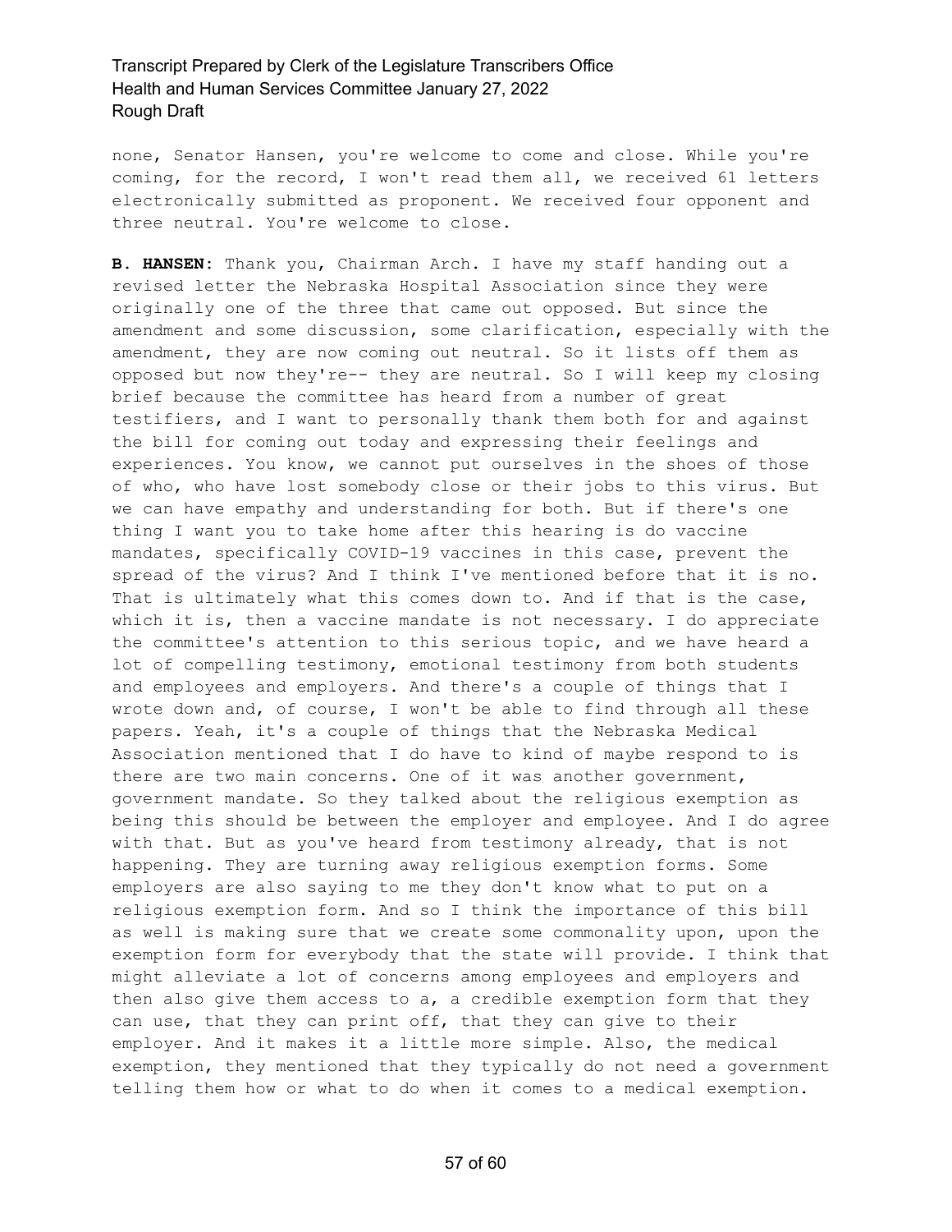none, Senator Hansen, you're welcome to come and close. While you're coming, for the record, I won't read them all, we received 61 letters electronically submitted as proponent. We received four opponent and three neutral. You're welcome to close.

**B. HANSEN:** Thank you, Chairman Arch. I have my staff handing out a revised letter the Nebraska Hospital Association since they were originally one of the three that came out opposed. But since the amendment and some discussion, some clarification, especially with the amendment, they are now coming out neutral. So it lists off them as opposed but now they're-- they are neutral. So I will keep my closing brief because the committee has heard from a number of great testifiers, and I want to personally thank them both for and against the bill for coming out today and expressing their feelings and experiences. You know, we cannot put ourselves in the shoes of those of who, who have lost somebody close or their jobs to this virus. But we can have empathy and understanding for both. But if there's one thing I want you to take home after this hearing is do vaccine mandates, specifically COVID-19 vaccines in this case, prevent the spread of the virus? And I think I've mentioned before that it is no. That is ultimately what this comes down to. And if that is the case, which it is, then a vaccine mandate is not necessary. I do appreciate the committee's attention to this serious topic, and we have heard a lot of compelling testimony, emotional testimony from both students and employees and employers. And there's a couple of things that I wrote down and, of course, I won't be able to find through all these papers. Yeah, it's a couple of things that the Nebraska Medical Association mentioned that I do have to kind of maybe respond to is there are two main concerns. One of it was another government, government mandate. So they talked about the religious exemption as being this should be between the employer and employee. And I do agree with that. But as you've heard from testimony already, that is not happening. They are turning away religious exemption forms. Some employers are also saying to me they don't know what to put on a religious exemption form. And so I think the importance of this bill as well is making sure that we create some commonality upon, upon the exemption form for everybody that the state will provide. I think that might alleviate a lot of concerns among employees and employers and then also give them access to a, a credible exemption form that they can use, that they can print off, that they can give to their employer. And it makes it a little more simple. Also, the medical exemption, they mentioned that they typically do not need a government telling them how or what to do when it comes to a medical exemption.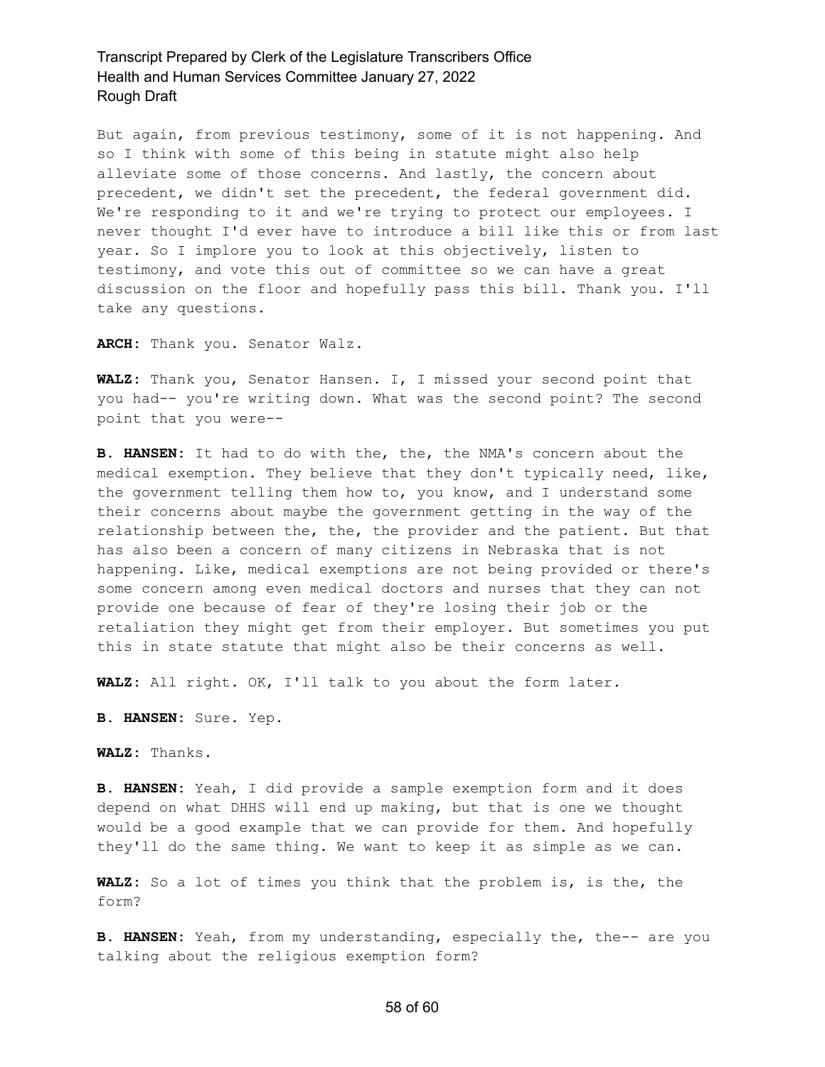But again, from previous testimony, some of it is not happening. And so I think with some of this being in statute might also help alleviate some of those concerns. And lastly, the concern about precedent, we didn't set the precedent, the federal government did. We're responding to it and we're trying to protect our employees. I never thought I'd ever have to introduce a bill like this or from last year. So I implore you to look at this objectively, listen to testimony, and vote this out of committee so we can have a great discussion on the floor and hopefully pass this bill. Thank you. I'll take any questions.

**ARCH:** Thank you. Senator Walz.

**WALZ:** Thank you, Senator Hansen. I, I missed your second point that you had-- you're writing down. What was the second point? The second point that you were--

**B. HANSEN:** It had to do with the, the, the NMA's concern about the medical exemption. They believe that they don't typically need, like, the government telling them how to, you know, and I understand some their concerns about maybe the government getting in the way of the relationship between the, the, the provider and the patient. But that has also been a concern of many citizens in Nebraska that is not happening. Like, medical exemptions are not being provided or there's some concern among even medical doctors and nurses that they can not provide one because of fear of they're losing their job or the retaliation they might get from their employer. But sometimes you put this in state statute that might also be their concerns as well.

**WALZ:** All right. OK, I'll talk to you about the form later.

**B. HANSEN:** Sure. Yep.

**WALZ:** Thanks.

**B. HANSEN:** Yeah, I did provide a sample exemption form and it does depend on what DHHS will end up making, but that is one we thought would be a good example that we can provide for them. And hopefully they'll do the same thing. We want to keep it as simple as we can.

**WALZ:** So a lot of times you think that the problem is, is the, the form?

**B. HANSEN:** Yeah, from my understanding, especially the, the-- are you talking about the religious exemption form?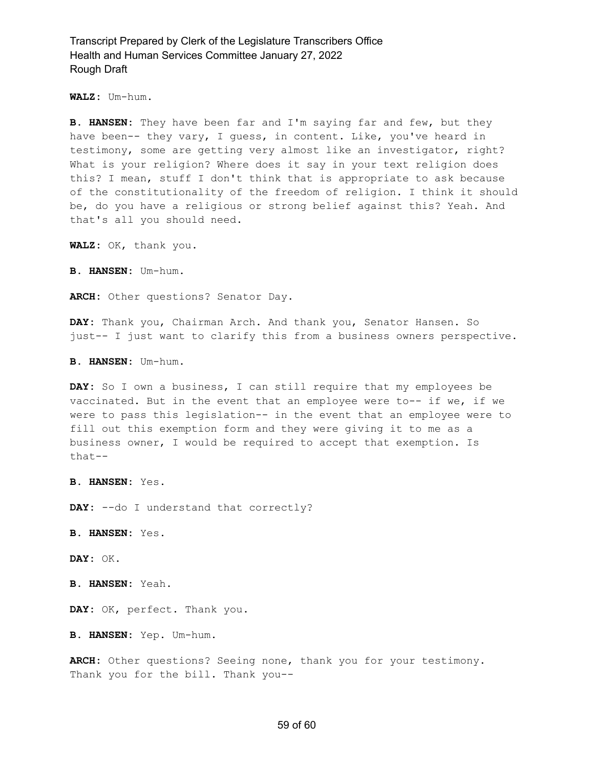**WALZ:** Um-hum.

**B. HANSEN:** They have been far and I'm saying far and few, but they have been-- they vary, I guess, in content. Like, you've heard in testimony, some are getting very almost like an investigator, right? What is your religion? Where does it say in your text religion does this? I mean, stuff I don't think that is appropriate to ask because of the constitutionality of the freedom of religion. I think it should be, do you have a religious or strong belief against this? Yeah. And that's all you should need.

**WALZ:** OK, thank you.

**B. HANSEN:** Um-hum.

**ARCH:** Other questions? Senator Day.

**DAY:** Thank you, Chairman Arch. And thank you, Senator Hansen. So just-- I just want to clarify this from a business owners perspective.

**B. HANSEN:** Um-hum.

**DAY:** So I own a business, I can still require that my employees be vaccinated. But in the event that an employee were to-- if we, if we were to pass this legislation-- in the event that an employee were to fill out this exemption form and they were giving it to me as a business owner, I would be required to accept that exemption. Is that--

**B. HANSEN:** Yes.

**DAY:** --do I understand that correctly?

**B. HANSEN:** Yes.

**DAY:** OK.

**B. HANSEN:** Yeah.

**DAY:** OK, perfect. Thank you.

**B. HANSEN:** Yep. Um-hum.

**ARCH:** Other questions? Seeing none, thank you for your testimony. Thank you for the bill. Thank you--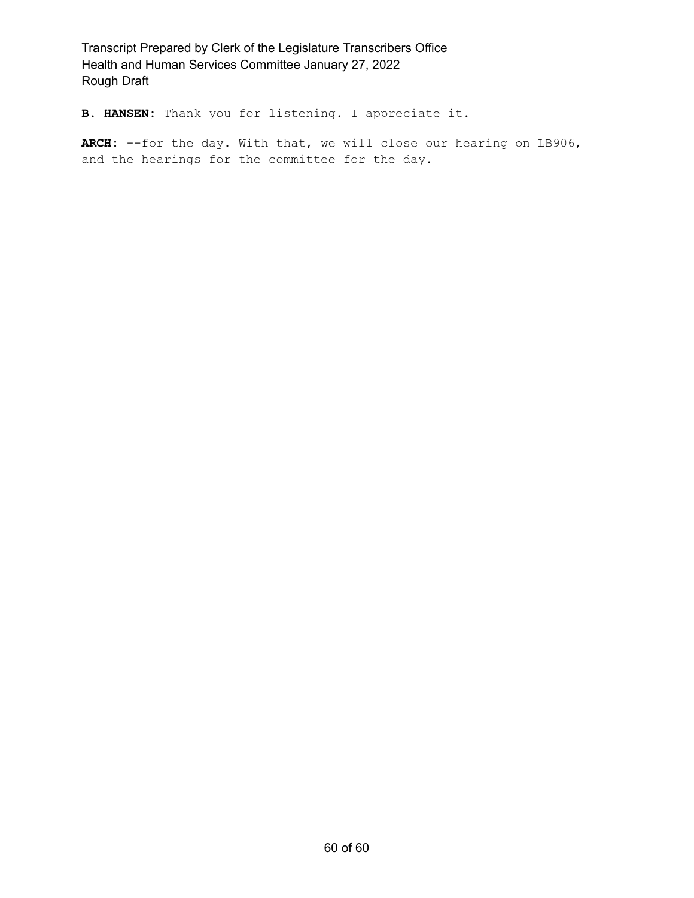**B. HANSEN:** Thank you for listening. I appreciate it.

**ARCH:** --for the day. With that, we will close our hearing on LB906, and the hearings for the committee for the day.